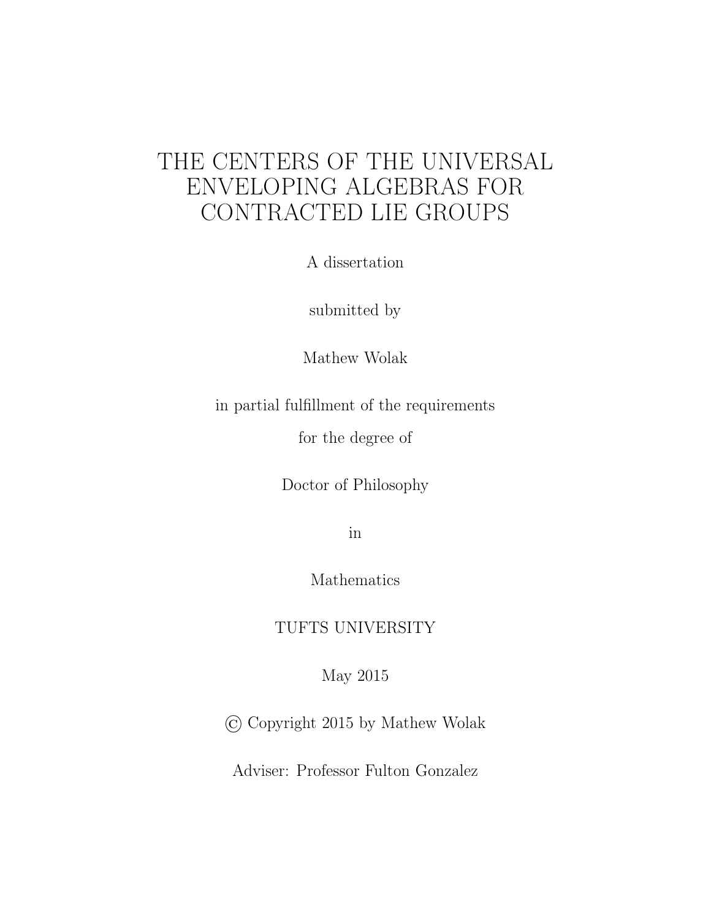# THE CENTERS OF THE UNIVERSAL ENVELOPING ALGEBRAS FOR CONTRACTED LIE GROUPS

A dissertation

submitted by

Mathew Wolak

in partial fulfillment of the requirements

for the degree of

Doctor of Philosophy

in

Mathematics

TUFTS UNIVERSITY

May 2015

© Copyright 2015 by Mathew Wolak

Adviser: Professor Fulton Gonzalez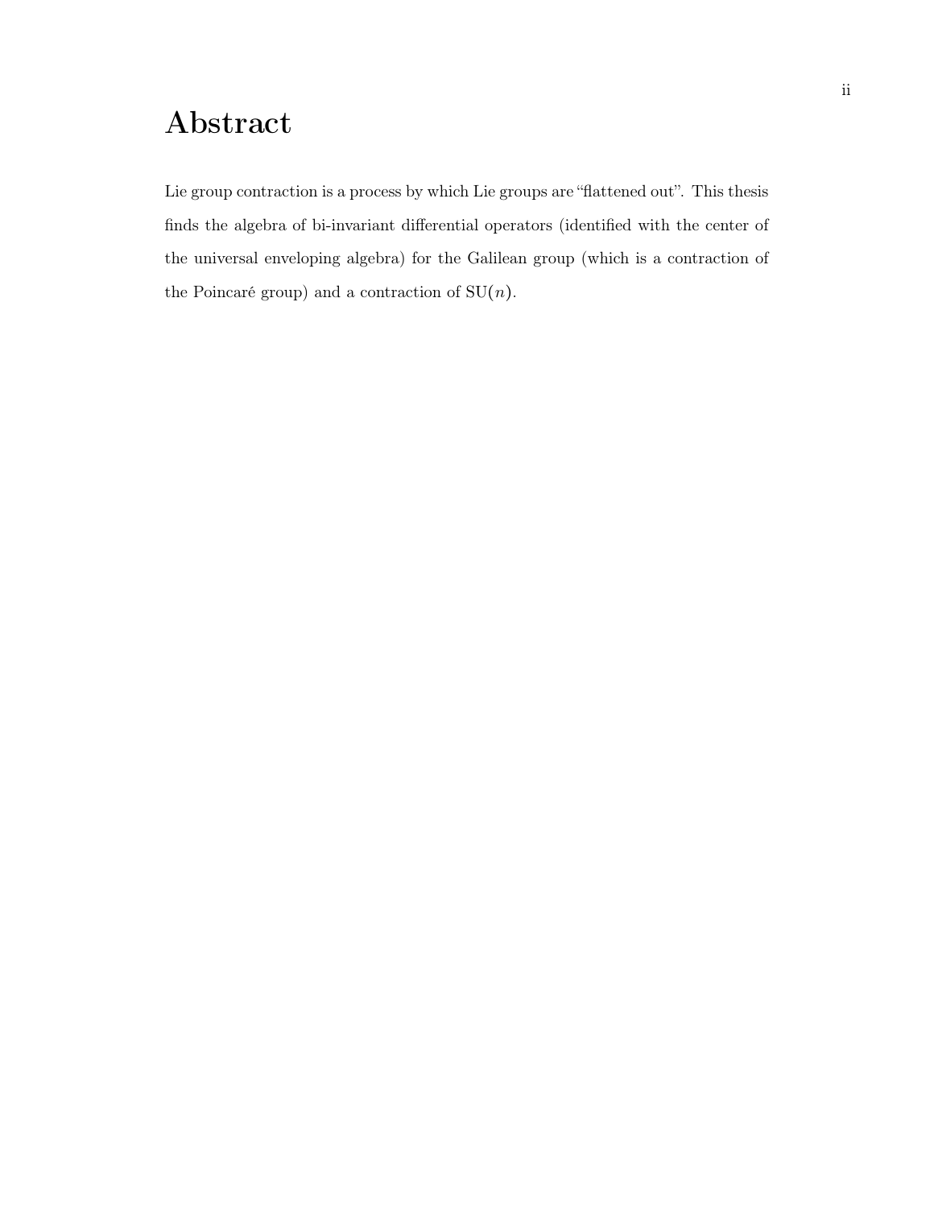# Abstract

Lie group contraction is a process by which Lie groups are "flattened out". This thesis finds the algebra of bi-invariant differential operators (identified with the center of the universal enveloping algebra) for the Galilean group (which is a contraction of the Poincaré group) and a contraction of $\mathrm{SU}(n)$.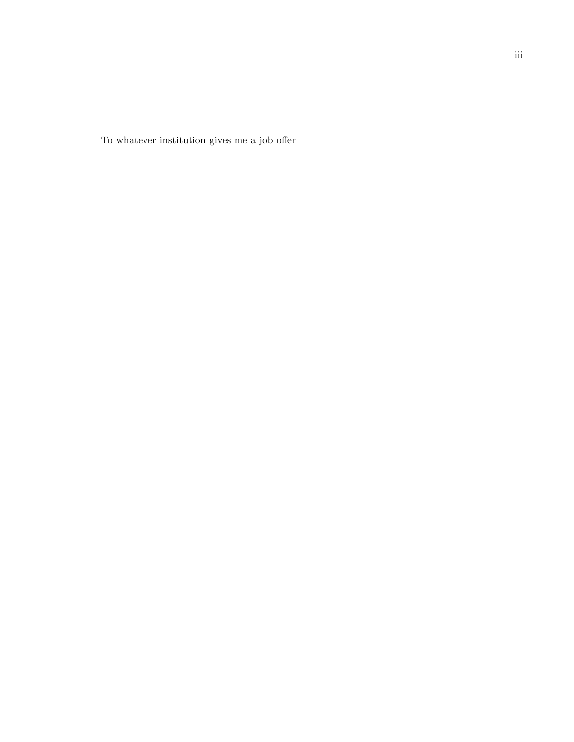To whatever institution gives me a job offer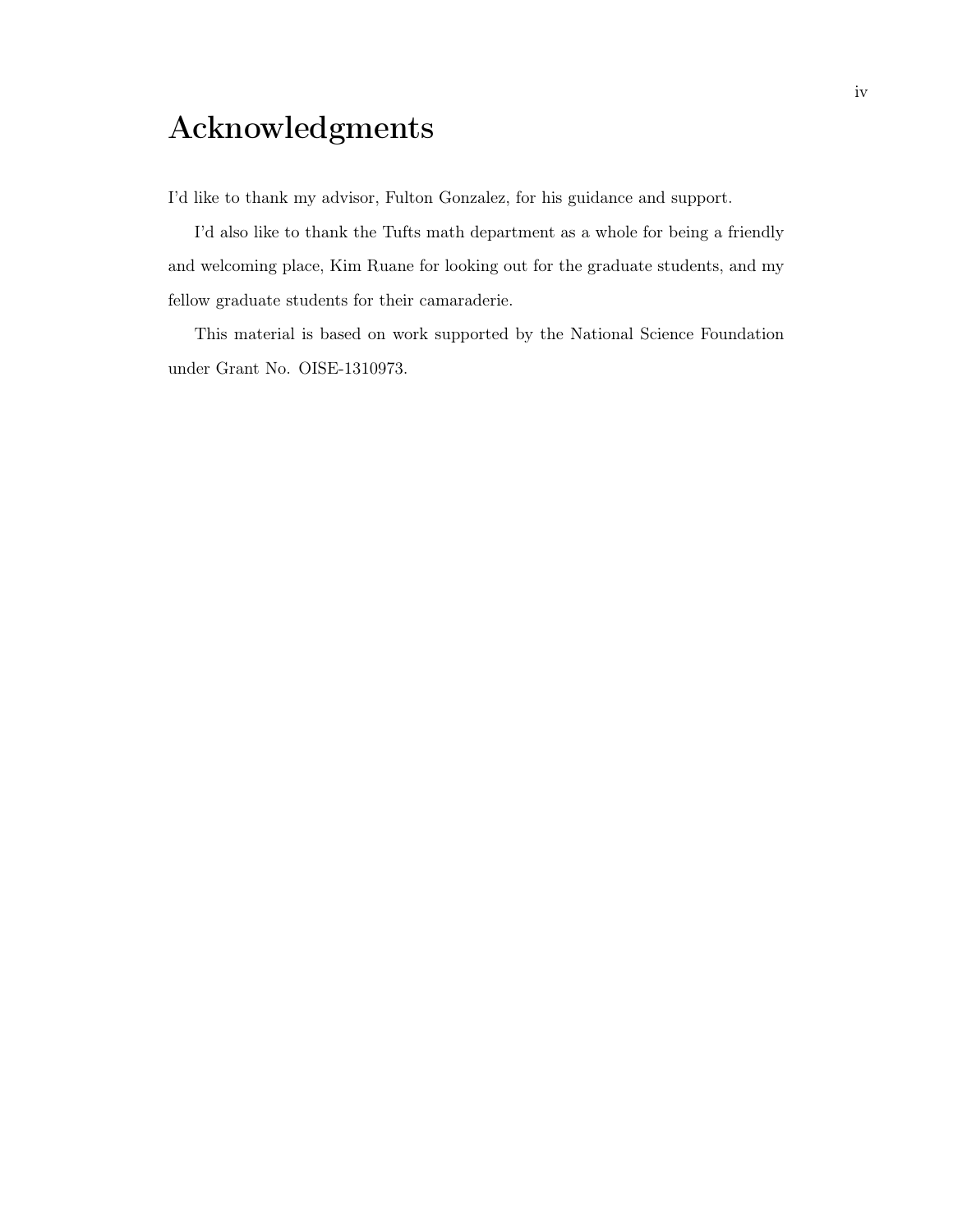# Acknowledgments

I'd like to thank my advisor, Fulton Gonzalez, for his guidance and support.

I'd also like to thank the Tufts math department as a whole for being a friendly and welcoming place, Kim Ruane for looking out for the graduate students, and my fellow graduate students for their camaraderie.

This material is based on work supported by the National Science Foundation under Grant No. OISE-1310973.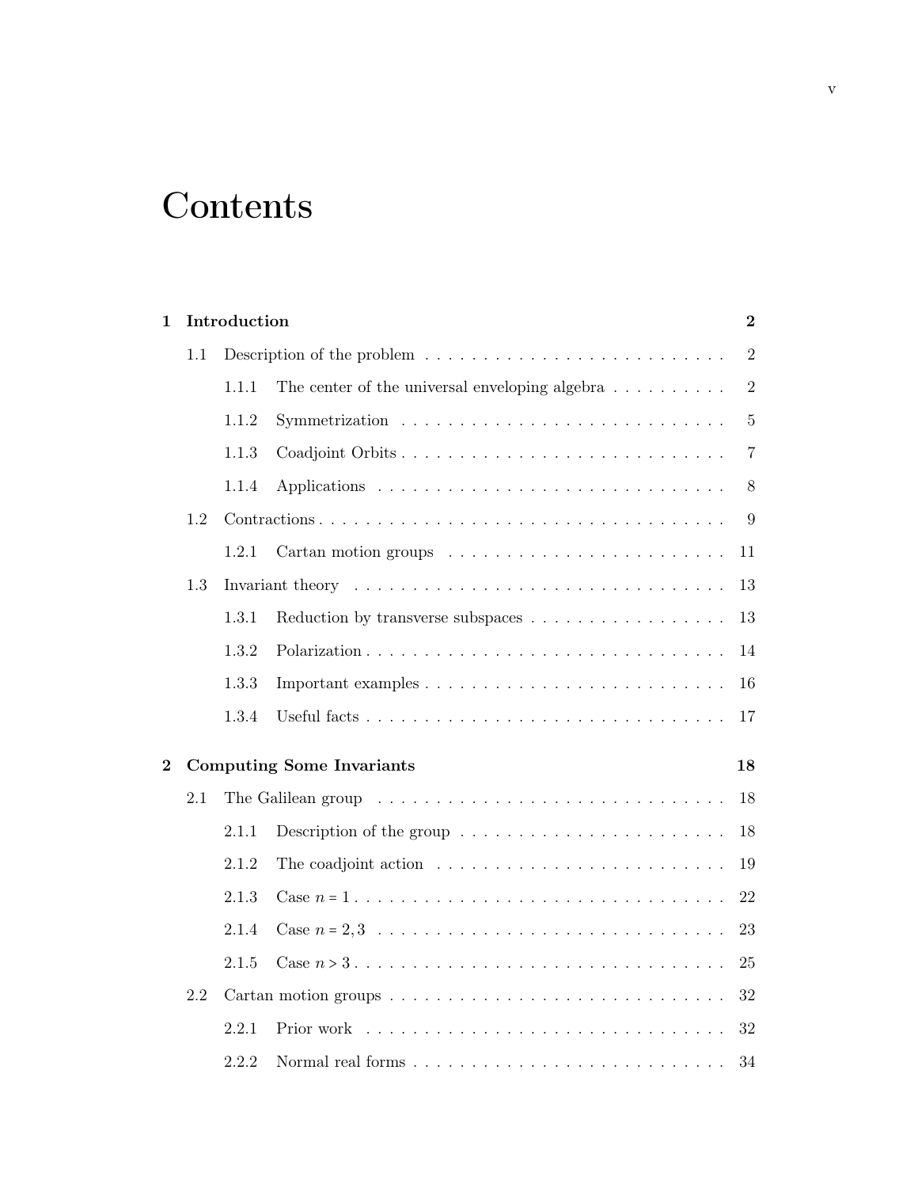# Contents

**1 Introduction** **2**

- 1.1 Description of the problem . . . . . . . . . . . . . . . . . . . . . . . . . . 2
  - 1.1.1 The center of the universal enveloping algebra . . . . . . . . . . 2
  - 1.1.2 Symmetrization . . . . . . . . . . . . . . . . . . . . . . . . . . . . 5
  - 1.1.3 Coadjoint Orbits . . . . . . . . . . . . . . . . . . . . . . . . . . . 7
  - 1.1.4 Applications . . . . . . . . . . . . . . . . . . . . . . . . . . . . 8
- 1.2 Contractions . . . . . . . . . . . . . . . . . . . . . . . . . . . . . . . . . 9
  - 1.2.1 Cartan motion groups . . . . . . . . . . . . . . . . . . . . . . . . 11
- 1.3 Invariant theory . . . . . . . . . . . . . . . . . . . . . . . . . . . . . . . 13
  - 1.3.1 Reduction by transverse subspaces . . . . . . . . . . . . . . . . . 13
  - 1.3.2 Polarization . . . . . . . . . . . . . . . . . . . . . . . . . . . . . . 14
  - 1.3.3 Important examples . . . . . . . . . . . . . . . . . . . . . . . . . . 16
  - 1.3.4 Useful facts . . . . . . . . . . . . . . . . . . . . . . . . . . . . . . 17

**2 Computing Some Invariants** **18**

- 2.1 The Galilean group . . . . . . . . . . . . . . . . . . . . . . . . . . . . . . 18
  - 2.1.1 Description of the group . . . . . . . . . . . . . . . . . . . . . . . 18
  - 2.1.2 The coadjoint action . . . . . . . . . . . . . . . . . . . . . . . . . 19
  - 2.1.3 Case $n = 1$ . . . . . . . . . . . . . . . . . . . . . . . . . . . . . . 22
  - 2.1.4 Case $n = 2, 3$ . . . . . . . . . . . . . . . . . . . . . . . . . . . . 23
  - 2.1.5 Case $n > 3$ . . . . . . . . . . . . . . . . . . . . . . . . . . . . . . 25
- 2.2 Cartan motion groups . . . . . . . . . . . . . . . . . . . . . . . . . . . . 32
  - 2.2.1 Prior work . . . . . . . . . . . . . . . . . . . . . . . . . . . . . . . 32
  - 2.2.2 Normal real forms . . . . . . . . . . . . . . . . . . . . . . . . . . . 34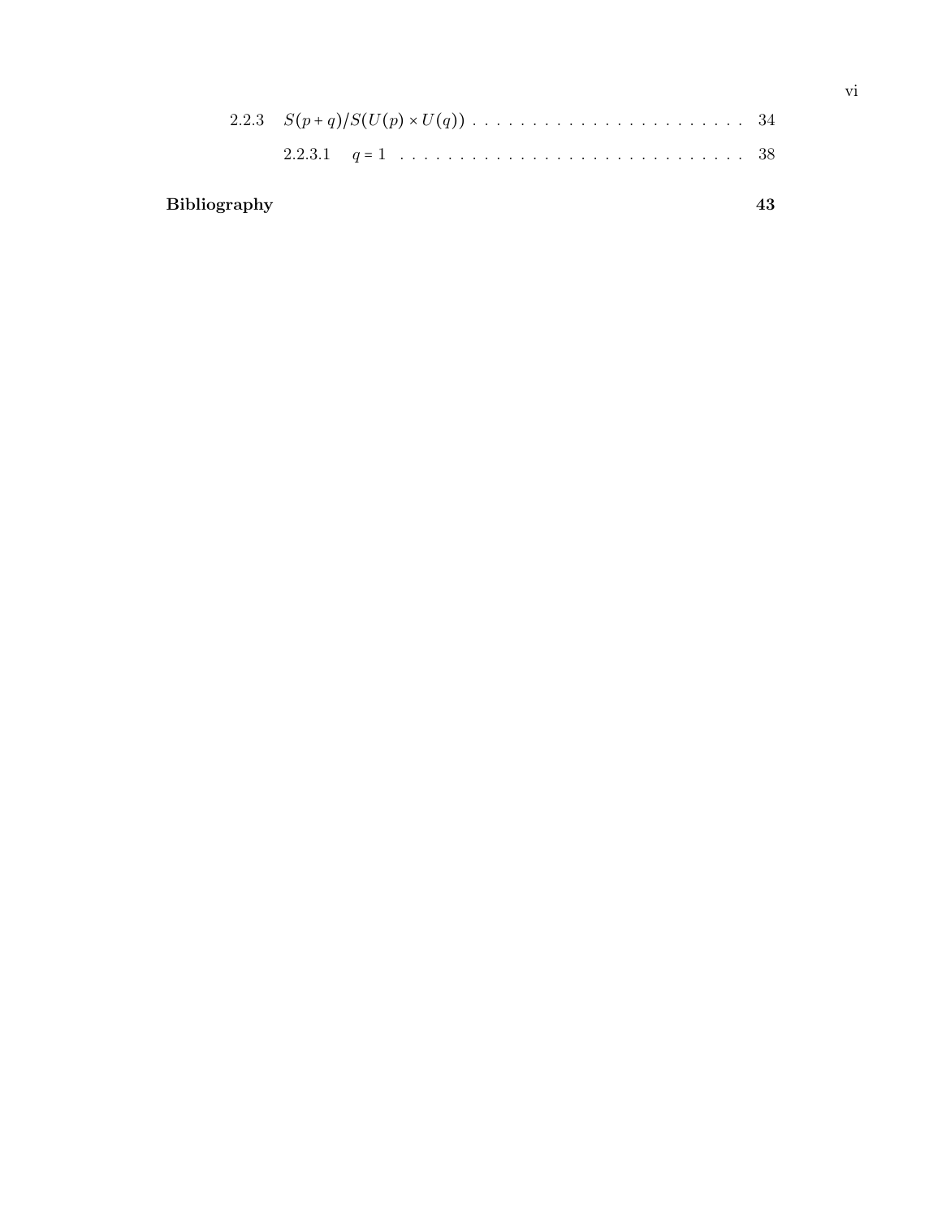2.2.3 $S(p+q)/S(U(p) \times U(q))$ . . . . . . . . . . . . . . . . . . . . . . . 34

2.2.3.1 $q = 1$ . . . . . . . . . . . . . . . . . . . . . . . . . . . . . 38

**Bibliography** **43**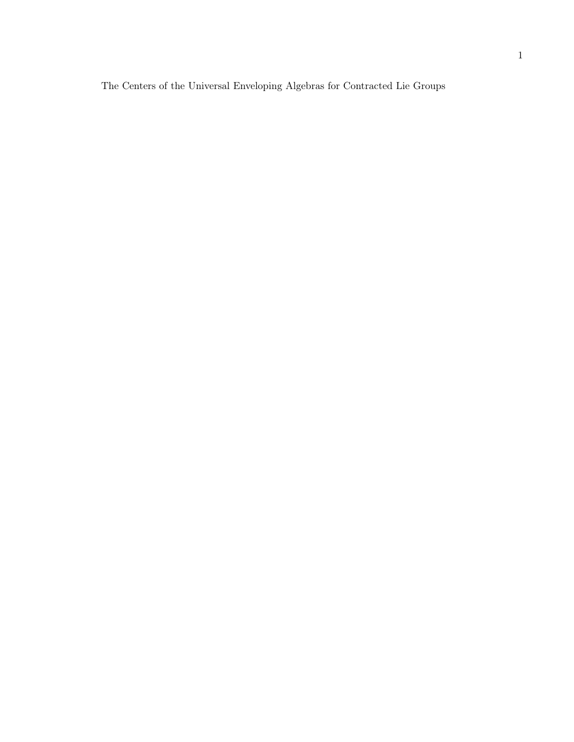The Centers of the Universal Enveloping Algebras for Contracted Lie Groups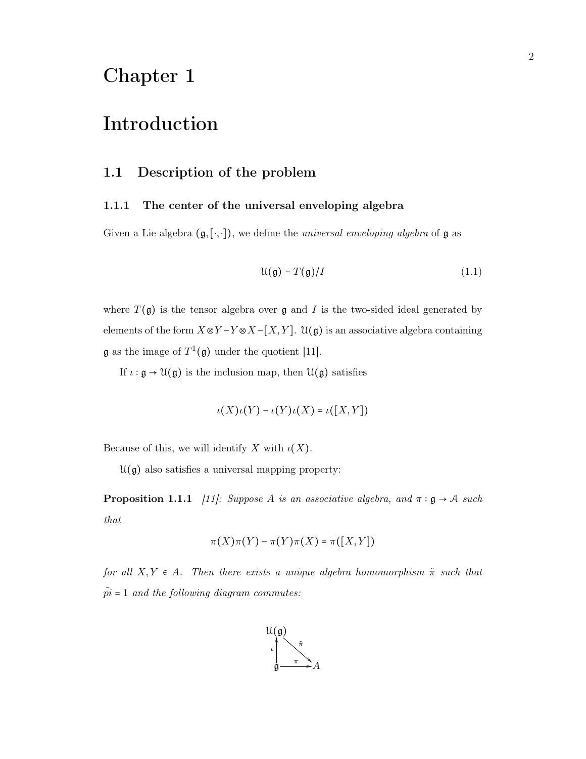# Chapter 1

# Introduction

## 1.1 Description of the problem

### 1.1.1 The center of the universal enveloping algebra

Given a Lie algebra $(\mathfrak{g}, [\cdot,\cdot])$, we define the *universal enveloping algebra* of $\mathfrak{g}$ as

$$\mathcal{U}(\mathfrak{g}) = T(\mathfrak{g})/I \tag{1.1}$$

where $T(\mathfrak{g})$ is the tensor algebra over $\mathfrak{g}$ and $I$ is the two-sided ideal generated by elements of the form $X \otimes Y - Y \otimes X - [X, Y]$. $\mathcal{U}(\mathfrak{g})$ is an associative algebra containing $\mathfrak{g}$ as the image of $T^1(\mathfrak{g})$ under the quotient [11].

If $\iota : \mathfrak{g} \to \mathcal{U}(\mathfrak{g})$ is the inclusion map, then $\mathcal{U}(\mathfrak{g})$ satisfies

$$\iota(X)\iota(Y) - \iota(Y)\iota(X) = \iota([X, Y])$$

Because of this, we will identify $X$ with $\iota(X)$.

$\mathcal{U}(\mathfrak{g})$ also satisfies a universal mapping property:

**Proposition 1.1.1** *[11]: Suppose $A$ is an associative algebra, and $\pi : \mathfrak{g} \to \mathcal{A}$ such that*

$$\pi(X)\pi(Y) - \pi(Y)\pi(X) = \pi([X, Y])$$

*for all $X, Y \in A$. Then there exists a unique algebra homomorphism $\tilde{\pi}$ such that $\tilde{pi} = 1$ and the following diagram commutes:*

$$\begin{array}{ccc} \mathcal{U}(\mathfrak{g}) & & \\ \uparrow \iota & \searrow \tilde{\pi} & \\ \mathfrak{g} & \xrightarrow{\pi} & A \end{array}$$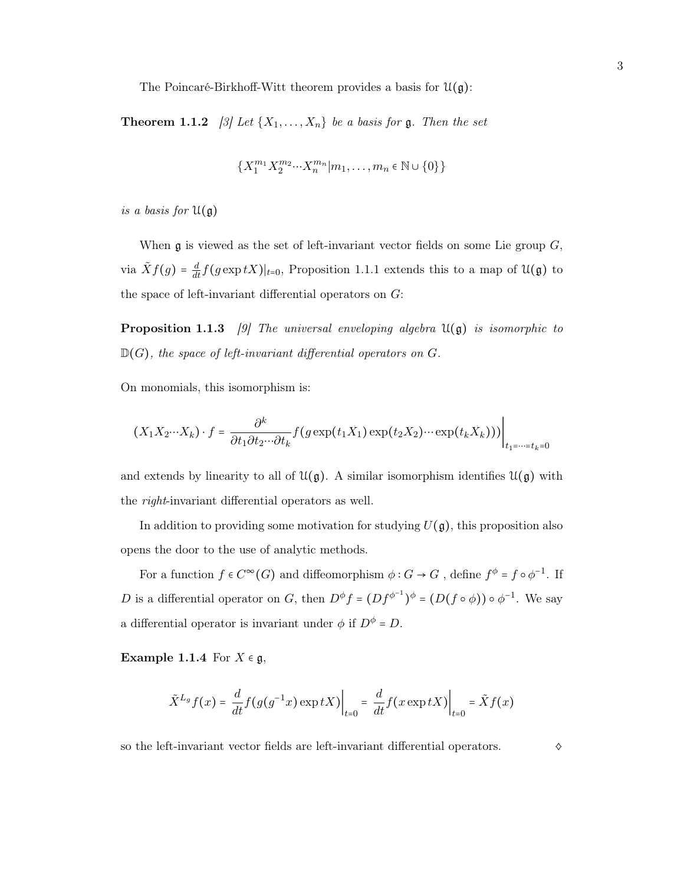The Poincaré-Birkhoff-Witt theorem provides a basis for $\mathcal{U}(\mathfrak{g})$:

**Theorem 1.1.2** *[3] Let $\{X_1, \ldots, X_n\}$ be a basis for $\mathfrak{g}$. Then the set*

$$\{X_1^{m_1} X_2^{m_2} \cdots X_n^{m_n} | m_1, \ldots, m_n \in \mathbb{N} \cup \{0\}\}$$

*is a basis for $\mathcal{U}(\mathfrak{g})$*

When $\mathfrak{g}$ is viewed as the set of left-invariant vector fields on some Lie group $G$, via $\tilde{X} f(g) = \frac{d}{dt} f(g \exp tX)|_{t=0}$, Proposition 1.1.1 extends this to a map of $\mathcal{U}(\mathfrak{g})$ to the space of left-invariant differential operators on $G$:

**Proposition 1.1.3** *[9] The universal enveloping algebra $\mathcal{U}(\mathfrak{g})$ is isomorphic to $\mathbb{D}(G)$, the space of left-invariant differential operators on $G$.*

On monomials, this isomorphism is:

$$(X_1 X_2 \cdots X_k) \cdot f = \frac{\partial^k}{\partial t_1 \partial t_2 \cdots \partial t_k} f(g \exp(t_1 X_1) \exp(t_2 X_2) \cdots \exp(t_k X_k))) \bigg|_{t_1 = \cdots = t_k = 0}$$

and extends by linearity to all of $\mathcal{U}(\mathfrak{g})$. A similar isomorphism identifies $\mathcal{U}(\mathfrak{g})$ with the *right*-invariant differential operators as well.

In addition to providing some motivation for studying $U(\mathfrak{g})$, this proposition also opens the door to the use of analytic methods.

For a function $f \in C^\infty(G)$ and diffeomorphism $\phi : G \to G$ , define $f^\phi = f \circ \phi^{-1}$. If $D$ is a differential operator on $G$, then $D^\phi f = (D f^{\phi^{-1}})^\phi = (D(f \circ \phi)) \circ \phi^{-1}$. We say a differential operator is invariant under $\phi$ if $D^\phi = D$.

**Example 1.1.4** For $X \in \mathfrak{g}$,

$$\tilde{X}^{L_g} f(x) = \frac{d}{dt} f(g(g^{-1}x) \exp tX) \bigg|_{t=0} = \frac{d}{dt} f(x \exp tX) \bigg|_{t=0} = \tilde{X} f(x)$$

so the left-invariant vector fields are left-invariant differential operators. ◊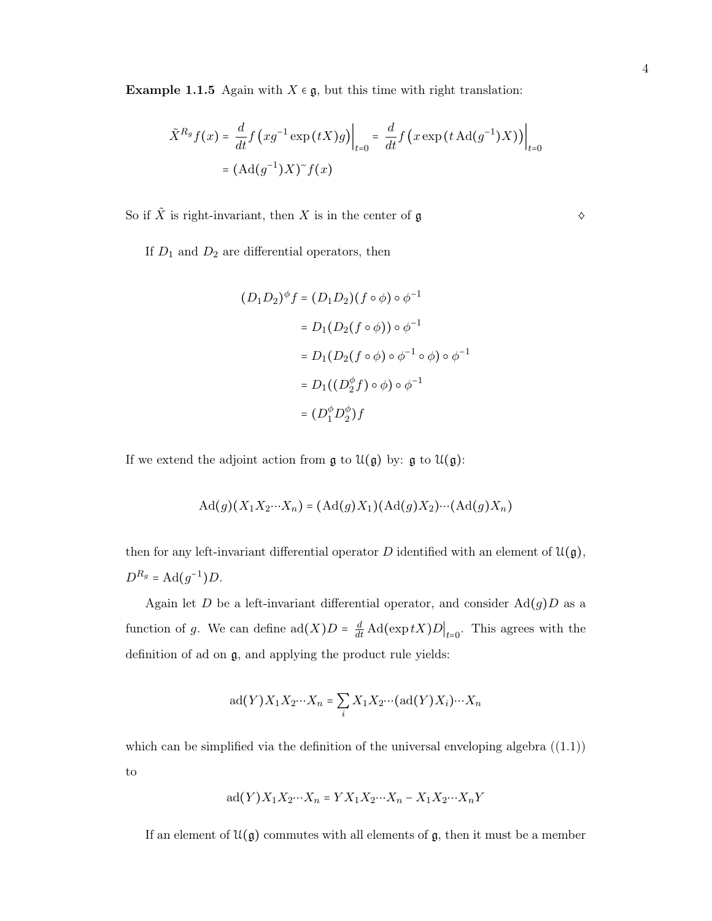**Example 1.1.5** Again with $X \in \mathfrak{g}$, but this time with right translation:

$$\begin{aligned}
\tilde{X}^{R_g} f(x) &= \left.\frac{d}{dt} f\left(x g^{-1} \exp(tX) g\right)\right|_{t=0} = \left.\frac{d}{dt} f\left(x \exp\left(t \operatorname{Ad}(g^{-1}) X\right)\right)\right|_{t=0} \\
&= (\operatorname{Ad}(g^{-1})X)\tilde{\ } f(x)
\end{aligned}$$

So if $\tilde{X}$ is right-invariant, then $X$ is in the center of $\mathfrak{g}$ $\diamond$

If $D_1$ and $D_2$ are differential operators, then

$$\begin{aligned}
(D_1 D_2)^{\phi} f &= (D_1 D_2)(f \circ \phi) \circ \phi^{-1} \\
&= D_1(D_2(f \circ \phi)) \circ \phi^{-1} \\
&= D_1(D_2(f \circ \phi) \circ \phi^{-1} \circ \phi) \circ \phi^{-1} \\
&= D_1((D_2^{\phi} f) \circ \phi) \circ \phi^{-1} \\
&= (D_1^{\phi} D_2^{\phi}) f
\end{aligned}$$

If we extend the adjoint action from $\mathfrak{g}$ to $\mathfrak{U}(\mathfrak{g})$ by: $\mathfrak{g}$ to $\mathfrak{U}(\mathfrak{g})$:

$$\operatorname{Ad}(g)(X_1 X_2 \cdots X_n) = (\operatorname{Ad}(g) X_1)(\operatorname{Ad}(g) X_2) \cdots (\operatorname{Ad}(g) X_n)$$

then for any left-invariant differential operator $D$ identified with an element of $\mathfrak{U}(\mathfrak{g})$, $D^{R_g} = \operatorname{Ad}(g^{-1}) D$.

Again let $D$ be a left-invariant differential operator, and consider $\operatorname{Ad}(g) D$ as a function of $g$. We can define $\operatorname{ad}(X) D = \frac{d}{dt} \operatorname{Ad}(\exp tX) D\big|_{t=0}$. This agrees with the definition of ad on $\mathfrak{g}$, and applying the product rule yields:

$$\operatorname{ad}(Y) X_1 X_2 \cdots X_n = \sum_i X_1 X_2 \cdots (\operatorname{ad}(Y) X_i) \cdots X_n$$

which can be simplified via the definition of the universal enveloping algebra ((1.1)) to

$$\operatorname{ad}(Y) X_1 X_2 \cdots X_n = Y X_1 X_2 \cdots X_n - X_1 X_2 \cdots X_n Y$$

If an element of $\mathfrak{U}(\mathfrak{g})$ commutes with all elements of $\mathfrak{g}$, then it must be a member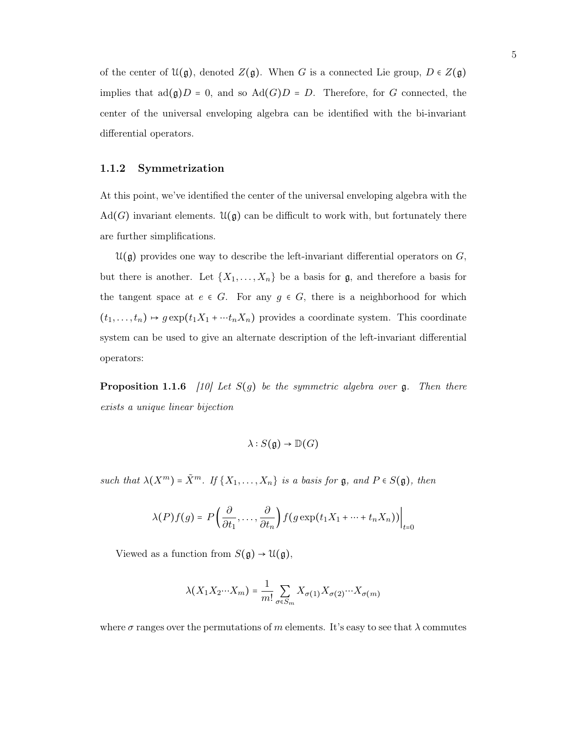of the center of $\mathfrak{U}(\mathfrak{g})$, denoted $Z(\mathfrak{g})$. When $G$ is a connected Lie group, $D \in Z(\mathfrak{g})$ implies that $\text{ad}(\mathfrak{g})D = 0$, and so $\text{Ad}(G)D = D$. Therefore, for $G$ connected, the center of the universal enveloping algebra can be identified with the bi-invariant differential operators.

### 1.1.2 Symmetrization

At this point, we've identified the center of the universal enveloping algebra with the $\text{Ad}(G)$ invariant elements. $\mathfrak{U}(\mathfrak{g})$ can be difficult to work with, but fortunately there are further simplifications.

$\mathfrak{U}(\mathfrak{g})$ provides one way to describe the left-invariant differential operators on $G$, but there is another. Let $\{X_1, \ldots, X_n\}$ be a basis for $\mathfrak{g}$, and therefore a basis for the tangent space at $e \in G$. For any $g \in G$, there is a neighborhood for which $(t_1, \ldots, t_n) \mapsto g\exp(t_1X_1 + \cdots t_nX_n)$ provides a coordinate system. This coordinate system can be used to give an alternate description of the left-invariant differential operators:

**Proposition 1.1.6** *[10] Let $S(g)$ be the symmetric algebra over $\mathfrak{g}$. Then there exists a unique linear bijection*

$$\lambda : S(\mathfrak{g}) \to \mathbb{D}(G)$$

*such that $\lambda(X^m) = \tilde{X}^m$. If $\{X_1, \ldots, X_n\}$ is a basis for $\mathfrak{g}$, and $P \in S(\mathfrak{g})$, then*

$$\lambda(P)f(g) = P\left(\frac{\partial}{\partial t_1}, \ldots, \frac{\partial}{\partial t_n}\right) f(g\exp(t_1X_1 + \cdots + t_nX_n))\Big|_{t=0}$$

Viewed as a function from $S(\mathfrak{g}) \to \mathfrak{U}(\mathfrak{g})$,

$$\lambda(X_1X_2\cdots X_m) = \frac{1}{m!}\sum_{\sigma \in S_m} X_{\sigma(1)}X_{\sigma(2)}\cdots X_{\sigma(m)}$$

where $\sigma$ ranges over the permutations of $m$ elements. It's easy to see that $\lambda$ commutes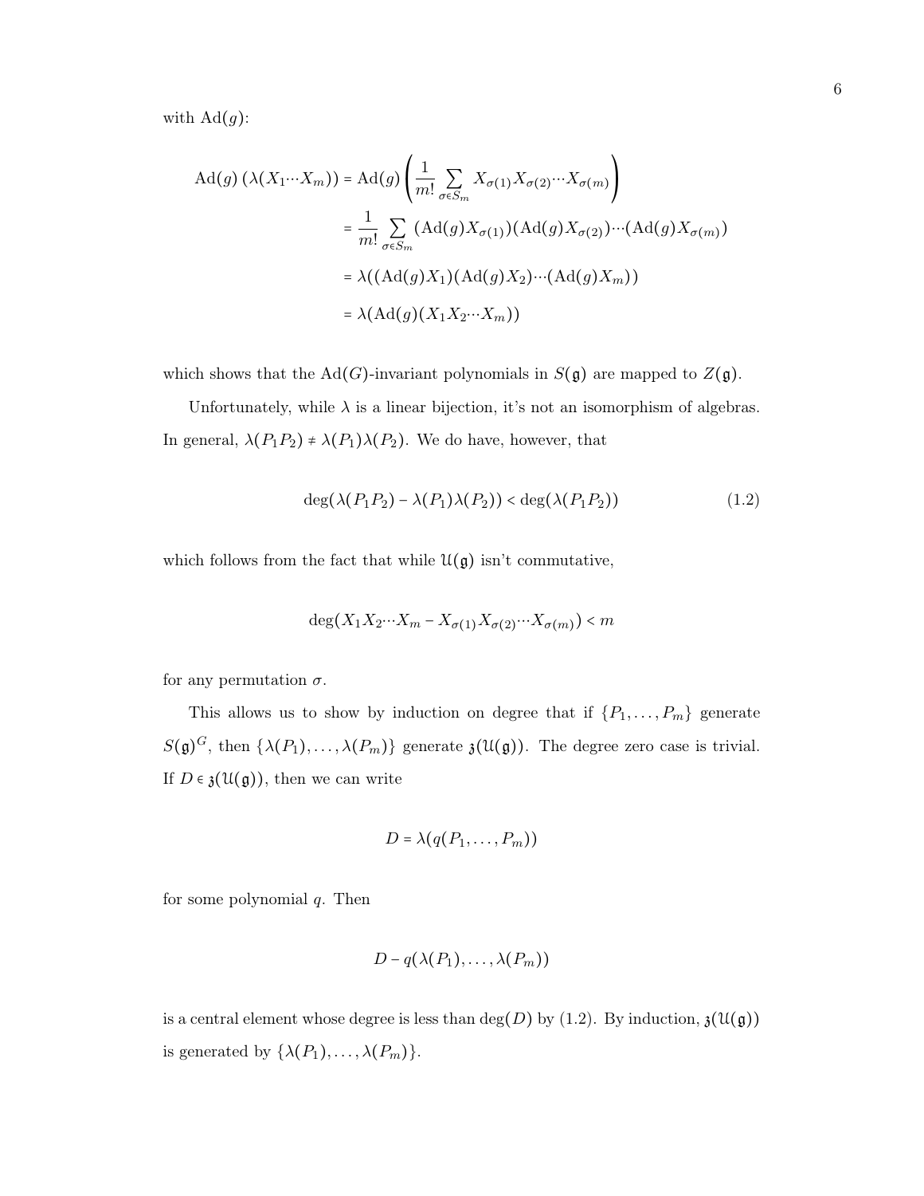with $\mathrm{Ad}(g)$:

$$
\begin{aligned}
\mathrm{Ad}(g)\,(\lambda(X_1 \cdots X_m)) &= \mathrm{Ad}(g)\left(\frac{1}{m!}\sum_{\sigma\in S_m} X_{\sigma(1)}X_{\sigma(2)}\cdots X_{\sigma(m)}\right) \\
&= \frac{1}{m!}\sum_{\sigma\in S_m} (\mathrm{Ad}(g)X_{\sigma(1)})(\mathrm{Ad}(g)X_{\sigma(2)})\cdots(\mathrm{Ad}(g)X_{\sigma(m)}) \\
&= \lambda((\mathrm{Ad}(g)X_1)(\mathrm{Ad}(g)X_2)\cdots(\mathrm{Ad}(g)X_m)) \\
&= \lambda(\mathrm{Ad}(g)(X_1X_2\cdots X_m))
\end{aligned}
$$

which shows that the $\mathrm{Ad}(G)$-invariant polynomials in $S(\mathfrak{g})$ are mapped to $Z(\mathfrak{g})$.

Unfortunately, while $\lambda$ is a linear bijection, it's not an isomorphism of algebras. In general, $\lambda(P_1P_2) \neq \lambda(P_1)\lambda(P_2)$. We do have, however, that

$$
\deg(\lambda(P_1P_2) - \lambda(P_1)\lambda(P_2)) < \deg(\lambda(P_1P_2)) \tag{1.2}
$$

which follows from the fact that while $\mathfrak{U}(\mathfrak{g})$ isn't commutative,

$$
\deg(X_1X_2\cdots X_m - X_{\sigma(1)}X_{\sigma(2)}\cdots X_{\sigma(m)}) < m
$$

for any permutation $\sigma$.

This allows us to show by induction on degree that if $\{P_1, \ldots, P_m\}$ generate $S(\mathfrak{g})^G$, then $\{\lambda(P_1), \ldots, \lambda(P_m)\}$ generate $\mathfrak{z}(\mathfrak{U}(\mathfrak{g}))$. The degree zero case is trivial. If $D \in \mathfrak{z}(\mathfrak{U}(\mathfrak{g}))$, then we can write

$$
D = \lambda(q(P_1, \ldots, P_m))
$$

for some polynomial $q$. Then

$$
D - q(\lambda(P_1), \ldots, \lambda(P_m))
$$

is a central element whose degree is less than $\deg(D)$ by (1.2). By induction, $\mathfrak{z}(\mathfrak{U}(\mathfrak{g}))$ is generated by $\{\lambda(P_1), \ldots, \lambda(P_m)\}$.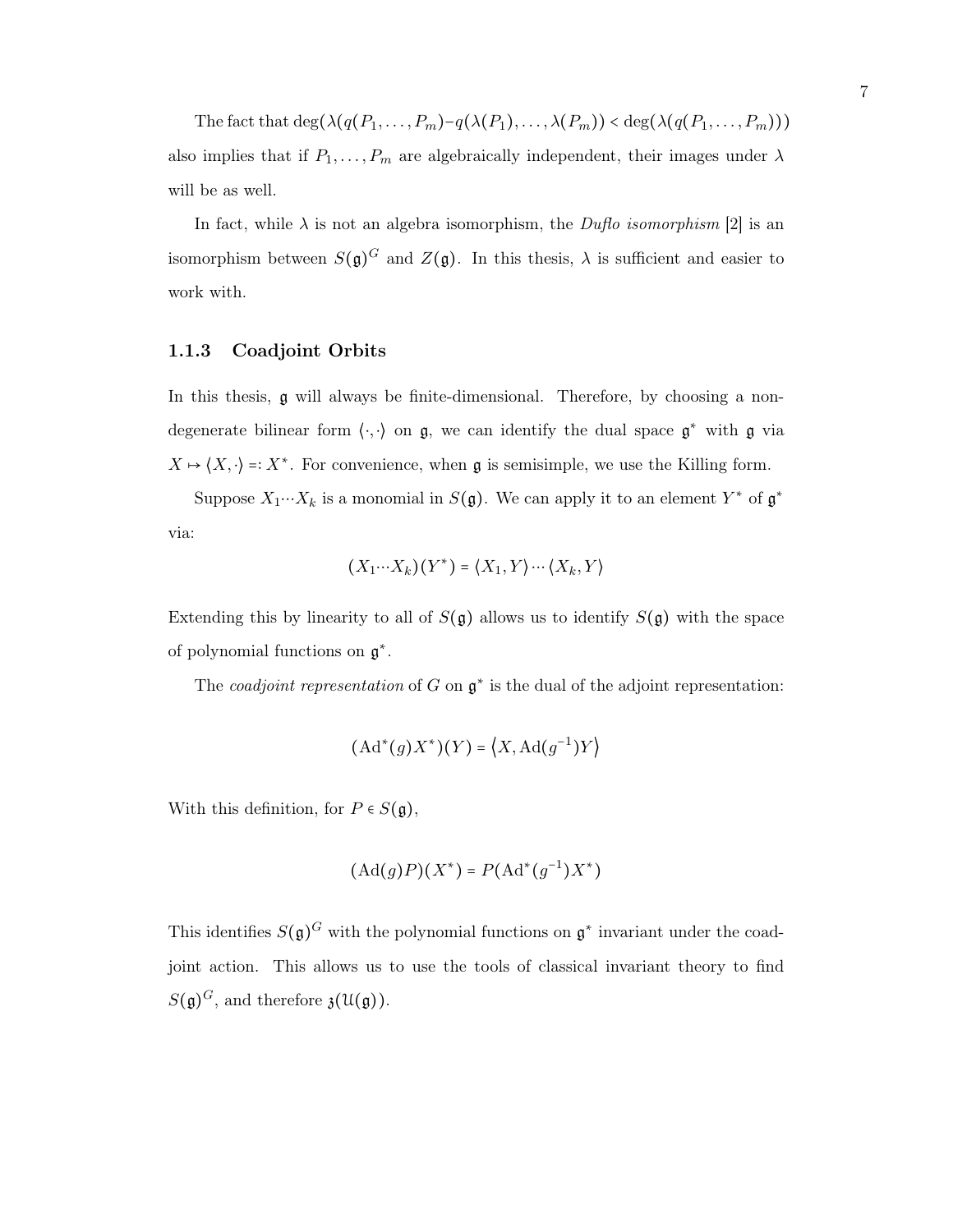The fact that $\deg(\lambda(q(P_1,\dots,P_m) - q(\lambda(P_1),\dots,\lambda(P_m)) < \deg(\lambda(q(P_1,\dots,P_m)))$ also implies that if $P_1,\dots,P_m$ are algebraically independent, their images under $\lambda$ will be as well.

In fact, while $\lambda$ is not an algebra isomorphism, the *Duflo isomorphism* [2] is an isomorphism between $S(\mathfrak{g})^G$ and $Z(\mathfrak{g})$. In this thesis, $\lambda$ is sufficient and easier to work with.

### 1.1.3 Coadjoint Orbits

In this thesis, $\mathfrak{g}$ will always be finite-dimensional. Therefore, by choosing a non-degenerate bilinear form $\langle\cdot,\cdot\rangle$ on $\mathfrak{g}$, we can identify the dual space $\mathfrak{g}^*$ with $\mathfrak{g}$ via $X \mapsto \langle X, \cdot\rangle =: X^*$. For convenience, when $\mathfrak{g}$ is semisimple, we use the Killing form.

Suppose $X_1 \cdots X_k$ is a monomial in $S(\mathfrak{g})$. We can apply it to an element $Y^*$ of $\mathfrak{g}^*$ via:

$$(X_1 \cdots X_k)(Y^*) = \langle X_1, Y\rangle \cdots \langle X_k, Y\rangle$$

Extending this by linearity to all of $S(\mathfrak{g})$ allows us to identify $S(\mathfrak{g})$ with the space of polynomial functions on $\mathfrak{g}^*$.

The *coadjoint representation* of $G$ on $\mathfrak{g}^*$ is the dual of the adjoint representation:

$$(\mathrm{Ad}^*(g)X^*)(Y) = \left\langle X, \mathrm{Ad}(g^{-1})Y \right\rangle$$

With this definition, for $P \in S(\mathfrak{g})$,

$$(\mathrm{Ad}(g)P)(X^*) = P(\mathrm{Ad}^*(g^{-1})X^*)$$

This identifies $S(\mathfrak{g})^G$ with the polynomial functions on $\mathfrak{g}^*$ invariant under the coadjoint action. This allows us to use the tools of classical invariant theory to find $S(\mathfrak{g})^G$, and therefore $\mathfrak{z}(\mathcal{U}(\mathfrak{g}))$.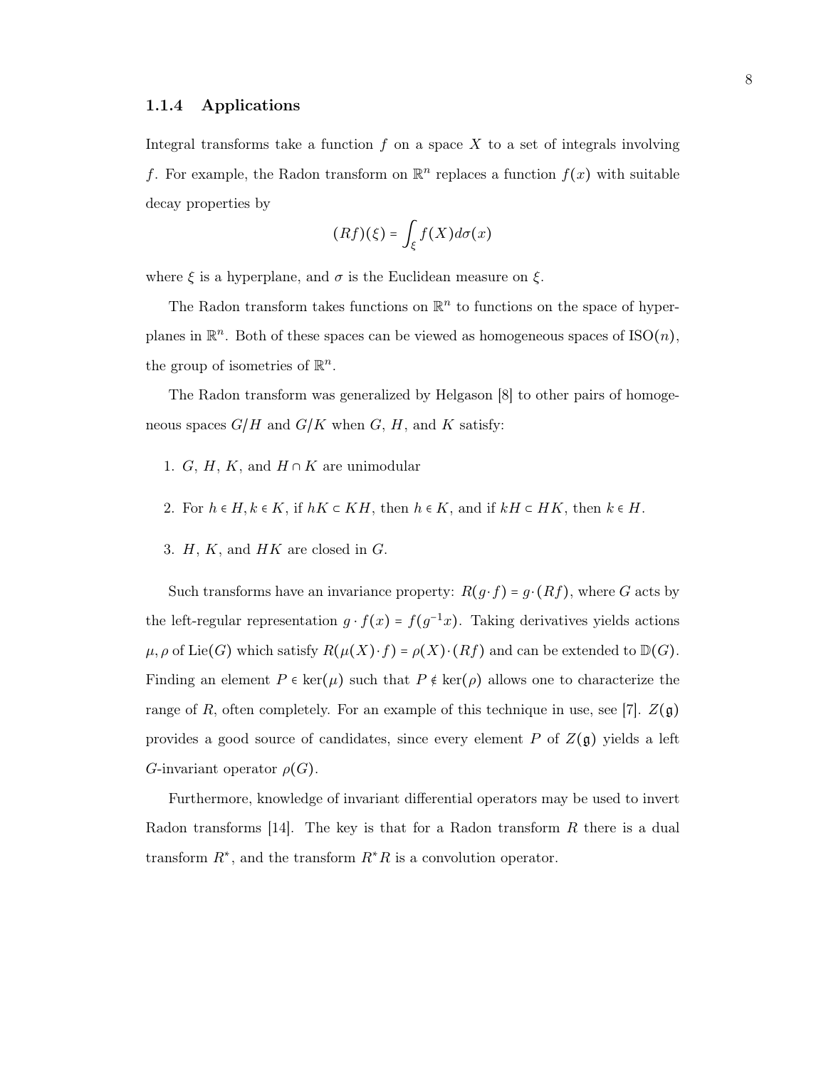### 1.1.4 Applications

Integral transforms take a function $f$ on a space $X$ to a set of integrals involving $f$. For example, the Radon transform on $\mathbb{R}^n$ replaces a function $f(x)$ with suitable decay properties by

$$(Rf)(\xi) = \int_{\xi} f(X) d\sigma(x)$$

where $\xi$ is a hyperplane, and $\sigma$ is the Euclidean measure on $\xi$.

The Radon transform takes functions on $\mathbb{R}^n$ to functions on the space of hyperplanes in $\mathbb{R}^n$. Both of these spaces can be viewed as homogeneous spaces of $\mathrm{ISO}(n)$, the group of isometries of $\mathbb{R}^n$.

The Radon transform was generalized by Helgason [8] to other pairs of homogeneous spaces $G/H$ and $G/K$ when $G$, $H$, and $K$ satisfy:

1. $G$, $H$, $K$, and $H \cap K$ are unimodular
2. For $h \in H, k \in K$, if $hK \subset KH$, then $h \in K$, and if $kH \subset HK$, then $k \in H$.
3. $H$, $K$, and $HK$ are closed in $G$.

Such transforms have an invariance property: $R(g \cdot f) = g \cdot (Rf)$, where $G$ acts by the left-regular representation $g \cdot f(x) = f(g^{-1}x)$. Taking derivatives yields actions $\mu, \rho$ of $\mathrm{Lie}(G)$ which satisfy $R(\mu(X) \cdot f) = \rho(X) \cdot (Rf)$ and can be extended to $\mathbb{D}(G)$. Finding an element $P \in \ker(\mu)$ such that $P \notin \ker(\rho)$ allows one to characterize the range of $R$, often completely. For an example of this technique in use, see [7]. $Z(\mathfrak{g})$ provides a good source of candidates, since every element $P$ of $Z(\mathfrak{g})$ yields a left $G$-invariant operator $\rho(G)$.

Furthermore, knowledge of invariant differential operators may be used to invert Radon transforms [14]. The key is that for a Radon transform $R$ there is a dual transform $R^*$, and the transform $R^*R$ is a convolution operator.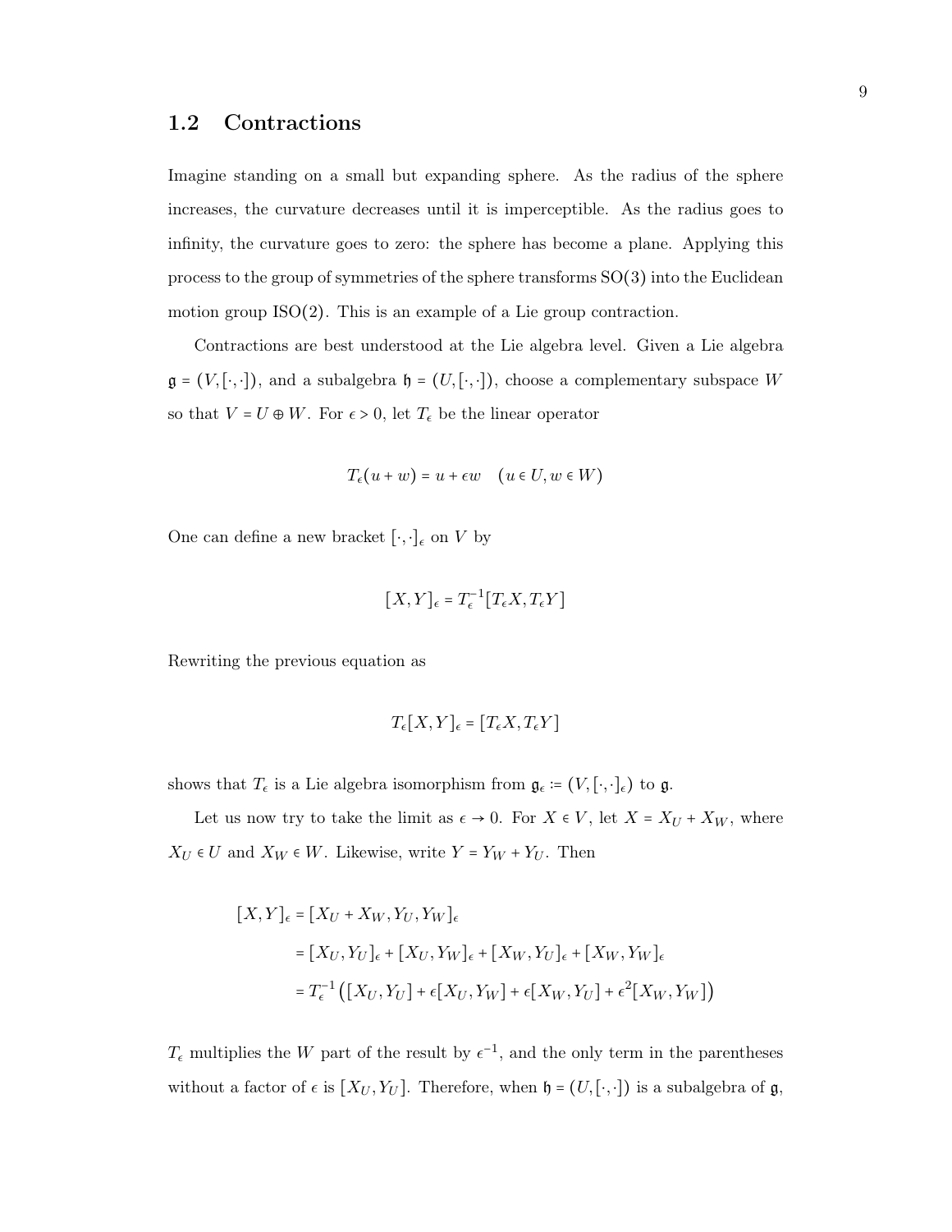## 1.2 Contractions

Imagine standing on a small but expanding sphere. As the radius of the sphere increases, the curvature decreases until it is imperceptible. As the radius goes to infinity, the curvature goes to zero: the sphere has become a plane. Applying this process to the group of symmetries of the sphere transforms SO(3) into the Euclidean motion group ISO(2). This is an example of a Lie group contraction.

Contractions are best understood at the Lie algebra level. Given a Lie algebra $\mathfrak{g} = (V, [\cdot,\cdot])$, and a subalgebra $\mathfrak{h} = (U, [\cdot,\cdot])$, choose a complementary subspace $W$ so that $V = U \oplus W$. For $\epsilon > 0$, let $T_\epsilon$ be the linear operator

$$T_\epsilon(u + w) = u + \epsilon w \quad (u \in U, w \in W)$$

One can define a new bracket $[\cdot,\cdot]_\epsilon$ on $V$ by

$$[X, Y]_\epsilon = T_\epsilon^{-1}[T_\epsilon X, T_\epsilon Y]$$

Rewriting the previous equation as

$$T_\epsilon[X, Y]_\epsilon = [T_\epsilon X, T_\epsilon Y]$$

shows that $T_\epsilon$ is a Lie algebra isomorphism from $\mathfrak{g}_\epsilon := (V, [\cdot,\cdot]_\epsilon)$ to $\mathfrak{g}$.

Let us now try to take the limit as $\epsilon \to 0$. For $X \in V$, let $X = X_U + X_W$, where $X_U \in U$ and $X_W \in W$. Likewise, write $Y = Y_W + Y_U$. Then

$$\begin{aligned}
[X, Y]_\epsilon &= [X_U + X_W, Y_U, Y_W]_\epsilon \\
&= [X_U, Y_U]_\epsilon + [X_U, Y_W]_\epsilon + [X_W, Y_U]_\epsilon + [X_W, Y_W]_\epsilon \\
&= T_\epsilon^{-1}\left([X_U, Y_U] + \epsilon[X_U, Y_W] + \epsilon[X_W, Y_U] + \epsilon^2[X_W, Y_W]\right)
\end{aligned}$$

$T_\epsilon$ multiplies the $W$ part of the result by $\epsilon^{-1}$, and the only term in the parentheses without a factor of $\epsilon$ is $[X_U, Y_U]$. Therefore, when $\mathfrak{h} = (U, [\cdot,\cdot])$ is a subalgebra of $\mathfrak{g}$,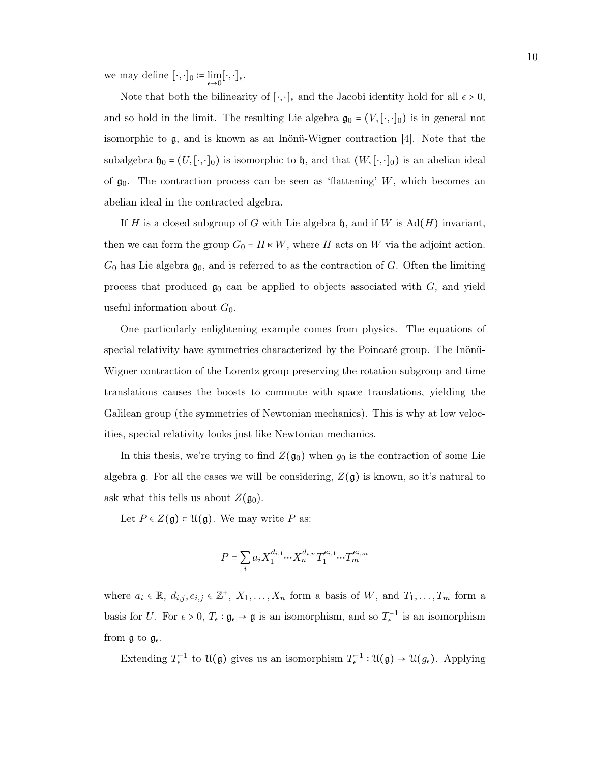we may define $[\cdot,\cdot]_0 := \lim_{\epsilon\to 0}[\cdot,\cdot]_\epsilon$.

Note that both the bilinearity of $[\cdot,\cdot]_\epsilon$ and the Jacobi identity hold for all $\epsilon > 0$, and so hold in the limit. The resulting Lie algebra $\mathfrak{g}_0 = (V, [\cdot,\cdot]_0)$ is in general not isomorphic to $\mathfrak{g}$, and is known as an Inönü-Wigner contraction [4]. Note that the subalgebra $\mathfrak{h}_0 = (U, [\cdot,\cdot]_0)$ is isomorphic to $\mathfrak{h}$, and that $(W, [\cdot,\cdot]_0)$ is an abelian ideal of $\mathfrak{g}_0$. The contraction process can be seen as 'flattening' $W$, which becomes an abelian ideal in the contracted algebra.

If $H$ is a closed subgroup of $G$ with Lie algebra $\mathfrak{h}$, and if $W$ is $\mathrm{Ad}(H)$ invariant, then we can form the group $G_0 = H \ltimes W$, where $H$ acts on $W$ via the adjoint action. $G_0$ has Lie algebra $\mathfrak{g}_0$, and is referred to as the contraction of $G$. Often the limiting process that produced $\mathfrak{g}_0$ can be applied to objects associated with $G$, and yield useful information about $G_0$.

One particularly enlightening example comes from physics. The equations of special relativity have symmetries characterized by the Poincaré group. The Inönü-Wigner contraction of the Lorentz group preserving the rotation subgroup and time translations causes the boosts to commute with space translations, yielding the Galilean group (the symmetries of Newtonian mechanics). This is why at low velocities, special relativity looks just like Newtonian mechanics.

In this thesis, we're trying to find $Z(\mathfrak{g}_0)$ when $g_0$ is the contraction of some Lie algebra $\mathfrak{g}$. For all the cases we will be considering, $Z(\mathfrak{g})$ is known, so it's natural to ask what this tells us about $Z(\mathfrak{g}_0)$.

Let $P \in Z(\mathfrak{g}) \subset \mathfrak{U}(\mathfrak{g})$. We may write $P$ as:

$$P = \sum_i a_i X_1^{d_{i,1}} \cdots X_n^{d_{i,n}} T_1^{e_{i,1}} \cdots T_m^{e_{i,m}}$$

where $a_i \in \mathbb{R}$, $d_{i,j}, e_{i,j} \in \mathbb{Z}^+$, $X_1, \dots, X_n$ form a basis of $W$, and $T_1, \dots, T_m$ form a basis for $U$. For $\epsilon > 0$, $T_\epsilon : \mathfrak{g}_\epsilon \to \mathfrak{g}$ is an isomorphism, and so $T_\epsilon^{-1}$ is an isomorphism from $\mathfrak{g}$ to $\mathfrak{g}_\epsilon$.

Extending $T_\epsilon^{-1}$ to $\mathfrak{U}(\mathfrak{g})$ gives us an isomorphism $T_\epsilon^{-1} : \mathfrak{U}(\mathfrak{g}) \to \mathfrak{U}(g_\epsilon)$. Applying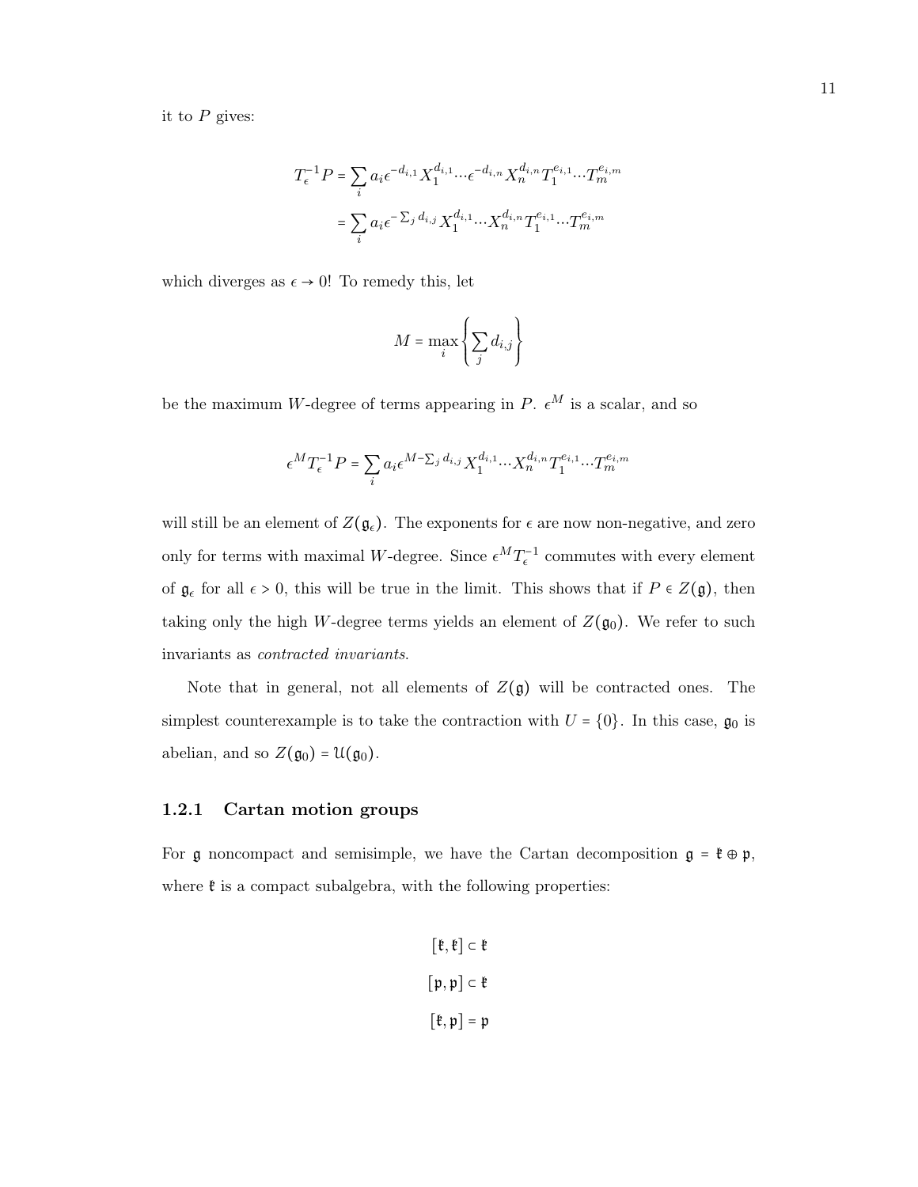it to $P$ gives:

$$T_\epsilon^{-1} P = \sum_i a_i \epsilon^{-d_{i,1}} X_1^{d_{i,1}} \cdots \epsilon^{-d_{i,n}} X_n^{d_{i,n}} T_1^{e_{i,1}} \cdots T_m^{e_{i,m}}$$

$$= \sum_i a_i \epsilon^{-\sum_j d_{i,j}} X_1^{d_{i,1}} \cdots X_n^{d_{i,n}} T_1^{e_{i,1}} \cdots T_m^{e_{i,m}}$$

which diverges as $\epsilon \to 0$! To remedy this, let

$$M = \max_i \left\{ \sum_j d_{i,j} \right\}$$

be the maximum $W$-degree of terms appearing in $P$. $\epsilon^M$ is a scalar, and so

$$\epsilon^M T_\epsilon^{-1} P = \sum_i a_i \epsilon^{M - \sum_j d_{i,j}} X_1^{d_{i,1}} \cdots X_n^{d_{i,n}} T_1^{e_{i,1}} \cdots T_m^{e_{i,m}}$$

will still be an element of $Z(\mathfrak{g}_\epsilon)$. The exponents for $\epsilon$ are now non-negative, and zero only for terms with maximal $W$-degree. Since $\epsilon^M T_\epsilon^{-1}$ commutes with every element of $\mathfrak{g}_\epsilon$ for all $\epsilon > 0$, this will be true in the limit. This shows that if $P \in Z(\mathfrak{g})$, then taking only the high $W$-degree terms yields an element of $Z(\mathfrak{g}_0)$. We refer to such invariants as *contracted invariants*.

Note that in general, not all elements of $Z(\mathfrak{g})$ will be contracted ones. The simplest counterexample is to take the contraction with $U = \{0\}$. In this case, $\mathfrak{g}_0$ is abelian, and so $Z(\mathfrak{g}_0) = \mathfrak{U}(\mathfrak{g}_0)$.

### 1.2.1 Cartan motion groups

For $\mathfrak{g}$ noncompact and semisimple, we have the Cartan decomposition $\mathfrak{g} = \mathfrak{k} \oplus \mathfrak{p}$, where $\mathfrak{k}$ is a compact subalgebra, with the following properties:

$$[\mathfrak{k}, \mathfrak{k}] \subset \mathfrak{k}$$

$$[\mathfrak{p}, \mathfrak{p}] \subset \mathfrak{k}$$

$$[\mathfrak{k}, \mathfrak{p}] = \mathfrak{p}$$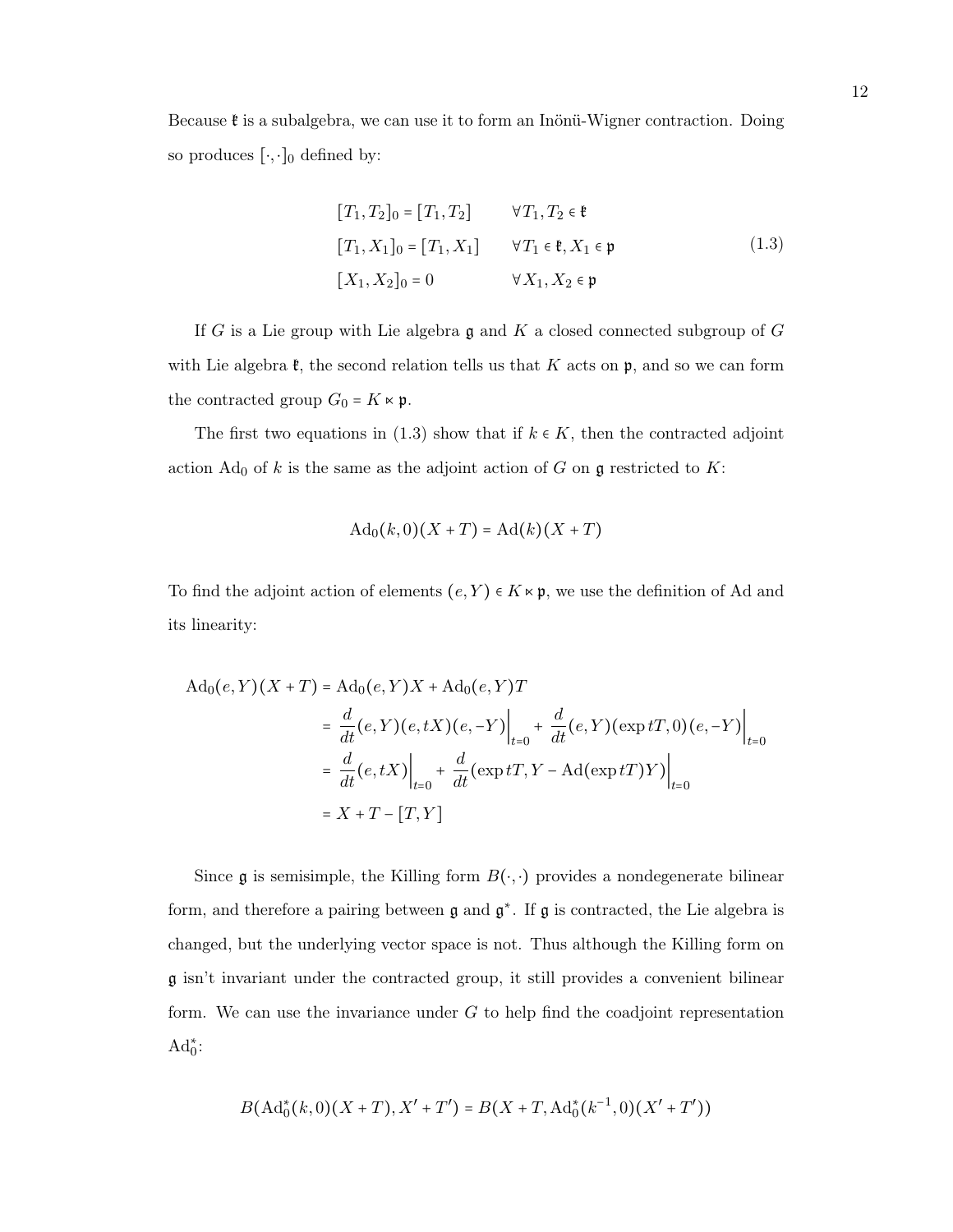Because $\mathfrak{k}$ is a subalgebra, we can use it to form an Inönü-Wigner contraction. Doing so produces $[\cdot,\cdot]_0$ defined by:

$$
\begin{aligned}
&[T_1, T_2]_0 = [T_1, T_2] && \forall T_1, T_2 \in \mathfrak{k} \\
&[T_1, X_1]_0 = [T_1, X_1] && \forall T_1 \in \mathfrak{k}, X_1 \in \mathfrak{p} \\
&[X_1, X_2]_0 = 0 && \forall X_1, X_2 \in \mathfrak{p}
\end{aligned}
\tag{1.3}
$$

If $G$ is a Lie group with Lie algebra $\mathfrak{g}$ and $K$ a closed connected subgroup of $G$ with Lie algebra $\mathfrak{k}$, the second relation tells us that $K$ acts on $\mathfrak{p}$, and so we can form the contracted group $G_0 = K \ltimes \mathfrak{p}$.

The first two equations in (1.3) show that if $k \in K$, then the contracted adjoint action $\mathrm{Ad}_0$ of $k$ is the same as the adjoint action of $G$ on $\mathfrak{g}$ restricted to $K$:

$$
\mathrm{Ad}_0(k, 0)(X + T) = \mathrm{Ad}(k)(X + T)
$$

To find the adjoint action of elements $(e, Y) \in K \ltimes \mathfrak{p}$, we use the definition of Ad and its linearity:

$$
\begin{aligned}
\mathrm{Ad}_0(e, Y)(X + T) &= \mathrm{Ad}_0(e, Y)X + \mathrm{Ad}_0(e, Y)T \\
&= \frac{d}{dt}(e, Y)(e, tX)(e, -Y)\Big|_{t=0} + \frac{d}{dt}(e, Y)(\exp tT, 0)(e, -Y)\Big|_{t=0} \\
&= \frac{d}{dt}(e, tX)\Big|_{t=0} + \frac{d}{dt}(\exp tT, Y - \mathrm{Ad}(\exp tT)Y)\Big|_{t=0} \\
&= X + T - [T, Y]
\end{aligned}
$$

Since $\mathfrak{g}$ is semisimple, the Killing form $B(\cdot,\cdot)$ provides a nondegenerate bilinear form, and therefore a pairing between $\mathfrak{g}$ and $\mathfrak{g}^*$. If $\mathfrak{g}$ is contracted, the Lie algebra is changed, but the underlying vector space is not. Thus although the Killing form on $\mathfrak{g}$ isn't invariant under the contracted group, it still provides a convenient bilinear form. We can use the invariance under $G$ to help find the coadjoint representation $\mathrm{Ad}_0^*$:

$$
B(\mathrm{Ad}_0^*(k, 0)(X + T), X' + T') = B(X + T, \mathrm{Ad}_0^*(k^{-1}, 0)(X' + T'))
$$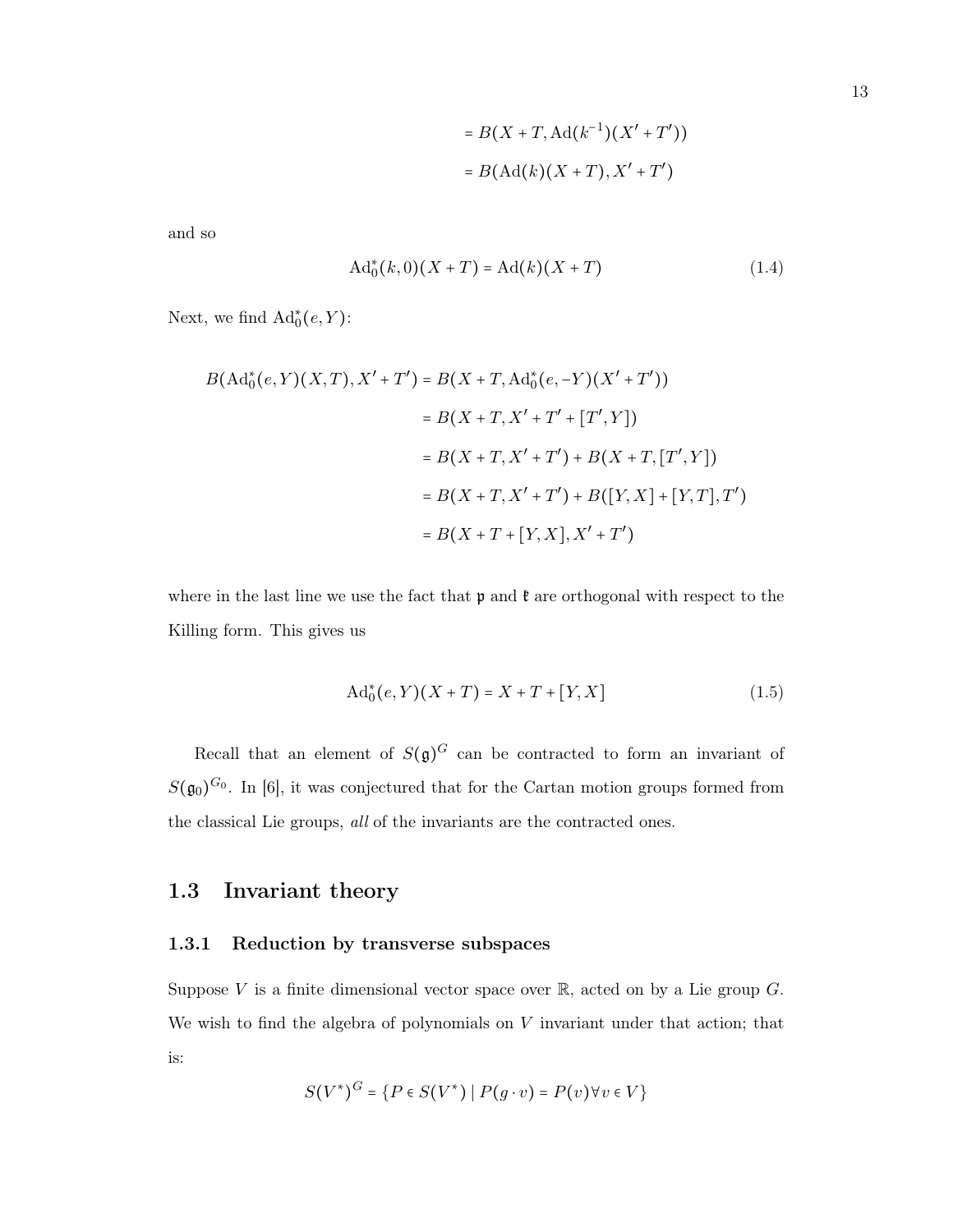$$= B(X + T, \mathrm{Ad}(k^{-1})(X' + T'))$$

$$= B(\mathrm{Ad}(k)(X + T), X' + T')$$

and so

$$\mathrm{Ad}_0^*(k, 0)(X + T) = \mathrm{Ad}(k)(X + T) \tag{1.4}$$

Next, we find $\mathrm{Ad}_0^*(e, Y)$:

$$\begin{aligned}
B(\mathrm{Ad}_0^*(e, Y)(X, T), X' + T') &= B(X + T, \mathrm{Ad}_0^*(e, -Y)(X' + T')) \\
&= B(X + T, X' + T' + [T', Y]) \\
&= B(X + T, X' + T') + B(X + T, [T', Y]) \\
&= B(X + T, X' + T') + B([Y, X] + [Y, T], T') \\
&= B(X + T + [Y, X], X' + T')
\end{aligned}$$

where in the last line we use the fact that $\mathfrak{p}$ and $\mathfrak{k}$ are orthogonal with respect to the Killing form. This gives us

$$\mathrm{Ad}_0^*(e, Y)(X + T) = X + T + [Y, X] \tag{1.5}$$

Recall that an element of $S(\mathfrak{g})^G$ can be contracted to form an invariant of $S(\mathfrak{g}_0)^{G_0}$. In [6], it was conjectured that for the Cartan motion groups formed from the classical Lie groups, *all* of the invariants are the contracted ones.

## 1.3 Invariant theory

### 1.3.1 Reduction by transverse subspaces

Suppose $V$ is a finite dimensional vector space over $\mathbb{R}$, acted on by a Lie group $G$. We wish to find the algebra of polynomials on $V$ invariant under that action; that is:

$$S(V^*)^G = \{P \in S(V^*) \mid P(g \cdot v) = P(v) \forall v \in V\}$$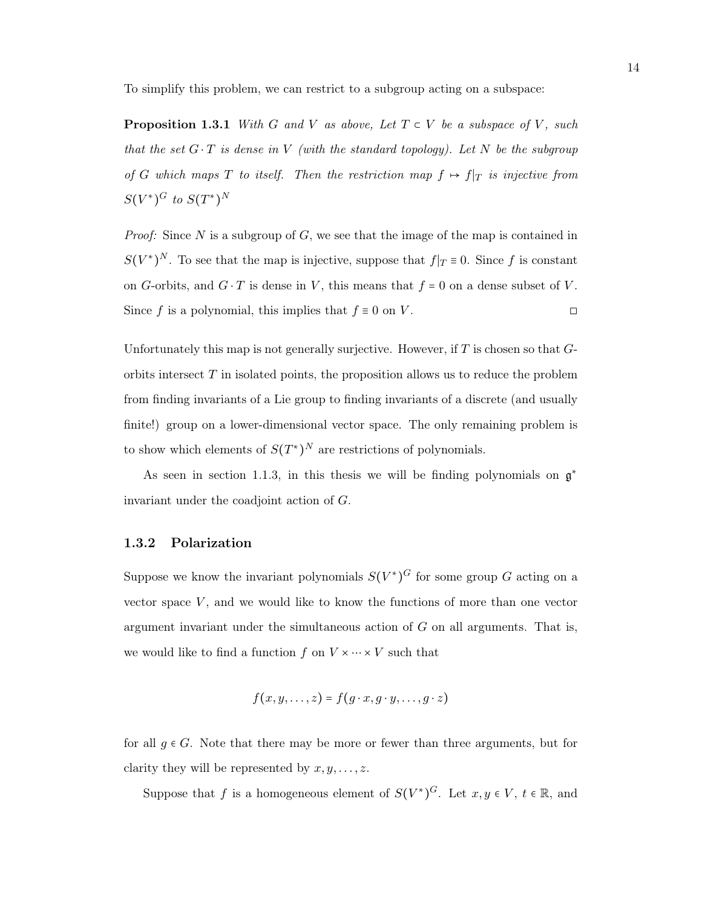To simplify this problem, we can restrict to a subgroup acting on a subspace:

**Proposition 1.3.1** *With $G$ and $V$ as above, Let $T \subset V$ be a subspace of $V$, such that the set $G \cdot T$ is dense in $V$ (with the standard topology). Let $N$ be the subgroup of $G$ which maps $T$ to itself. Then the restriction map $f \mapsto f|_T$ is injective from $S(V^*)^G$ to $S(T^*)^N$*

*Proof:* Since $N$ is a subgroup of $G$, we see that the image of the map is contained in $S(V^*)^N$. To see that the map is injective, suppose that $f|_T \equiv 0$. Since $f$ is constant on $G$-orbits, and $G \cdot T$ is dense in $V$, this means that $f = 0$ on a dense subset of $V$. Since $f$ is a polynomial, this implies that $f \equiv 0$ on $V$. □

Unfortunately this map is not generally surjective. However, if $T$ is chosen so that $G$-orbits intersect $T$ in isolated points, the proposition allows us to reduce the problem from finding invariants of a Lie group to finding invariants of a discrete (and usually finite!) group on a lower-dimensional vector space. The only remaining problem is to show which elements of $S(T^*)^N$ are restrictions of polynomials.

As seen in section 1.1.3, in this thesis we will be finding polynomials on $\mathfrak{g}^*$ invariant under the coadjoint action of $G$.

### 1.3.2 Polarization

Suppose we know the invariant polynomials $S(V^*)^G$ for some group $G$ acting on a vector space $V$, and we would like to know the functions of more than one vector argument invariant under the simultaneous action of $G$ on all arguments. That is, we would like to find a function $f$ on $V \times \cdots \times V$ such that

$$f(x, y, \ldots, z) = f(g \cdot x, g \cdot y, \ldots, g \cdot z)$$

for all $g \in G$. Note that there may be more or fewer than three arguments, but for clarity they will be represented by $x, y, \ldots, z$.

Suppose that $f$ is a homogeneous element of $S(V^*)^G$. Let $x, y \in V$, $t \in \mathbb{R}$, and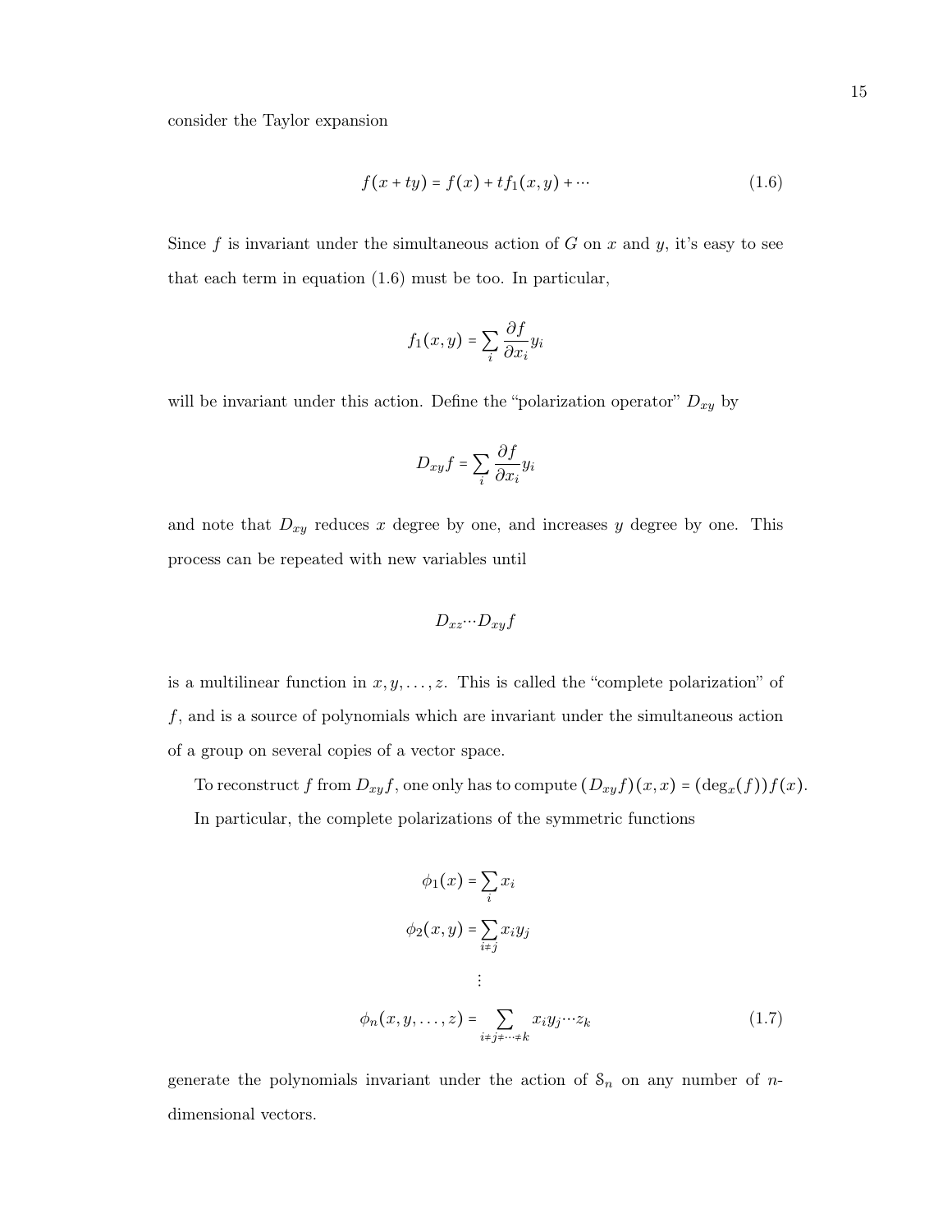consider the Taylor expansion

$$f(x + ty) = f(x) + tf_1(x, y) + \cdots \tag{1.6}$$

Since $f$ is invariant under the simultaneous action of $G$ on $x$ and $y$, it's easy to see that each term in equation (1.6) must be too. In particular,

$$f_1(x, y) = \sum_i \frac{\partial f}{\partial x_i} y_i$$

will be invariant under this action. Define the "polarization operator" $D_{xy}$ by

$$D_{xy} f = \sum_i \frac{\partial f}{\partial x_i} y_i$$

and note that $D_{xy}$ reduces $x$ degree by one, and increases $y$ degree by one. This process can be repeated with new variables until

$$D_{xz} \cdots D_{xy} f$$

is a multilinear function in $x, y, \ldots, z$. This is called the "complete polarization" of $f$, and is a source of polynomials which are invariant under the simultaneous action of a group on several copies of a vector space.

To reconstruct $f$ from $D_{xy} f$, one only has to compute $(D_{xy} f)(x, x) = (\deg_x(f)) f(x)$.

In particular, the complete polarizations of the symmetric functions

$$\phi_1(x) = \sum_i x_i$$

$$\phi_2(x, y) = \sum_{i \neq j} x_i y_j$$

$$\vdots$$

$$\phi_n(x, y, \ldots, z) = \sum_{i \neq j \neq \cdots \neq k} x_i y_j \cdots z_k \tag{1.7}$$

generate the polynomials invariant under the action of $\mathcal{S}_n$ on any number of $n$-dimensional vectors.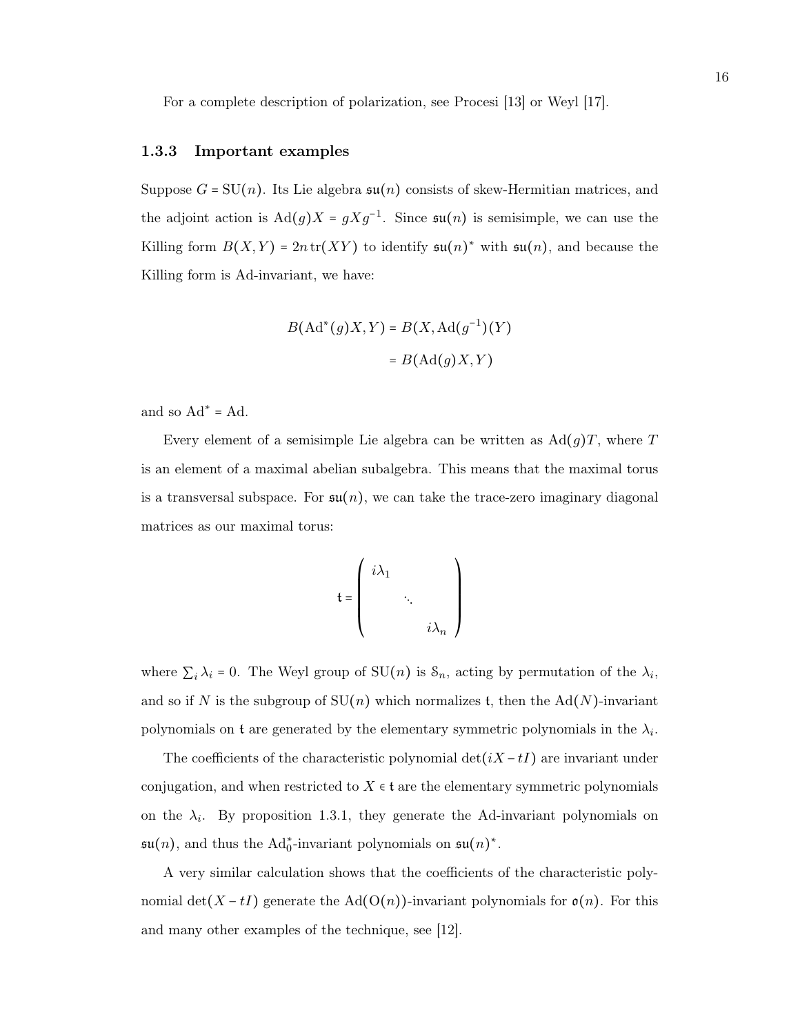For a complete description of polarization, see Procesi [13] or Weyl [17].

### 1.3.3 Important examples

Suppose $G = \mathrm{SU}(n)$. Its Lie algebra $\mathfrak{su}(n)$ consists of skew-Hermitian matrices, and the adjoint action is $\mathrm{Ad}(g)X = gXg^{-1}$. Since $\mathfrak{su}(n)$ is semisimple, we can use the Killing form $B(X,Y) = 2n\,\mathrm{tr}(XY)$ to identify $\mathfrak{su}(n)^*$ with $\mathfrak{su}(n)$, and because the Killing form is Ad-invariant, we have:

$$\begin{aligned}
B(\mathrm{Ad}^*(g)X, Y) &= B(X, \mathrm{Ad}(g^{-1})(Y)) \\
&= B(\mathrm{Ad}(g)X, Y)
\end{aligned}$$

and so $\mathrm{Ad}^* = \mathrm{Ad}$.

Every element of a semisimple Lie algebra can be written as $\mathrm{Ad}(g)T$, where $T$ is an element of a maximal abelian subalgebra. This means that the maximal torus is a transversal subspace. For $\mathfrak{su}(n)$, we can take the trace-zero imaginary diagonal matrices as our maximal torus:

$$\mathfrak{t} = \begin{pmatrix} i\lambda_1 & & \\ & \ddots & \\ & & i\lambda_n \end{pmatrix}$$

where $\sum_i \lambda_i = 0$. The Weyl group of $\mathrm{SU}(n)$ is $\mathcal{S}_n$, acting by permutation of the $\lambda_i$, and so if $N$ is the subgroup of $\mathrm{SU}(n)$ which normalizes $\mathfrak{t}$, then the $\mathrm{Ad}(N)$-invariant polynomials on $\mathfrak{t}$ are generated by the elementary symmetric polynomials in the $\lambda_i$.

The coefficients of the characteristic polynomial $\det(iX - tI)$ are invariant under conjugation, and when restricted to $X \in \mathfrak{t}$ are the elementary symmetric polynomials on the $\lambda_i$. By proposition 1.3.1, they generate the Ad-invariant polynomials on $\mathfrak{su}(n)$, and thus the $\mathrm{Ad}_0^*$-invariant polynomials on $\mathfrak{su}(n)^*$.

A very similar calculation shows that the coefficients of the characteristic polynomial $\det(X - tI)$ generate the $\mathrm{Ad}(\mathrm{O}(n))$-invariant polynomials for $\mathfrak{o}(n)$. For this and many other examples of the technique, see [12].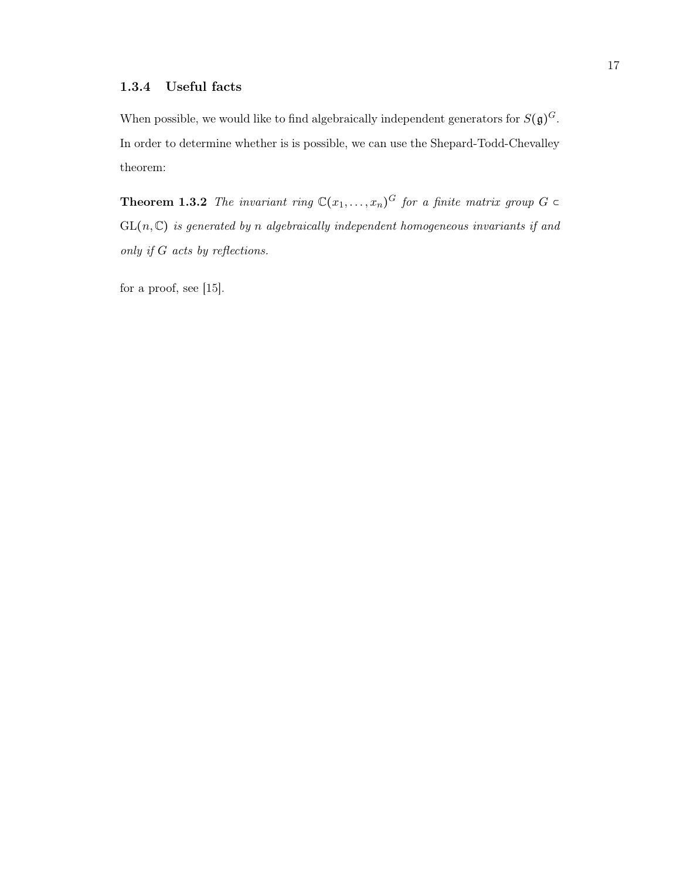### 1.3.4 Useful facts

When possible, we would like to find algebraically independent generators for $S(\mathfrak{g})^G$. In order to determine whether is is possible, we can use the Shepard-Todd-Chevalley theorem:

**Theorem 1.3.2** *The invariant ring* $\mathbb{C}(x_1, \ldots, x_n)^G$ *for a finite matrix group* $G \subset \mathrm{GL}(n, \mathbb{C})$ *is generated by* $n$ *algebraically independent homogeneous invariants if and only if* $G$ *acts by reflections.*

for a proof, see [15].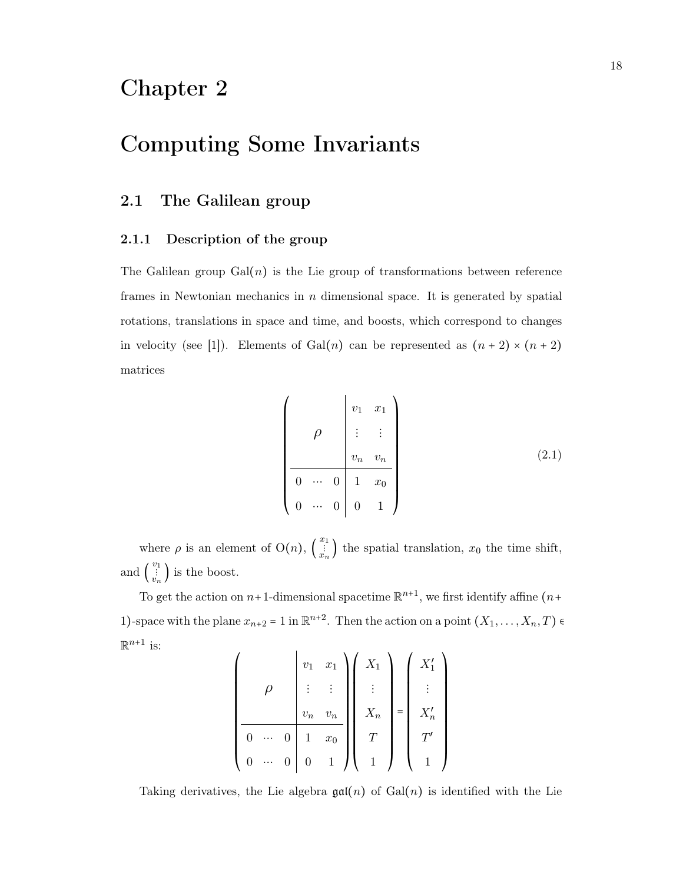# Chapter 2

# Computing Some Invariants

## 2.1 The Galilean group

### 2.1.1 Description of the group

The Galilean group $\mathrm{Gal}(n)$ is the Lie group of transformations between reference frames in Newtonian mechanics in $n$ dimensional space. It is generated by spatial rotations, translations in space and time, and boosts, which correspond to changes in velocity (see [1]). Elements of $\mathrm{Gal}(n)$ can be represented as $(n+2) \times (n+2)$ matrices

$$
\left(\begin{array}{ccc|cc}
 & & & v_1 & x_1 \\
 & \rho & & \vdots & \vdots \\
 & & & v_n & v_n \\
\hline
0 & \cdots & 0 & 1 & x_0 \\
0 & \cdots & 0 & 0 & 1
\end{array}\right)
\tag{2.1}
$$

where $\rho$ is an element of $\mathrm{O}(n)$, $\left(\begin{smallmatrix} x_1 \\ \vdots \\ x_n \end{smallmatrix}\right)$ the spatial translation, $x_0$ the time shift, and $\left(\begin{smallmatrix} v_1 \\ \vdots \\ v_n \end{smallmatrix}\right)$ is the boost.

To get the action on $n+1$-dimensional spacetime $\mathbb{R}^{n+1}$, we first identify affine $(n+1)$-space with the plane $x_{n+2} = 1$ in $\mathbb{R}^{n+2}$. Then the action on a point $(X_1, \ldots, X_n, T) \in \mathbb{R}^{n+1}$ is:

$$
\left(\begin{array}{ccc|cc}
 & & & v_1 & x_1 \\
 & \rho & & \vdots & \vdots \\
 & & & v_n & v_n \\
\hline
0 & \cdots & 0 & 1 & x_0 \\
0 & \cdots & 0 & 0 & 1
\end{array}\right)
\begin{pmatrix} X_1 \\ \vdots \\ X_n \\ T \\ 1 \end{pmatrix}
=
\begin{pmatrix} X_1' \\ \vdots \\ X_n' \\ T' \\ 1 \end{pmatrix}
$$

Taking derivatives, the Lie algebra $\mathfrak{gal}(n)$ of $\mathrm{Gal}(n)$ is identified with the Lie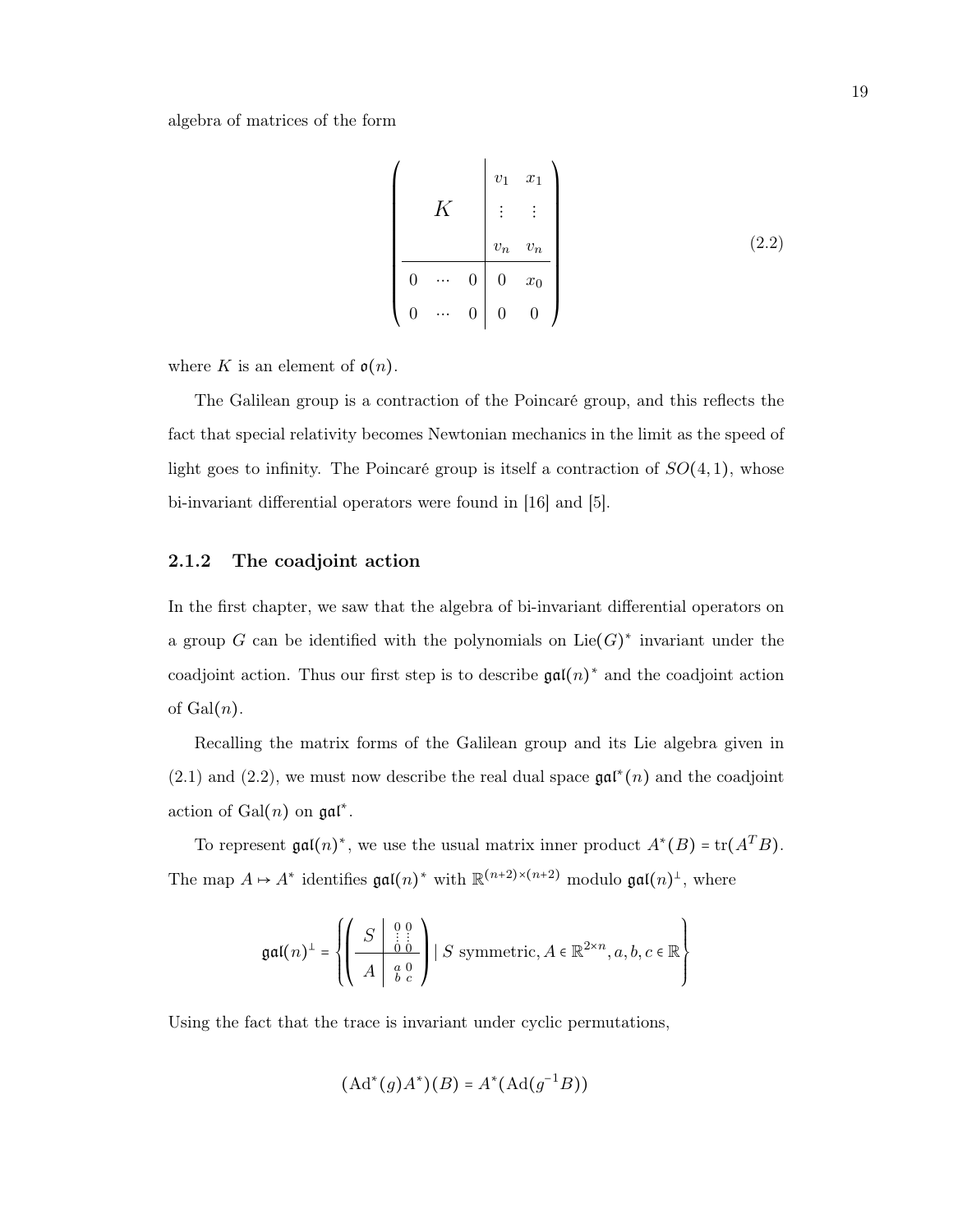algebra of matrices of the form

$$
\left(\begin{array}{ccc|cc}
 & & & v_1 & x_1 \\
 & K & & \vdots & \vdots \\
 & & & v_n & v_n \\
\hline
0 & \cdots & 0 & 0 & x_0 \\
0 & \cdots & 0 & 0 & 0
\end{array}\right) \tag{2.2}
$$

where $K$ is an element of $\mathfrak{o}(n)$.

The Galilean group is a contraction of the Poincaré group, and this reflects the fact that special relativity becomes Newtonian mechanics in the limit as the speed of light goes to infinity. The Poincaré group is itself a contraction of $SO(4,1)$, whose bi-invariant differential operators were found in [16] and [5].

### 2.1.2 The coadjoint action

In the first chapter, we saw that the algebra of bi-invariant differential operators on a group $G$ can be identified with the polynomials on $\mathrm{Lie}(G)^*$ invariant under the coadjoint action. Thus our first step is to describe $\mathfrak{gal}(n)^*$ and the coadjoint action of $\mathrm{Gal}(n)$.

Recalling the matrix forms of the Galilean group and its Lie algebra given in (2.1) and (2.2), we must now describe the real dual space $\mathfrak{gal}^*(n)$ and the coadjoint action of $\mathrm{Gal}(n)$ on $\mathfrak{gal}^*$.

To represent $\mathfrak{gal}(n)^*$, we use the usual matrix inner product $A^*(B) = \mathrm{tr}(A^T B)$. The map $A \mapsto A^*$ identifies $\mathfrak{gal}(n)^*$ with $\mathbb{R}^{(n+2)\times(n+2)}$ modulo $\mathfrak{gal}(n)^\perp$, where

$$
\mathfrak{gal}(n)^\perp = \left\{ \left( \begin{array}{c|cc} S & \begin{smallmatrix} 0 & 0 \\ \vdots & \vdots \\ 0 & 0 \end{smallmatrix} \\ \hline A & \begin{smallmatrix} a & 0 \\ b & c \end{smallmatrix} \end{array} \right) \mid S \text{ symmetric}, A \in \mathbb{R}^{2\times n}, a, b, c \in \mathbb{R} \right\}
$$

Using the fact that the trace is invariant under cyclic permutations,

$$
(\mathrm{Ad}^*(g)A^*)(B) = A^*(\mathrm{Ad}(g^{-1}B))
$$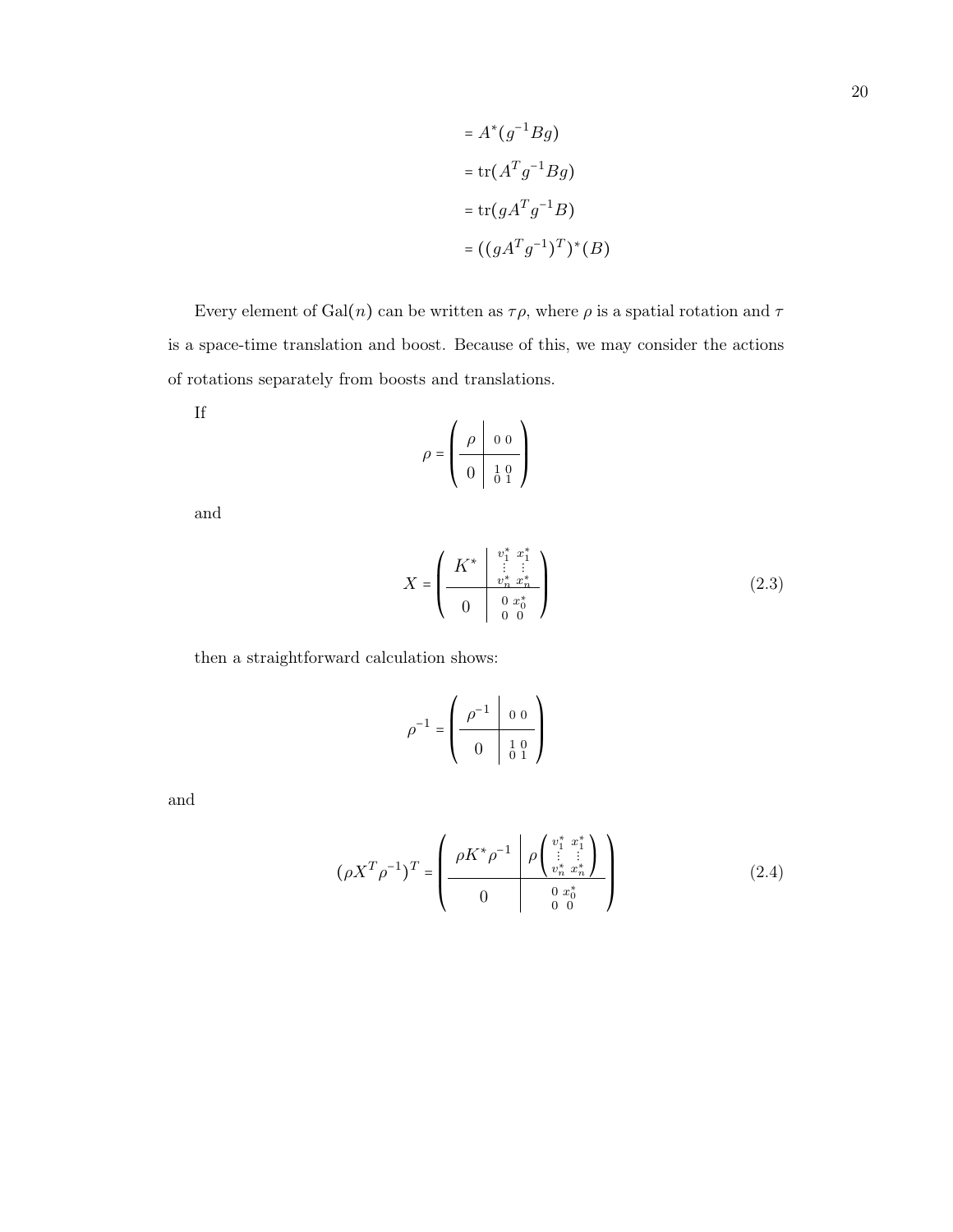$$= A^*(g^{-1}Bg)$$

$$= \operatorname{tr}(A^T g^{-1} B g)$$

$$= \operatorname{tr}(g A^T g^{-1} B)$$

$$= ((g A^T g^{-1})^T)^*(B)$$

Every element of $\text{Gal}(n)$ can be written as $\tau\rho$, where $\rho$ is a spatial rotation and $\tau$ is a space-time translation and boost. Because of this, we may consider the actions of rotations separately from boosts and translations.

If

$$\rho = \left(\begin{array}{c|c} \rho & \begin{smallmatrix} 0 & 0 \end{smallmatrix} \\ \hline 0 & \begin{smallmatrix} 1 & 0 \\ 0 & 1 \end{smallmatrix} \end{array}\right)$$

and

$$X = \left(\begin{array}{c|c} K^* & \begin{smallmatrix} v_1^* & x_1^* \\ \vdots & \vdots \\ v_n^* & x_n^* \end{smallmatrix} \\ \hline 0 & \begin{smallmatrix} 0 & x_0^* \\ 0 & 0 \end{smallmatrix} \end{array}\right) \tag{2.3}$$

then a straightforward calculation shows:

$$\rho^{-1} = \left(\begin{array}{c|c} \rho^{-1} & \begin{smallmatrix} 0 & 0 \end{smallmatrix} \\ \hline 0 & \begin{smallmatrix} 1 & 0 \\ 0 & 1 \end{smallmatrix} \end{array}\right)$$

and

$$(\rho X^T \rho^{-1})^T = \left(\begin{array}{c|c} \rho K^* \rho^{-1} & \rho \begin{pmatrix} v_1^* & x_1^* \\ \vdots & \vdots \\ v_n^* & x_n^* \end{pmatrix} \\ \hline 0 & \begin{smallmatrix} 0 & x_0^* \\ 0 & 0 \end{smallmatrix} \end{array}\right) \tag{2.4}$$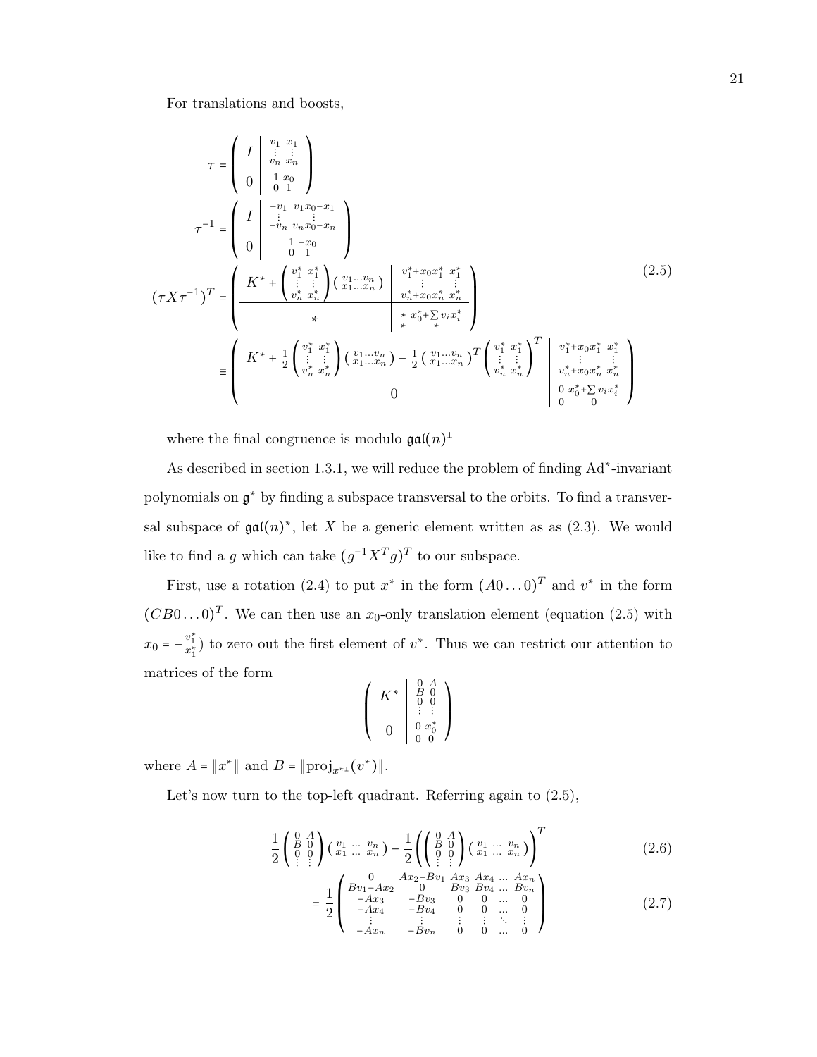For translations and boosts,

$$
\begin{aligned}
\tau &= \left(\begin{array}{c|c} I & \begin{smallmatrix} v_1 & x_1 \\ \vdots & \vdots \\ v_n & x_n \end{smallmatrix} \\ \hline 0 & \begin{smallmatrix} 1 & x_0 \\ 0 & 1 \end{smallmatrix} \end{array}\right) \\
\tau^{-1} &= \left(\begin{array}{c|c} I & \begin{smallmatrix} -v_1 & v_1 x_0 - x_1 \\ \vdots & \vdots \\ -v_n & v_n x_0 - x_n \end{smallmatrix} \\ \hline 0 & \begin{smallmatrix} 1 & -x_0 \\ 0 & 1 \end{smallmatrix} \end{array}\right) \\
(\tau X \tau^{-1})^T &= \left(\begin{array}{c|c} K^* + \begin{pmatrix} v_1^* & x_1^* \\ \vdots & \vdots \\ v_n^* & x_n^* \end{pmatrix} \begin{pmatrix} v_1 \dots v_n \\ x_1 \dots x_n \end{pmatrix} & \begin{smallmatrix} v_1^* + x_0 x_1^* & x_1^* \\ \vdots & \vdots \\ v_n^* + x_0 x_n^* & x_n^* \end{smallmatrix} \\ \hline * & \begin{smallmatrix} * & x_0^* + \sum v_i x_i^* \\ * & * \end{smallmatrix} \end{array}\right) \\
&\equiv \left(\begin{array}{c|c} K^* + \frac{1}{2}\begin{pmatrix} v_1^* & x_1^* \\ \vdots & \vdots \\ v_n^* & x_n^* \end{pmatrix} \begin{pmatrix} v_1 \dots v_n \\ x_1 \dots x_n \end{pmatrix} - \frac{1}{2}\begin{pmatrix} v_1 \dots v_n \\ x_1 \dots x_n \end{pmatrix}^T \begin{pmatrix} v_1^* & x_1^* \\ \vdots & \vdots \\ v_n^* & x_n^* \end{pmatrix}^T & \begin{smallmatrix} v_1^* + x_0 x_1^* & x_1^* \\ \vdots & \vdots \\ v_n^* + x_0 x_n^* & x_n^* \end{smallmatrix} \\ \hline 0 & \begin{smallmatrix} 0 & x_0^* + \sum v_i x_i^* \\ 0 & 0 \end{smallmatrix} \end{array}\right)
\end{aligned}
\tag{2.5}
$$

where the final congruence is modulo $\mathfrak{gal}(n)^\perp$

As described in section 1.3.1, we will reduce the problem of finding $\mathrm{Ad}^*$-invariant polynomials on $\mathfrak{g}^*$ by finding a subspace transversal to the orbits. To find a transversal subspace of $\mathfrak{gal}(n)^*$, let $X$ be a generic element written as as (2.3). We would like to find a $g$ which can take $(g^{-1}X^T g)^T$ to our subspace.

First, use a rotation (2.4) to put $x^*$ in the form $(A0\dots0)^T$ and $v^*$ in the form $(CB0\dots0)^T$. We can then use an $x_0$-only translation element (equation (2.5) with $x_0 = -\frac{v_1^*}{x_1^*}$) to zero out the first element of $v^*$. Thus we can restrict our attention to matrices of the form

$$
\left(\begin{array}{c|c} K^* & \begin{smallmatrix} 0 & A \\ B & 0 \\ 0 & 0 \\ \vdots & \vdots \end{smallmatrix} \\ \hline 0 & \begin{smallmatrix} 0 & x_0^* \\ 0 & 0 \end{smallmatrix} \end{array}\right)
$$

where $A = \|x^*\|$ and $B = \|\mathrm{proj}_{x^{*\perp}}(v^*)\|$.

Let's now turn to the top-left quadrant. Referring again to (2.5),

$$
\frac{1}{2}\begin{pmatrix} 0 & A \\ B & 0 \\ 0 & 0 \\ \vdots & \vdots \end{pmatrix}\begin{pmatrix} v_1 & \dots & v_n \\ x_1 & \dots & x_n \end{pmatrix} - \frac{1}{2}\left(\begin{pmatrix} 0 & A \\ B & 0 \\ 0 & 0 \\ \vdots & \vdots \end{pmatrix}\begin{pmatrix} v_1 & \dots & v_n \\ x_1 & \dots & x_n \end{pmatrix}\right)^T \tag{2.6}
$$

$$
= \frac{1}{2}\begin{pmatrix} 0 & Ax_2 - Bv_1 & Ax_3 & Ax_4 & \dots & Ax_n \\ Bv_1 - Ax_2 & 0 & Bv_3 & Bv_4 & \dots & Bv_n \\ -Ax_3 & -Bv_3 & 0 & 0 & \dots & 0 \\ -Ax_4 & -Bv_4 & 0 & 0 & \dots & 0 \\ \vdots & \vdots & \vdots & \vdots & \ddots & \vdots \\ -Ax_n & -Bv_n & 0 & 0 & \dots & 0 \end{pmatrix} \tag{2.7}
$$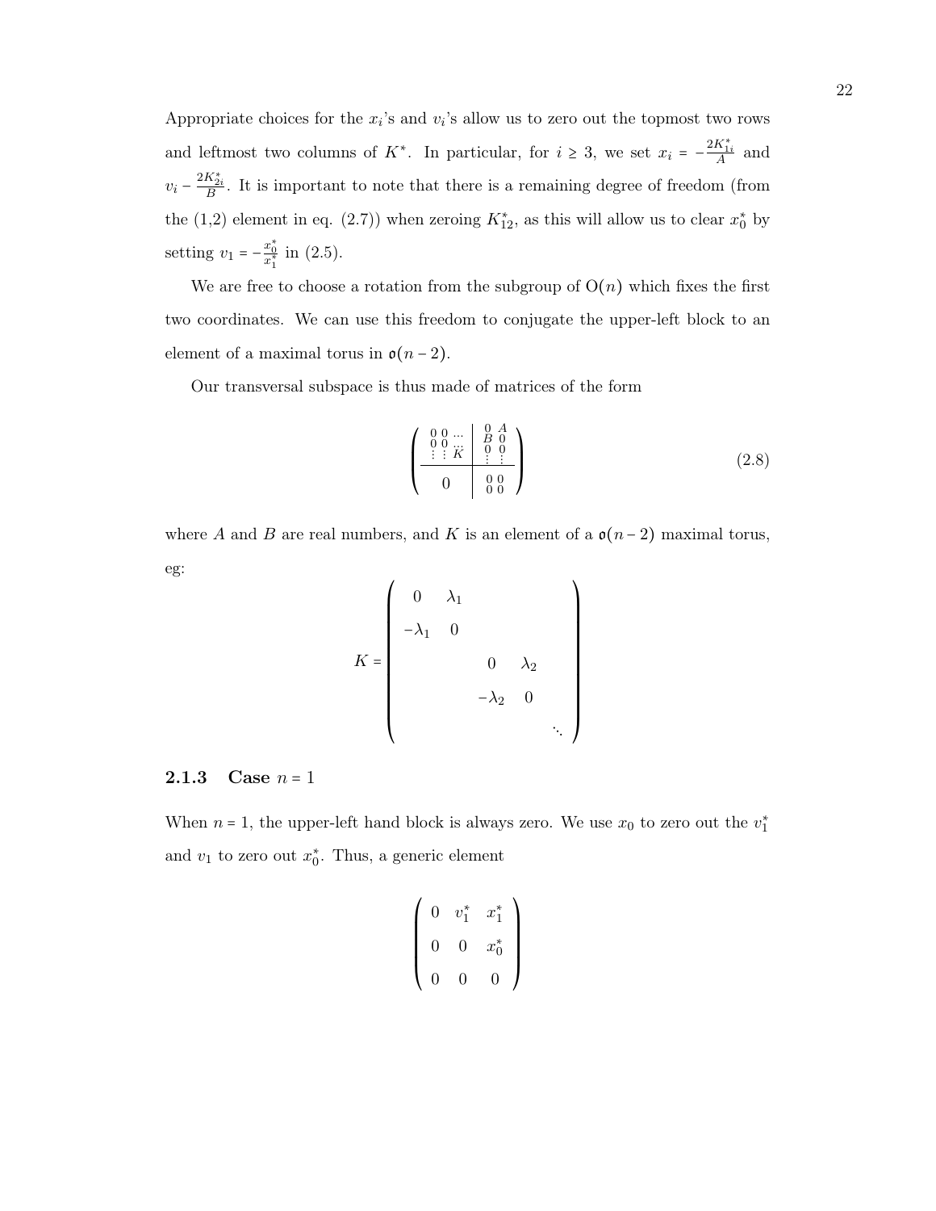Appropriate choices for the $x_i$'s and $v_i$'s allow us to zero out the topmost two rows and leftmost two columns of $K^*$. In particular, for $i \geq 3$, we set $x_i = -\frac{2K^*_{1i}}{A}$ and $v_i - \frac{2K^*_{2i}}{B}$. It is important to note that there is a remaining degree of freedom (from the (1,2) element in eq. (2.7)) when zeroing $K^*_{12}$, as this will allow us to clear $x^*_0$ by setting $v_1 = -\frac{x^*_0}{x^*_1}$ in (2.5).

We are free to choose a rotation from the subgroup of $\mathrm{O}(n)$ which fixes the first two coordinates. We can use this freedom to conjugate the upper-left block to an element of a maximal torus in $\mathfrak{o}(n-2)$.

Our transversal subspace is thus made of matrices of the form

$$\left(\begin{array}{c|c} \begin{smallmatrix} 0 & 0 & \cdots \\ 0 & 0 & \cdots \\ \vdots & \vdots & K \end{smallmatrix} & \begin{smallmatrix} 0 & A \\ B & 0 \\ 0 & 0 \\ \vdots & \vdots \end{smallmatrix} \\ \hline 0 & \begin{smallmatrix} 0 & 0 \\ 0 & 0 \end{smallmatrix} \end{array}\right) \tag{2.8}$$

where $A$ and $B$ are real numbers, and $K$ is an element of a $\mathfrak{o}(n-2)$ maximal torus, eg:

$$K = \begin{pmatrix} 0 & \lambda_1 & & & \\ -\lambda_1 & 0 & & & \\ & & 0 & \lambda_2 & \\ & & -\lambda_2 & 0 & \\ & & & & \ddots \end{pmatrix}$$

### 2.1.3 Case $n = 1$

When $n = 1$, the upper-left hand block is always zero. We use $x_0$ to zero out the $v^*_1$ and $v_1$ to zero out $x^*_0$. Thus, a generic element

$$\begin{pmatrix} 0 & v^*_1 & x^*_1 \\ 0 & 0 & x^*_0 \\ 0 & 0 & 0 \end{pmatrix}$$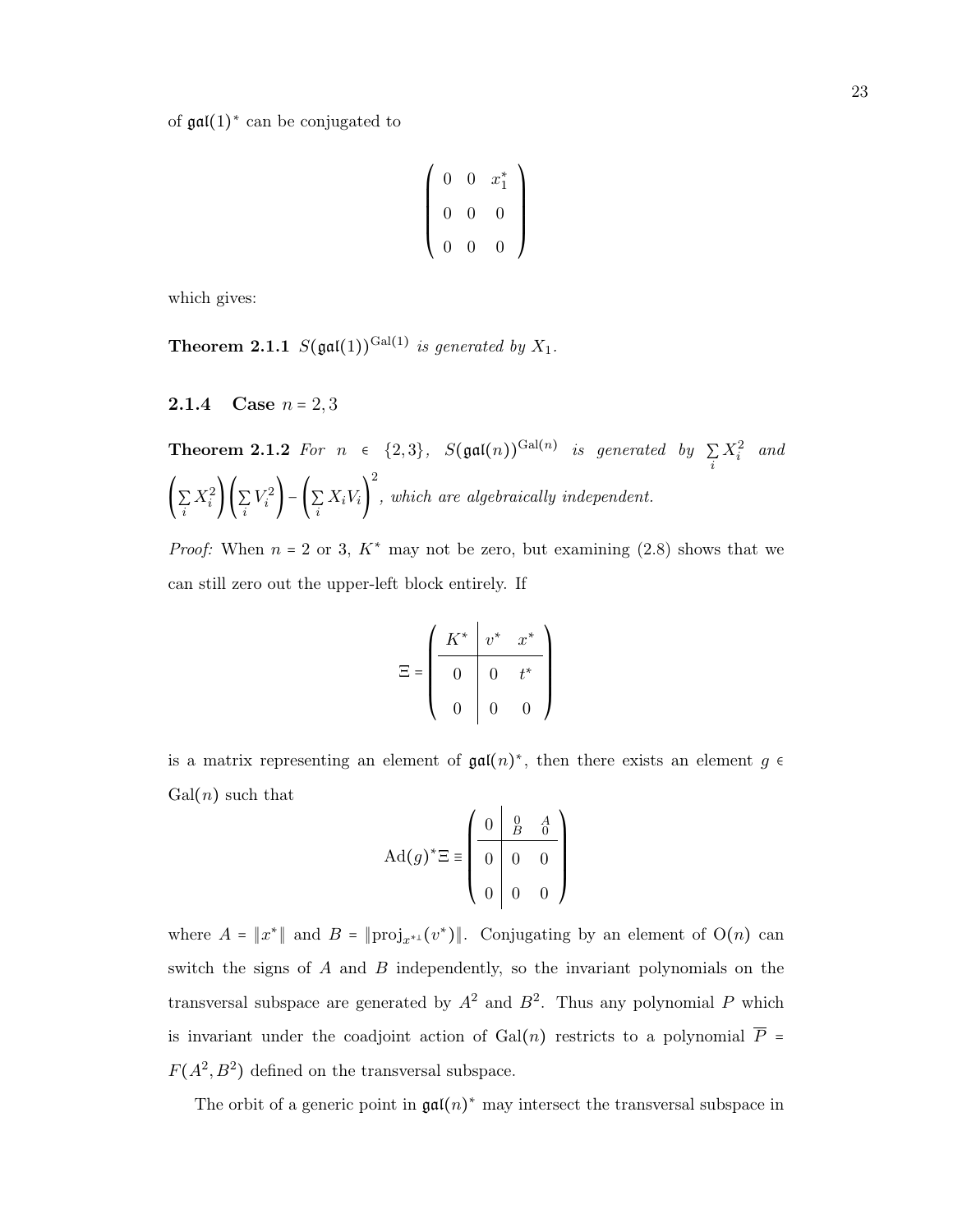of $\mathfrak{gal}(1)^*$ can be conjugated to

$$\begin{pmatrix} 0 & 0 & x_1^* \\ 0 & 0 & 0 \\ 0 & 0 & 0 \end{pmatrix}$$

which gives:

**Theorem 2.1.1** *$S(\mathfrak{gal}(1))^{\mathrm{Gal}(1)}$ is generated by $X_1$.*

### 2.1.4 Case $n = 2, 3$

**Theorem 2.1.2** *For $n \in \{2,3\}$, $S(\mathfrak{gal}(n))^{\mathrm{Gal}(n)}$ is generated by $\sum_i X_i^2$ and $\left(\sum_i X_i^2\right)\left(\sum_i V_i^2\right) - \left(\sum_i X_i V_i\right)^2$, which are algebraically independent.*

*Proof:* When $n = 2$ or $3$, $K^*$ may not be zero, but examining (2.8) shows that we can still zero out the upper-left block entirely. If

$$\Xi = \left(\begin{array}{c|cc} K^* & v^* & x^* \\ \hline 0 & 0 & t^* \\ 0 & 0 & 0 \end{array}\right)$$

is a matrix representing an element of $\mathfrak{gal}(n)^*$, then there exists an element $g \in \mathrm{Gal}(n)$ such that

$$\mathrm{Ad}(g)^*\Xi \equiv \left(\begin{array}{c|cc} 0 & \begin{smallmatrix} 0 \\ B \end{smallmatrix} & \begin{smallmatrix} A \\ 0 \end{smallmatrix} \\ \hline 0 & 0 & 0 \\ 0 & 0 & 0 \end{array}\right)$$

where $A = \|x^*\|$ and $B = \|\mathrm{proj}_{x^{*\perp}}(v^*)\|$. Conjugating by an element of $\mathrm{O}(n)$ can switch the signs of $A$ and $B$ independently, so the invariant polynomials on the transversal subspace are generated by $A^2$ and $B^2$. Thus any polynomial $P$ which is invariant under the coadjoint action of $\mathrm{Gal}(n)$ restricts to a polynomial $\overline{P} = F(A^2, B^2)$ defined on the transversal subspace.

The orbit of a generic point in $\mathfrak{gal}(n)^*$ may intersect the transversal subspace in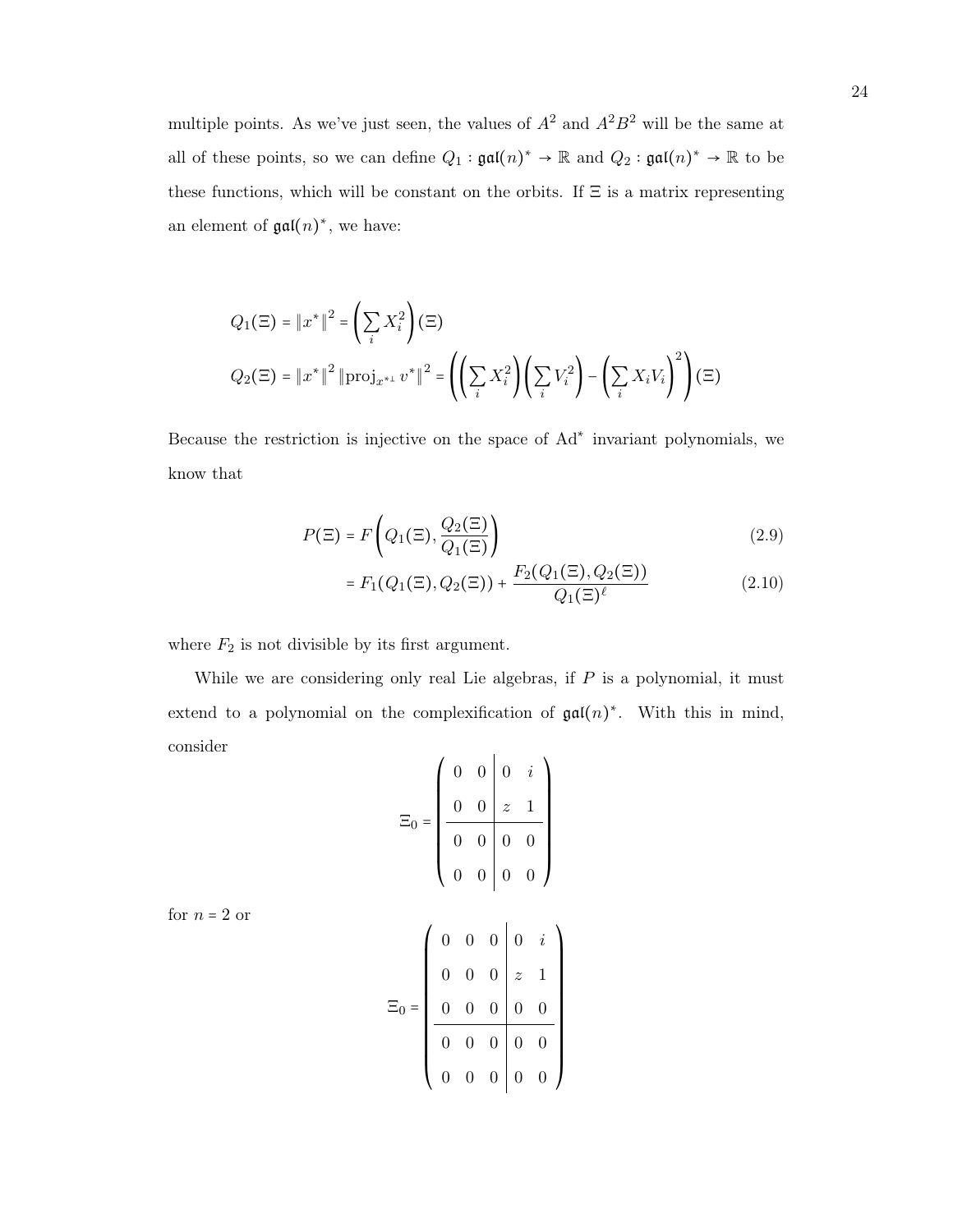multiple points. As we've just seen, the values of $A^2$ and $A^2B^2$ will be the same at all of these points, so we can define $Q_1 : \mathfrak{gal}(n)^* \to \mathbb{R}$ and $Q_2 : \mathfrak{gal}(n)^* \to \mathbb{R}$ to be these functions, which will be constant on the orbits. If $\Xi$ is a matrix representing an element of $\mathfrak{gal}(n)^*$, we have:

$$
\begin{aligned}
Q_1(\Xi) &= \|x^*\|^2 = \left(\sum_i X_i^2\right)(\Xi) \\
Q_2(\Xi) &= \|x^*\|^2 \left\|\mathrm{proj}_{x^{*\perp}} v^*\right\|^2 = \left(\left(\sum_i X_i^2\right)\left(\sum_i V_i^2\right) - \left(\sum_i X_i V_i\right)^2\right)(\Xi)
\end{aligned}
$$

Because the restriction is injective on the space of $\mathrm{Ad}^*$ invariant polynomials, we know that

$$
\begin{aligned}
P(\Xi) &= F\left(Q_1(\Xi), \frac{Q_2(\Xi)}{Q_1(\Xi)}\right) && (2.9) \\
&= F_1(Q_1(\Xi), Q_2(\Xi)) + \frac{F_2(Q_1(\Xi), Q_2(\Xi))}{Q_1(\Xi)^\ell} && (2.10)
\end{aligned}
$$

where $F_2$ is not divisible by its first argument.

While we are considering only real Lie algebras, if $P$ is a polynomial, it must extend to a polynomial on the complexification of $\mathfrak{gal}(n)^*$. With this in mind, consider

$$
\Xi_0 = \left(\begin{array}{cc|cc}
0 & 0 & 0 & i \\
0 & 0 & z & 1 \\
\hline
0 & 0 & 0 & 0 \\
0 & 0 & 0 & 0
\end{array}\right)
$$

for $n = 2$ or

$$
\Xi_0 = \left(\begin{array}{ccc|cc}
0 & 0 & 0 & 0 & i \\
0 & 0 & 0 & z & 1 \\
0 & 0 & 0 & 0 & 0 \\
\hline
0 & 0 & 0 & 0 & 0 \\
0 & 0 & 0 & 0 & 0
\end{array}\right)
$$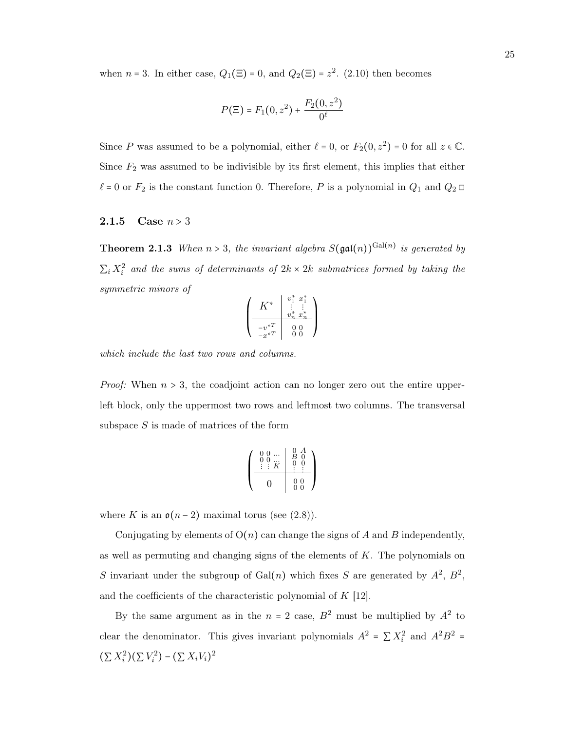when $n = 3$. In either case, $Q_1(\Xi) = 0$, and $Q_2(\Xi) = z^2$. (2.10) then becomes

$$P(\Xi) = F_1(0, z^2) + \frac{F_2(0, z^2)}{0^\ell}$$

Since $P$ was assumed to be a polynomial, either $\ell = 0$, or $F_2(0, z^2) = 0$ for all $z \in \mathbb{C}$. Since $F_2$ was assumed to be indivisible by its first element, this implies that either $\ell = 0$ or $F_2$ is the constant function 0. Therefore, $P$ is a polynomial in $Q_1$ and $Q_2$ □

### 2.1.5 Case $n > 3$

**Theorem 2.1.3** *When $n > 3$, the invariant algebra $S(\mathfrak{gal}(n))^{\mathrm{Gal}(n)}$ is generated by $\sum_i X_i^2$ and the sums of determinants of $2k \times 2k$ submatrices formed by taking the symmetric minors of*

$$\left(\begin{array}{c|cc} K^* & \begin{matrix} v_1^* \\ \vdots \\ v_n^* \end{matrix} & \begin{matrix} x_1^* \\ \vdots \\ x_n^* \end{matrix} \\ \hline \begin{matrix} -v^{*T} \\ -x^{*T} \end{matrix} & \begin{matrix} 0 \\ 0 \end{matrix} & \begin{matrix} 0 \\ 0 \end{matrix} \end{array}\right)$$

*which include the last two rows and columns.*

*Proof:* When $n > 3$, the coadjoint action can no longer zero out the entire upper-left block, only the uppermost two rows and leftmost two columns. The transversal subspace $S$ is made of matrices of the form

$$\left(\begin{array}{ccc|cc} 0 & 0 & \cdots & 0 & A \\ 0 & 0 & \cdots & B & 0 \\ \vdots & \vdots & K & 0 & 0 \\ & & & \vdots & \vdots \\ \hline & 0 & & 0 & 0 \\ & & & 0 & 0 \end{array}\right)$$

where $K$ is an $\mathfrak{o}(n-2)$ maximal torus (see (2.8)).

Conjugating by elements of $\mathrm{O}(n)$ can change the signs of $A$ and $B$ independently, as well as permuting and changing signs of the elements of $K$. The polynomials on $S$ invariant under the subgroup of $\mathrm{Gal}(n)$ which fixes $S$ are generated by $A^2$, $B^2$, and the coefficients of the characteristic polynomial of $K$ [12].

By the same argument as in the $n = 2$ case, $B^2$ must be multiplied by $A^2$ to clear the denominator. This gives invariant polynomials $A^2 = \sum X_i^2$ and $A^2B^2 = (\sum X_i^2)(\sum V_i^2) - (\sum X_iV_i)^2$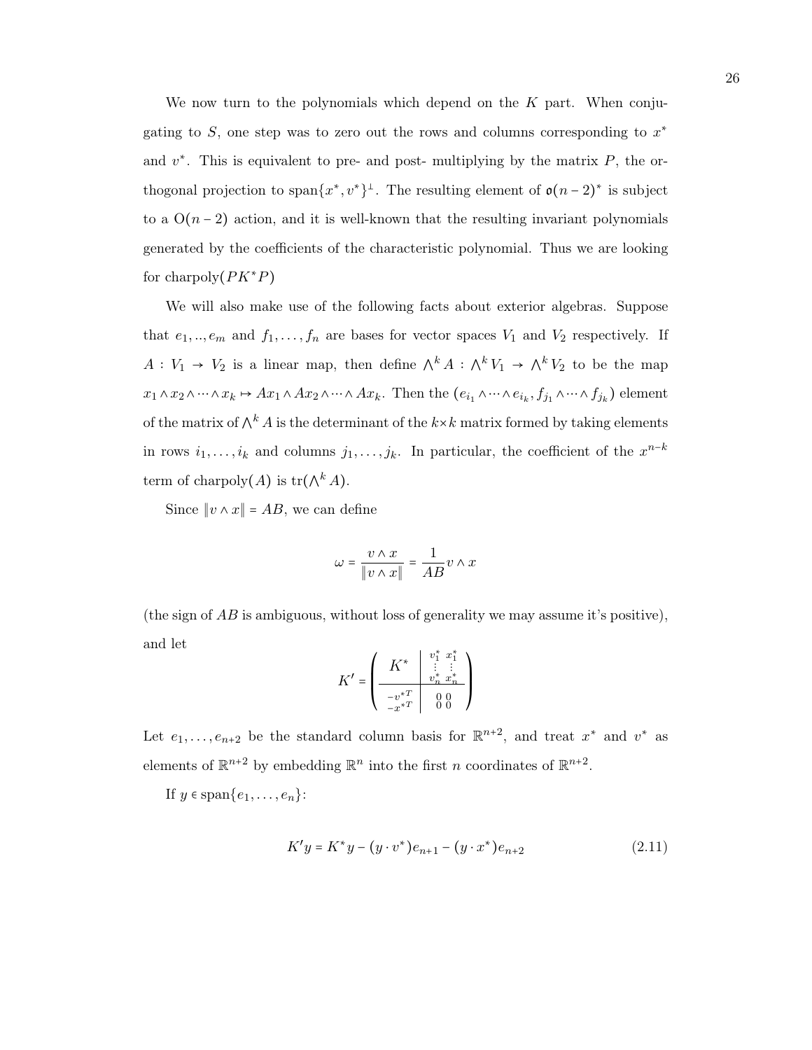We now turn to the polynomials which depend on the $K$ part. When conjugating to $S$, one step was to zero out the rows and columns corresponding to $x^*$ and $v^*$. This is equivalent to pre- and post- multiplying by the matrix $P$, the orthogonal projection to $\text{span}\{x^*, v^*\}^\perp$. The resulting element of $\mathfrak{o}(n-2)^*$ is subject to a $\text{O}(n-2)$ action, and it is well-known that the resulting invariant polynomials generated by the coefficients of the characteristic polynomial. Thus we are looking for $\text{charpoly}(PK^*P)$

We will also make use of the following facts about exterior algebras. Suppose that $e_1, .., e_m$ and $f_1, \ldots, f_n$ are bases for vector spaces $V_1$ and $V_2$ respectively. If $A : V_1 \to V_2$ is a linear map, then define $\bigwedge^k A : \bigwedge^k V_1 \to \bigwedge^k V_2$ to be the map $x_1 \wedge x_2 \wedge \cdots \wedge x_k \mapsto Ax_1 \wedge Ax_2 \wedge \cdots \wedge Ax_k$. Then the $(e_{i_1} \wedge \cdots \wedge e_{i_k}, f_{j_1} \wedge \cdots \wedge f_{j_k})$ element of the matrix of $\bigwedge^k A$ is the determinant of the $k \times k$ matrix formed by taking elements in rows $i_1, \ldots, i_k$ and columns $j_1, \ldots, j_k$. In particular, the coefficient of the $x^{n-k}$ term of $\text{charpoly}(A)$ is $\text{tr}(\bigwedge^k A)$.

Since $\|v \wedge x\| = AB$, we can define

$$\omega = \frac{v \wedge x}{\|v \wedge x\|} = \frac{1}{AB} v \wedge x$$

(the sign of $AB$ is ambiguous, without loss of generality we may assume it's positive), and let

$$K' = \left(\begin{array}{c|cc} K^* & \begin{matrix} v_1^* \\ \vdots \\ v_n^* \end{matrix} & \begin{matrix} x_1^* \\ \vdots \\ x_n^* \end{matrix} \\ \hline \begin{matrix} -v^{*T} \\ -x^{*T} \end{matrix} & \begin{matrix} 0 \\ 0 \end{matrix} & \begin{matrix} 0 \\ 0 \end{matrix} \end{array}\right)$$

Let $e_1, \ldots, e_{n+2}$ be the standard column basis for $\mathbb{R}^{n+2}$, and treat $x^*$ and $v^*$ as elements of $\mathbb{R}^{n+2}$ by embedding $\mathbb{R}^n$ into the first $n$ coordinates of $\mathbb{R}^{n+2}$.

If $y \in \text{span}\{e_1, \ldots, e_n\}$:

$$K'y = K^*y - (y \cdot v^*)e_{n+1} - (y \cdot x^*)e_{n+2} \tag{2.11}$$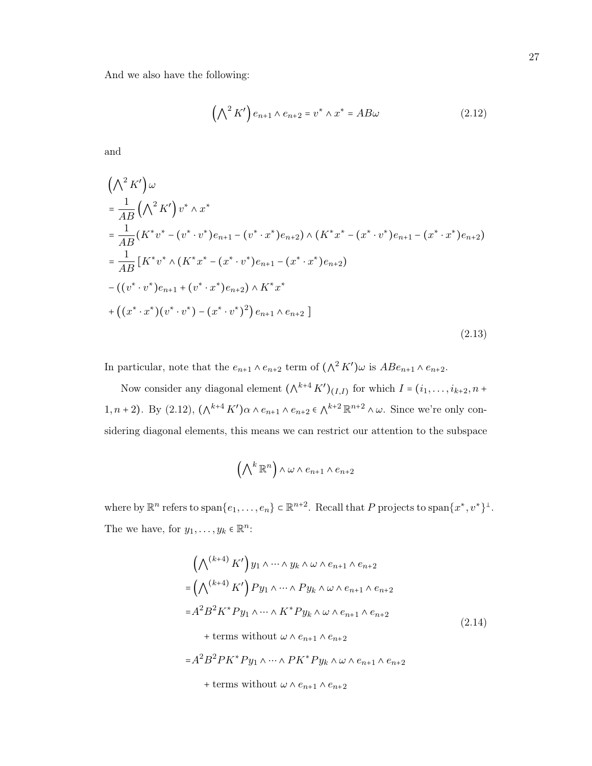And we also have the following:

$$\left(\bigwedge^2 K'\right) e_{n+1} \wedge e_{n+2} = v^* \wedge x^* = AB\omega \tag{2.12}$$

and

$$\begin{aligned}
&\left(\bigwedge^2 K'\right)\omega \\
&= \frac{1}{AB}\left(\bigwedge^2 K'\right) v^* \wedge x^* \\
&= \frac{1}{AB}(K^* v^* - (v^* \cdot v^*)e_{n+1} - (v^* \cdot x^*)e_{n+2}) \wedge (K^* x^* - (x^* \cdot v^*)e_{n+1} - (x^* \cdot x^*)e_{n+2}) \\
&= \frac{1}{AB}\left[K^* v^* \wedge (K^* x^* - (x^* \cdot v^*)e_{n+1} - (x^* \cdot x^*)e_{n+2})\right. \\
&- ((v^* \cdot v^*)e_{n+1} + (v^* \cdot x^*)e_{n+2}) \wedge K^* x^* \\
&+ \left.\left((x^* \cdot x^*)(v^* \cdot v^*) - (x^* \cdot v^*)^2\right) e_{n+1} \wedge e_{n+2}\ \right]
\end{aligned} \tag{2.13}$$

In particular, note that the $e_{n+1} \wedge e_{n+2}$ term of $(\bigwedge^2 K')\omega$ is $ABe_{n+1} \wedge e_{n+2}$.

Now consider any diagonal element $(\bigwedge^{k+4} K')_{(I,I)}$ for which $I = (i_1, \ldots, i_{k+2}, n+1, n+2)$. By (2.12), $(\bigwedge^{k+4} K')\alpha \wedge e_{n+1} \wedge e_{n+2} \in \bigwedge^{k+2} \mathbb{R}^{n+2} \wedge \omega$. Since we're only considering diagonal elements, this means we can restrict our attention to the subspace

$$\left(\bigwedge^k \mathbb{R}^n\right) \wedge \omega \wedge e_{n+1} \wedge e_{n+2}$$

where by $\mathbb{R}^n$ refers to $\text{span}\{e_1, \ldots, e_n\} \subset \mathbb{R}^{n+2}$. Recall that $P$ projects to $\text{span}\{x^*, v^*\}^\perp$. The we have, for $y_1, \ldots, y_k \in \mathbb{R}^n$:

$$\begin{aligned}
&\left(\bigwedge^{(k+4)} K'\right) y_1 \wedge \cdots \wedge y_k \wedge \omega \wedge e_{n+1} \wedge e_{n+2} \\
=&\left(\bigwedge^{(k+4)} K'\right) Py_1 \wedge \cdots \wedge Py_k \wedge \omega \wedge e_{n+1} \wedge e_{n+2} \\
=&A^2B^2 K^* Py_1 \wedge \cdots \wedge K^* Py_k \wedge \omega \wedge e_{n+1} \wedge e_{n+2} \\
&\quad + \text{terms without } \omega \wedge e_{n+1} \wedge e_{n+2} \\
=&A^2B^2 PK^* Py_1 \wedge \cdots \wedge PK^* Py_k \wedge \omega \wedge e_{n+1} \wedge e_{n+2} \\
&\quad + \text{terms without } \omega \wedge e_{n+1} \wedge e_{n+2}
\end{aligned} \tag{2.14}$$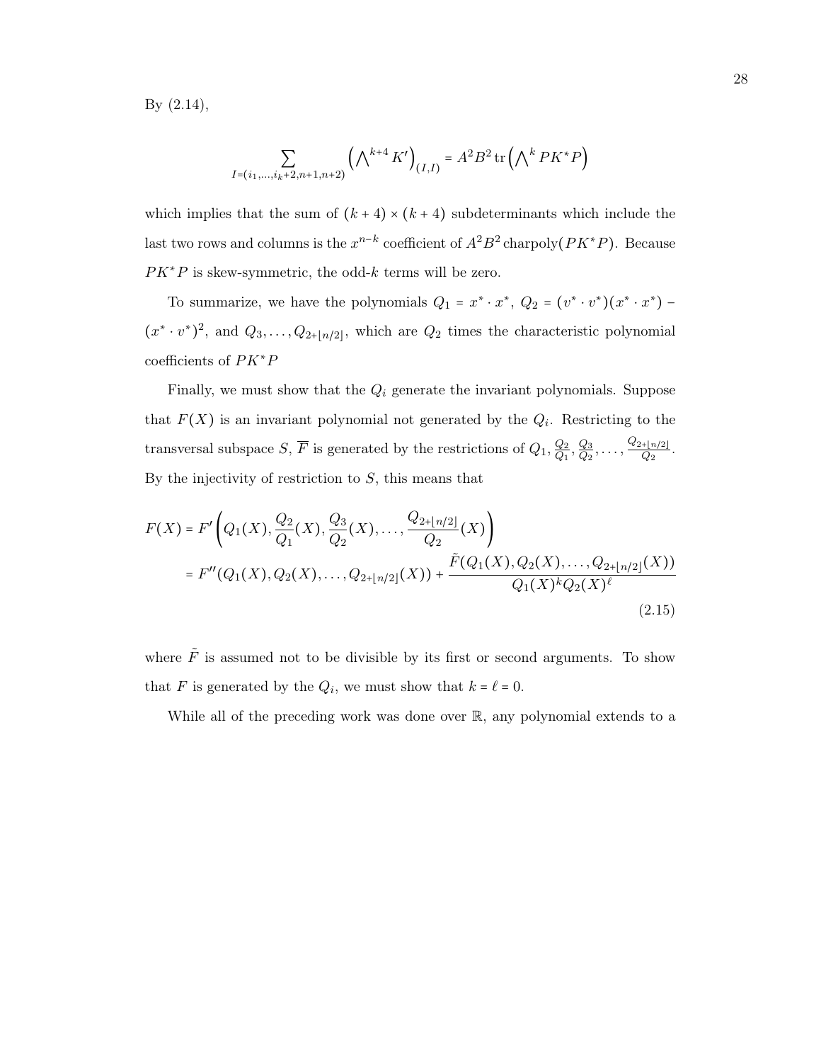By (2.14),

$$\sum_{I=(i_1,\ldots,i_k+2,n+1,n+2)} \left(\bigwedge^{k+4} K'\right)_{(I,I)} = A^2B^2\,\mathrm{tr}\left(\bigwedge^{k} PK^*P\right)$$

which implies that the sum of $(k+4)\times(k+4)$ subdeterminants which include the last two rows and columns is the $x^{n-k}$ coefficient of $A^2B^2\,\mathrm{charpoly}(PK^*P)$. Because $PK^*P$ is skew-symmetric, the odd-$k$ terms will be zero.

To summarize, we have the polynomials $Q_1 = x^*\cdot x^*$, $Q_2 = (v^*\cdot v^*)(x^*\cdot x^*) - (x^*\cdot v^*)^2$, and $Q_3,\ldots,Q_{2+\lfloor n/2\rfloor}$, which are $Q_2$ times the characteristic polynomial coefficients of $PK^*P$

Finally, we must show that the $Q_i$ generate the invariant polynomials. Suppose that $F(X)$ is an invariant polynomial not generated by the $Q_i$. Restricting to the transversal subspace $S$, $\overline{F}$ is generated by the restrictions of $Q_1, \frac{Q_2}{Q_1}, \frac{Q_3}{Q_2}, \ldots, \frac{Q_{2+\lfloor n/2\rfloor}}{Q_2}$. By the injectivity of restriction to $S$, this means that

$$\begin{aligned}
F(X) &= F'\left(Q_1(X), \frac{Q_2}{Q_1}(X), \frac{Q_3}{Q_2}(X), \ldots, \frac{Q_{2+\lfloor n/2\rfloor}}{Q_2}(X)\right) \\
&= F''(Q_1(X), Q_2(X), \ldots, Q_{2+\lfloor n/2\rfloor}(X)) + \frac{\tilde{F}(Q_1(X), Q_2(X), \ldots, Q_{2+\lfloor n/2\rfloor}(X))}{Q_1(X)^k Q_2(X)^\ell}
\end{aligned} \tag{2.15}$$

where $\tilde{F}$ is assumed not to be divisible by its first or second arguments. To show that $F$ is generated by the $Q_i$, we must show that $k = \ell = 0$.

While all of the preceding work was done over $\mathbb{R}$, any polynomial extends to a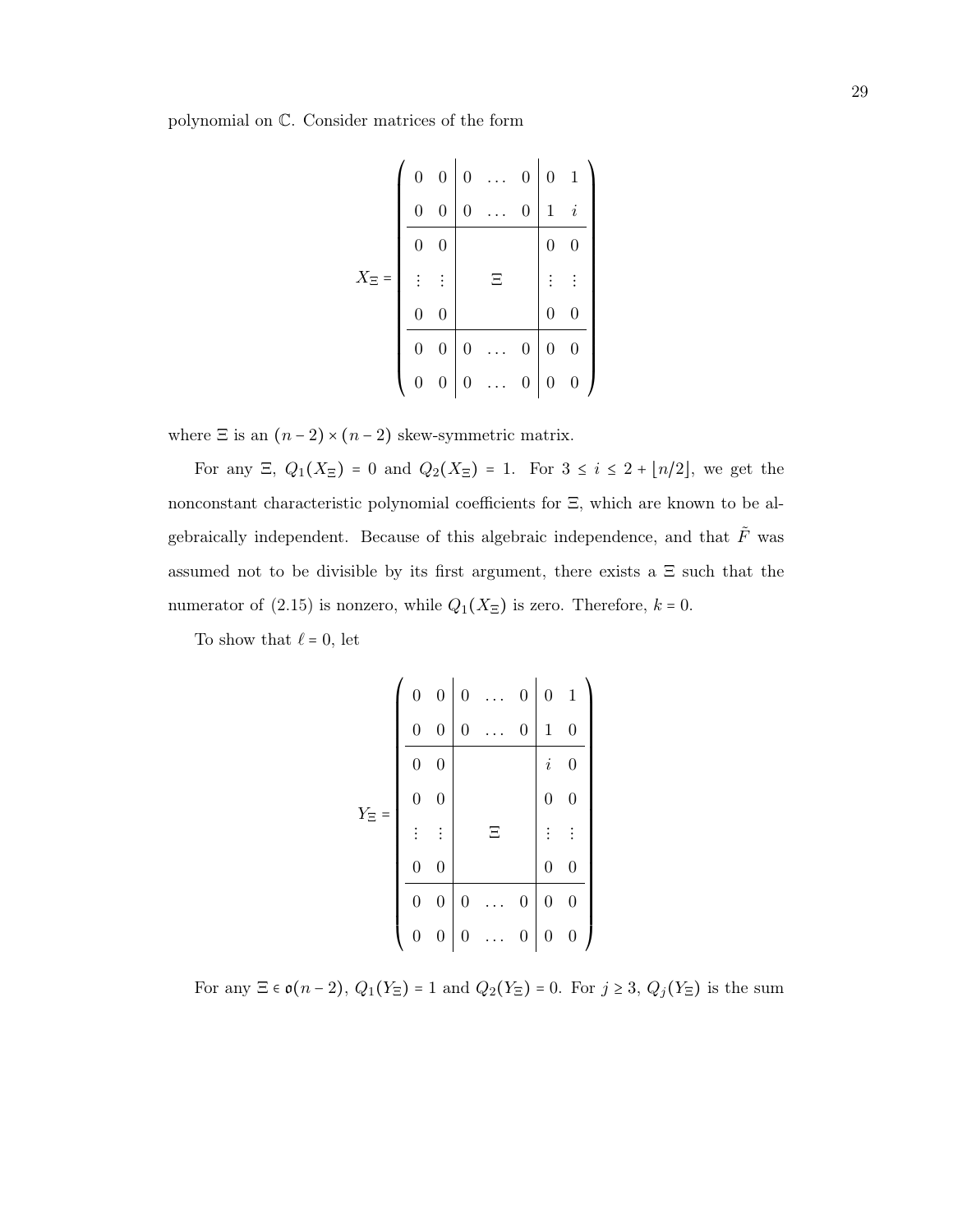polynomial on $\mathbb{C}$. Consider matrices of the form

$$
X_\Xi = \left(\begin{array}{cc|ccc|cc}
0 & 0 & 0 & \dots & 0 & 0 & 1 \\
0 & 0 & 0 & \dots & 0 & 1 & i \\
\hline
0 & 0 & & & & 0 & 0 \\
\vdots & \vdots & & \Xi & & \vdots & \vdots \\
0 & 0 & & & & 0 & 0 \\
\hline
0 & 0 & 0 & \dots & 0 & 0 & 0 \\
0 & 0 & 0 & \dots & 0 & 0 & 0
\end{array}\right)
$$

where $\Xi$ is an $(n-2) \times (n-2)$ skew-symmetric matrix.

For any $\Xi$, $Q_1(X_\Xi) = 0$ and $Q_2(X_\Xi) = 1$. For $3 \le i \le 2 + \lfloor n/2 \rfloor$, we get the nonconstant characteristic polynomial coefficients for $\Xi$, which are known to be algebraically independent. Because of this algebraic independence, and that $\tilde{F}$ was assumed not to be divisible by its first argument, there exists a $\Xi$ such that the numerator of (2.15) is nonzero, while $Q_1(X_\Xi)$ is zero. Therefore, $k = 0$.

To show that $\ell = 0$, let

$$
Y_\Xi = \left(\begin{array}{cc|ccc|cc}
0 & 0 & 0 & \dots & 0 & 0 & 1 \\
0 & 0 & 0 & \dots & 0 & 1 & 0 \\
\hline
0 & 0 & & & & i & 0 \\
0 & 0 & & & & 0 & 0 \\
\vdots & \vdots & & \Xi & & \vdots & \vdots \\
0 & 0 & & & & 0 & 0 \\
\hline
0 & 0 & 0 & \dots & 0 & 0 & 0 \\
0 & 0 & 0 & \dots & 0 & 0 & 0
\end{array}\right)
$$

For any $\Xi \in \mathfrak{o}(n-2)$, $Q_1(Y_\Xi) = 1$ and $Q_2(Y_\Xi) = 0$. For $j \ge 3$, $Q_j(Y_\Xi)$ is the sum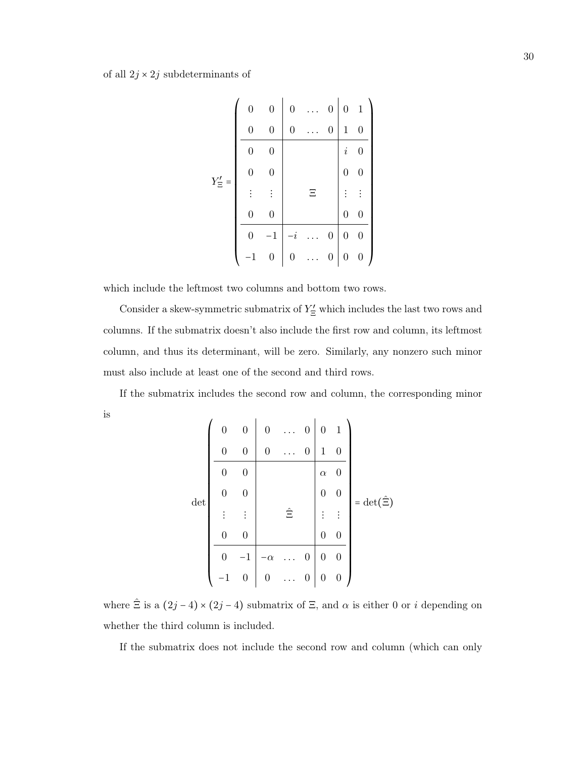of all $2j \times 2j$ subdeterminants of

$$
Y'_{\Xi} = \left(\begin{array}{cc|ccc|cc}
0 & 0 & 0 & \dots & 0 & 0 & 1 \\
0 & 0 & 0 & \dots & 0 & 1 & 0 \\
\hline
0 & 0 & & & & i & 0 \\
0 & 0 & & & & 0 & 0 \\
\vdots & \vdots & & \Xi & & \vdots & \vdots \\
0 & 0 & & & & 0 & 0 \\
\hline
0 & -1 & -i & \dots & 0 & 0 & 0 \\
-1 & 0 & 0 & \dots & 0 & 0 & 0
\end{array}\right)
$$

which include the leftmost two columns and bottom two rows.

Consider a skew-symmetric submatrix of $Y'_{\Xi}$ which includes the last two rows and columns. If the submatrix doesn't also include the first row and column, its leftmost column, and thus its determinant, will be zero. Similarly, any nonzero such minor must also include at least one of the second and third rows.

If the submatrix includes the second row and column, the corresponding minor is

$$
\det \left(\begin{array}{cc|ccc|cc}
0 & 0 & 0 & \dots & 0 & 0 & 1 \\
0 & 0 & 0 & \dots & 0 & 1 & 0 \\
\hline
0 & 0 & & & & \alpha & 0 \\
0 & 0 & & & & 0 & 0 \\
\vdots & \vdots & & \hat{\Xi} & & \vdots & \vdots \\
0 & 0 & & & & 0 & 0 \\
\hline
0 & -1 & -\alpha & \dots & 0 & 0 & 0 \\
-1 & 0 & 0 & \dots & 0 & 0 & 0
\end{array}\right) = \det(\hat{\Xi})
$$

where $\hat{\Xi}$ is a $(2j-4) \times (2j-4)$ submatrix of $\Xi$, and $\alpha$ is either 0 or $i$ depending on whether the third column is included.

If the submatrix does not include the second row and column (which can only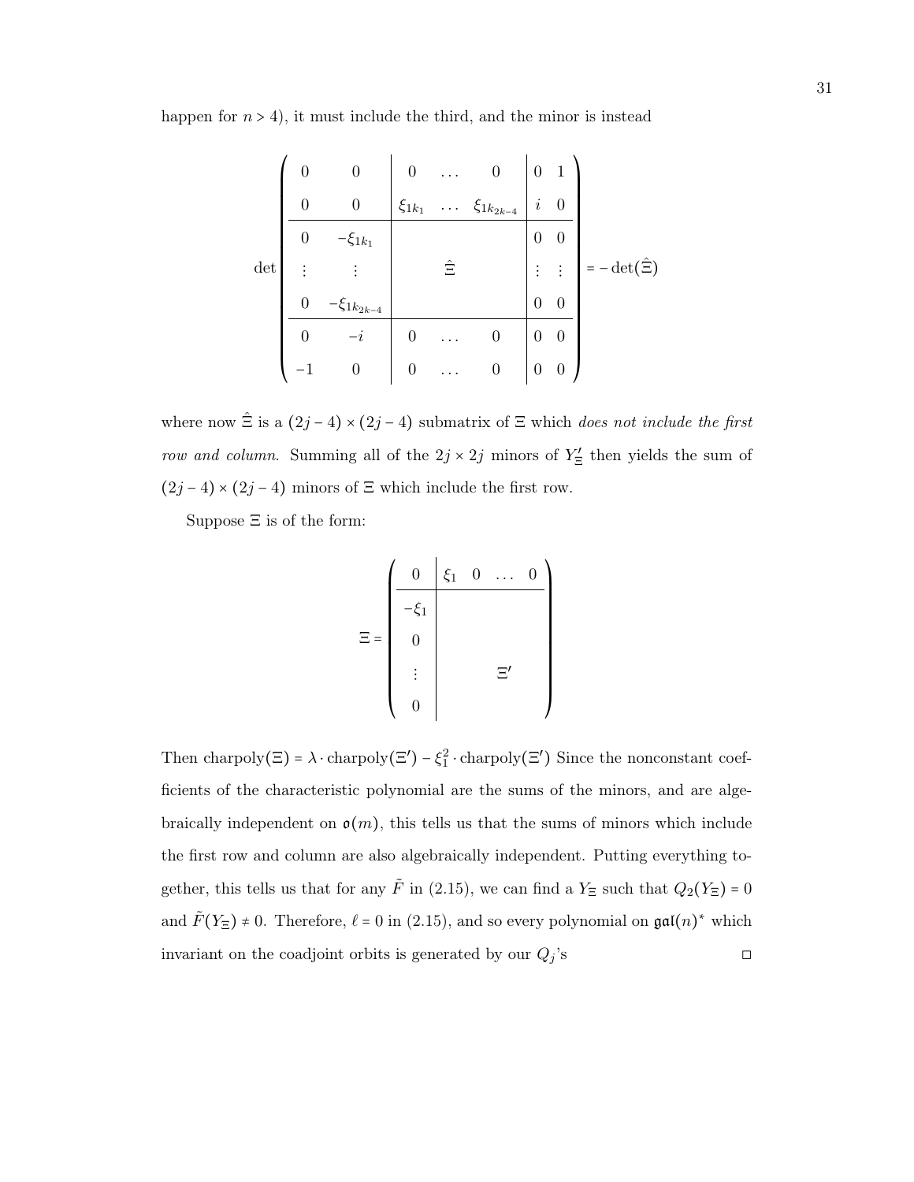happen for $n > 4$), it must include the third, and the minor is instead

$$
\det \left( \begin{array}{cc|ccc|cc}
0 & 0 & 0 & \dots & 0 & 0 & 1 \\
0 & 0 & \xi_{1k_1} & \dots & \xi_{1k_{2k-4}} & i & 0 \\
\hline
0 & -\xi_{1k_1} & & & & 0 & 0 \\
\vdots & \vdots & & \hat{\Xi} & & \vdots & \vdots \\
0 & -\xi_{1k_{2k-4}} & & & & 0 & 0 \\
\hline
0 & -i & 0 & \dots & 0 & 0 & 0 \\
-1 & 0 & 0 & \dots & 0 & 0 & 0
\end{array} \right) = -\det(\hat{\Xi})
$$

where now $\hat{\Xi}$ is a $(2j-4) \times (2j-4)$ submatrix of $\Xi$ which *does not include the first row and column*. Summing all of the $2j \times 2j$ minors of $Y_{\Xi}'$ then yields the sum of $(2j-4) \times (2j-4)$ minors of $\Xi$ which include the first row.

Suppose $\Xi$ is of the form:

$$
\Xi = \left( \begin{array}{c|cccc}
0 & \xi_1 & 0 & \dots & 0 \\
\hline
-\xi_1 & & & & \\
0 & & & & \\
\vdots & & & \Xi' & \\
0 & & & &
\end{array} \right)
$$

Then $\text{charpoly}(\Xi) = \lambda \cdot \text{charpoly}(\Xi') - \xi_1^2 \cdot \text{charpoly}(\Xi')$ Since the nonconstant coefficients of the characteristic polynomial are the sums of the minors, and are algebraically independent on $\mathfrak{o}(m)$, this tells us that the sums of minors which include the first row and column are also algebraically independent. Putting everything together, this tells us that for any $\tilde{F}$ in (2.15), we can find a $Y_{\Xi}$ such that $Q_2(Y_{\Xi}) = 0$ and $\tilde{F}(Y_{\Xi}) \neq 0$. Therefore, $\ell = 0$ in (2.15), and so every polynomial on $\mathfrak{gal}(n)^*$ which invariant on the coadjoint orbits is generated by our $Q_j$'s $\square$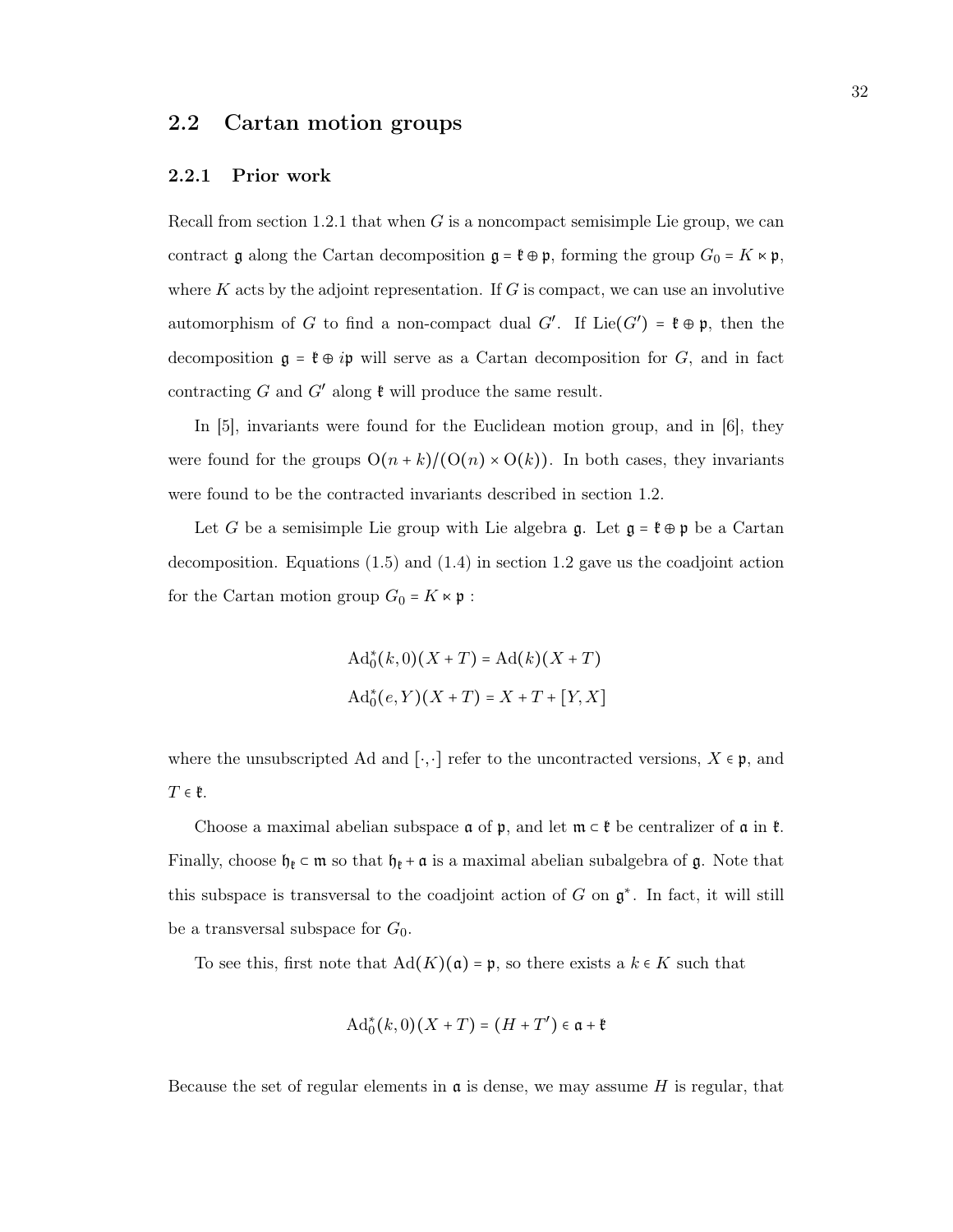## 2.2 Cartan motion groups

### 2.2.1 Prior work

Recall from section 1.2.1 that when $G$ is a noncompact semisimple Lie group, we can contract $\mathfrak{g}$ along the Cartan decomposition $\mathfrak{g} = \mathfrak{k} \oplus \mathfrak{p}$, forming the group $G_0 = K \ltimes \mathfrak{p}$, where $K$ acts by the adjoint representation. If $G$ is compact, we can use an involutive automorphism of $G$ to find a non-compact dual $G'$. If $\mathrm{Lie}(G') = \mathfrak{k} \oplus \mathfrak{p}$, then the decomposition $\mathfrak{g} = \mathfrak{k} \oplus i\mathfrak{p}$ will serve as a Cartan decomposition for $G$, and in fact contracting $G$ and $G'$ along $\mathfrak{k}$ will produce the same result.

In [5], invariants were found for the Euclidean motion group, and in [6], they were found for the groups $\mathrm{O}(n+k)/(\mathrm{O}(n) \times \mathrm{O}(k))$. In both cases, they invariants were found to be the contracted invariants described in section 1.2.

Let $G$ be a semisimple Lie group with Lie algebra $\mathfrak{g}$. Let $\mathfrak{g} = \mathfrak{k} \oplus \mathfrak{p}$ be a Cartan decomposition. Equations (1.5) and (1.4) in section 1.2 gave us the coadjoint action for the Cartan motion group $G_0 = K \ltimes \mathfrak{p}$ :

$$\mathrm{Ad}_0^*(k,0)(X+T) = \mathrm{Ad}(k)(X+T)$$

$$\mathrm{Ad}_0^*(e,Y)(X+T) = X + T + [Y,X]$$

where the unsubscripted Ad and $[\cdot,\cdot]$ refer to the uncontracted versions, $X \in \mathfrak{p}$, and $T \in \mathfrak{k}$.

Choose a maximal abelian subspace $\mathfrak{a}$ of $\mathfrak{p}$, and let $\mathfrak{m} \subset \mathfrak{k}$ be centralizer of $\mathfrak{a}$ in $\mathfrak{k}$. Finally, choose $\mathfrak{h}_{\mathfrak{k}} \subset \mathfrak{m}$ so that $\mathfrak{h}_{\mathfrak{k}} + \mathfrak{a}$ is a maximal abelian subalgebra of $\mathfrak{g}$. Note that this subspace is transversal to the coadjoint action of $G$ on $\mathfrak{g}^*$. In fact, it will still be a transversal subspace for $G_0$.

To see this, first note that $\mathrm{Ad}(K)(\mathfrak{a}) = \mathfrak{p}$, so there exists a $k \in K$ such that

$$\mathrm{Ad}_0^*(k,0)(X+T) = (H+T') \in \mathfrak{a} + \mathfrak{k}$$

Because the set of regular elements in $\mathfrak{a}$ is dense, we may assume $H$ is regular, that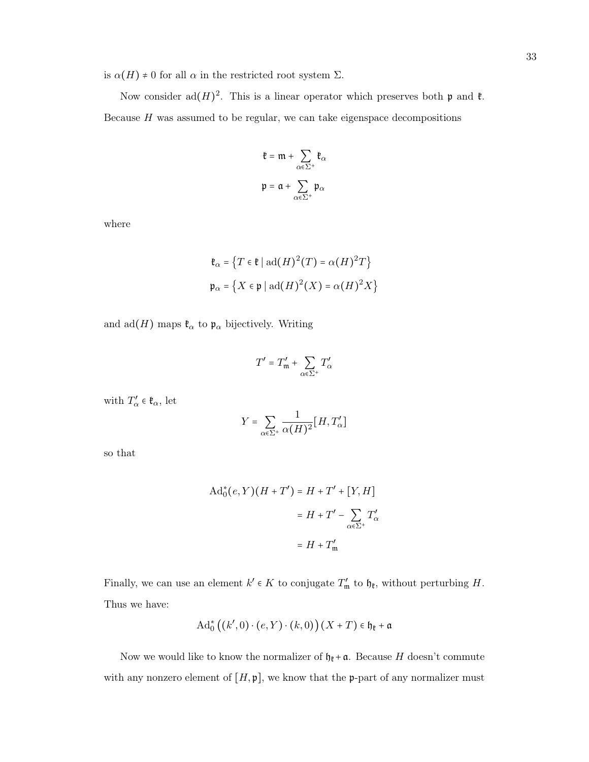is $\alpha(H) \neq 0$ for all $\alpha$ in the restricted root system $\Sigma$.

Now consider $\mathrm{ad}(H)^2$. This is a linear operator which preserves both $\mathfrak{p}$ and $\mathfrak{k}$. Because $H$ was assumed to be regular, we can take eigenspace decompositions

$$\mathfrak{k} = \mathfrak{m} + \sum_{\alpha \in \Sigma^+} \mathfrak{k}_\alpha$$

$$\mathfrak{p} = \mathfrak{a} + \sum_{\alpha \in \Sigma^+} \mathfrak{p}_\alpha$$

where

$$\mathfrak{k}_\alpha = \left\{ T \in \mathfrak{k} \mid \mathrm{ad}(H)^2(T) = \alpha(H)^2 T \right\}$$

$$\mathfrak{p}_\alpha = \left\{ X \in \mathfrak{p} \mid \mathrm{ad}(H)^2(X) = \alpha(H)^2 X \right\}$$

and $\mathrm{ad}(H)$ maps $\mathfrak{k}_\alpha$ to $\mathfrak{p}_\alpha$ bijectively. Writing

$$T' = T'_{\mathfrak{m}} + \sum_{\alpha \in \Sigma^+} T'_\alpha$$

with $T'_\alpha \in \mathfrak{k}_\alpha$, let

$$Y = \sum_{\alpha \in \Sigma^+} \frac{1}{\alpha(H)^2} [H, T'_\alpha]$$

so that

$$\begin{aligned}
\mathrm{Ad}_0^*(e, Y)(H + T') &= H + T' + [Y, H] \\
&= H + T' - \sum_{\alpha \in \Sigma^+} T'_\alpha \\
&= H + T'_{\mathfrak{m}}
\end{aligned}$$

Finally, we can use an element $k' \in K$ to conjugate $T'_{\mathfrak{m}}$ to $\mathfrak{h}_{\mathfrak{k}}$, without perturbing $H$. Thus we have:

$$\mathrm{Ad}_0^* \left( (k', 0) \cdot (e, Y) \cdot (k, 0) \right) (X + T) \in \mathfrak{h}_{\mathfrak{k}} + \mathfrak{a}$$

Now we would like to know the normalizer of $\mathfrak{h}_{\mathfrak{k}} + \mathfrak{a}$. Because $H$ doesn't commute with any nonzero element of $[H, \mathfrak{p}]$, we know that the $\mathfrak{p}$-part of any normalizer must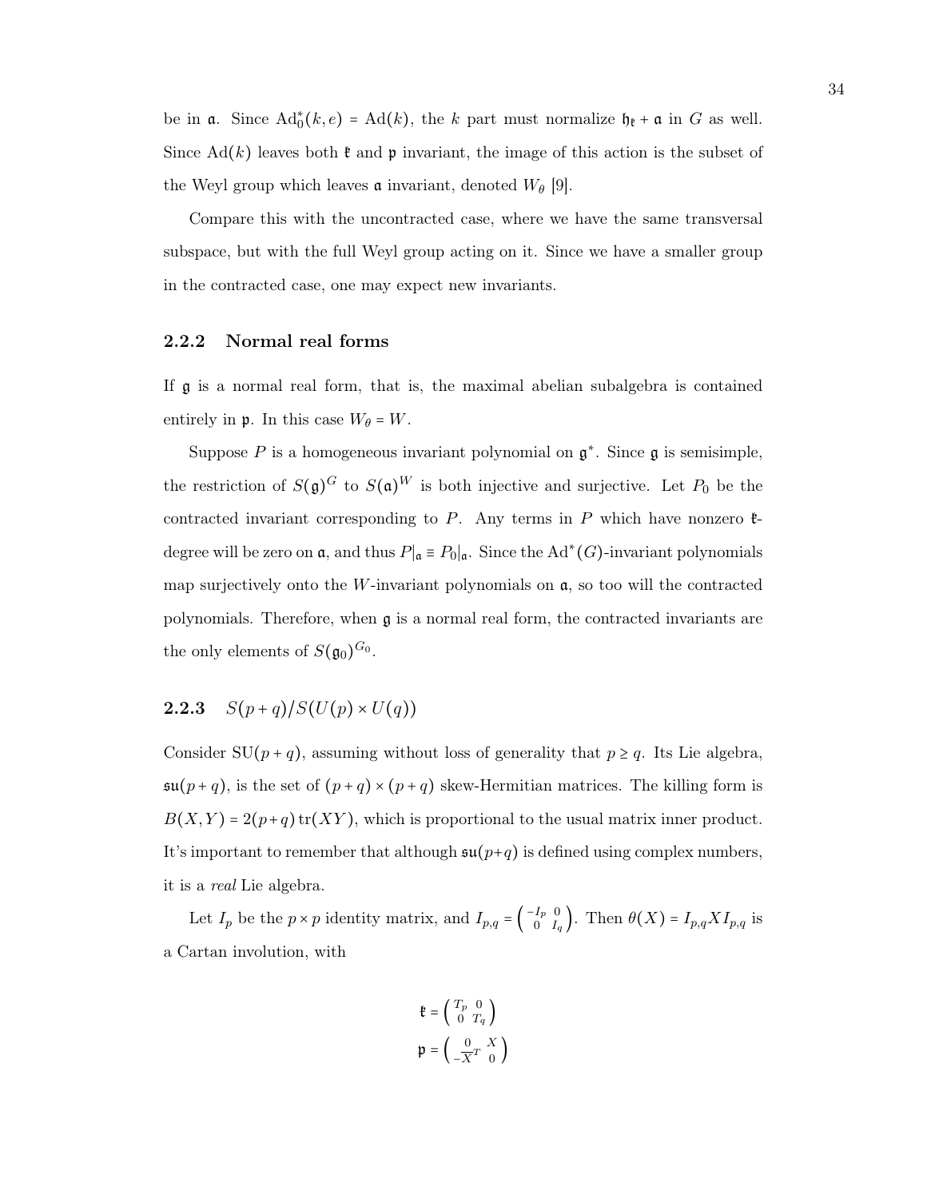be in $\mathfrak{a}$. Since $\mathrm{Ad}_0^*(k,e) = \mathrm{Ad}(k)$, the $k$ part must normalize $\mathfrak{h}_{\mathfrak{k}} + \mathfrak{a}$ in $G$ as well. Since $\mathrm{Ad}(k)$ leaves both $\mathfrak{k}$ and $\mathfrak{p}$ invariant, the image of this action is the subset of the Weyl group which leaves $\mathfrak{a}$ invariant, denoted $W_\theta$ [9].

Compare this with the uncontracted case, where we have the same transversal subspace, but with the full Weyl group acting on it. Since we have a smaller group in the contracted case, one may expect new invariants.

### 2.2.2 Normal real forms

If $\mathfrak{g}$ is a normal real form, that is, the maximal abelian subalgebra is contained entirely in $\mathfrak{p}$. In this case $W_\theta = W$.

Suppose $P$ is a homogeneous invariant polynomial on $\mathfrak{g}^*$. Since $\mathfrak{g}$ is semisimple, the restriction of $S(\mathfrak{g})^G$ to $S(\mathfrak{a})^W$ is both injective and surjective. Let $P_0$ be the contracted invariant corresponding to $P$. Any terms in $P$ which have nonzero $\mathfrak{k}$-degree will be zero on $\mathfrak{a}$, and thus $P|_\mathfrak{a} \equiv P_0|_\mathfrak{a}$. Since the $\mathrm{Ad}^*(G)$-invariant polynomials map surjectively onto the $W$-invariant polynomials on $\mathfrak{a}$, so too will the contracted polynomials. Therefore, when $\mathfrak{g}$ is a normal real form, the contracted invariants are the only elements of $S(\mathfrak{g}_0)^{G_0}$.

### 2.2.3 $S(p+q)/S(U(p)\times U(q))$

Consider $\mathrm{SU}(p+q)$, assuming without loss of generality that $p \geq q$. Its Lie algebra, $\mathfrak{su}(p+q)$, is the set of $(p+q)\times(p+q)$ skew-Hermitian matrices. The killing form is $B(X,Y) = 2(p+q)\,\mathrm{tr}(XY)$, which is proportional to the usual matrix inner product. It's important to remember that although $\mathfrak{su}(p+q)$ is defined using complex numbers, it is a *real* Lie algebra.

Let $I_p$ be the $p\times p$ identity matrix, and $I_{p,q} = \begin{pmatrix} -I_p & 0 \\ 0 & I_q \end{pmatrix}$. Then $\theta(X) = I_{p,q} X I_{p,q}$ is a Cartan involution, with

$$\mathfrak{k} = \begin{pmatrix} T_p & 0 \\ 0 & T_q \end{pmatrix}$$

$$\mathfrak{p} = \begin{pmatrix} 0 & X \\ -\overline{X}^T & 0 \end{pmatrix}$$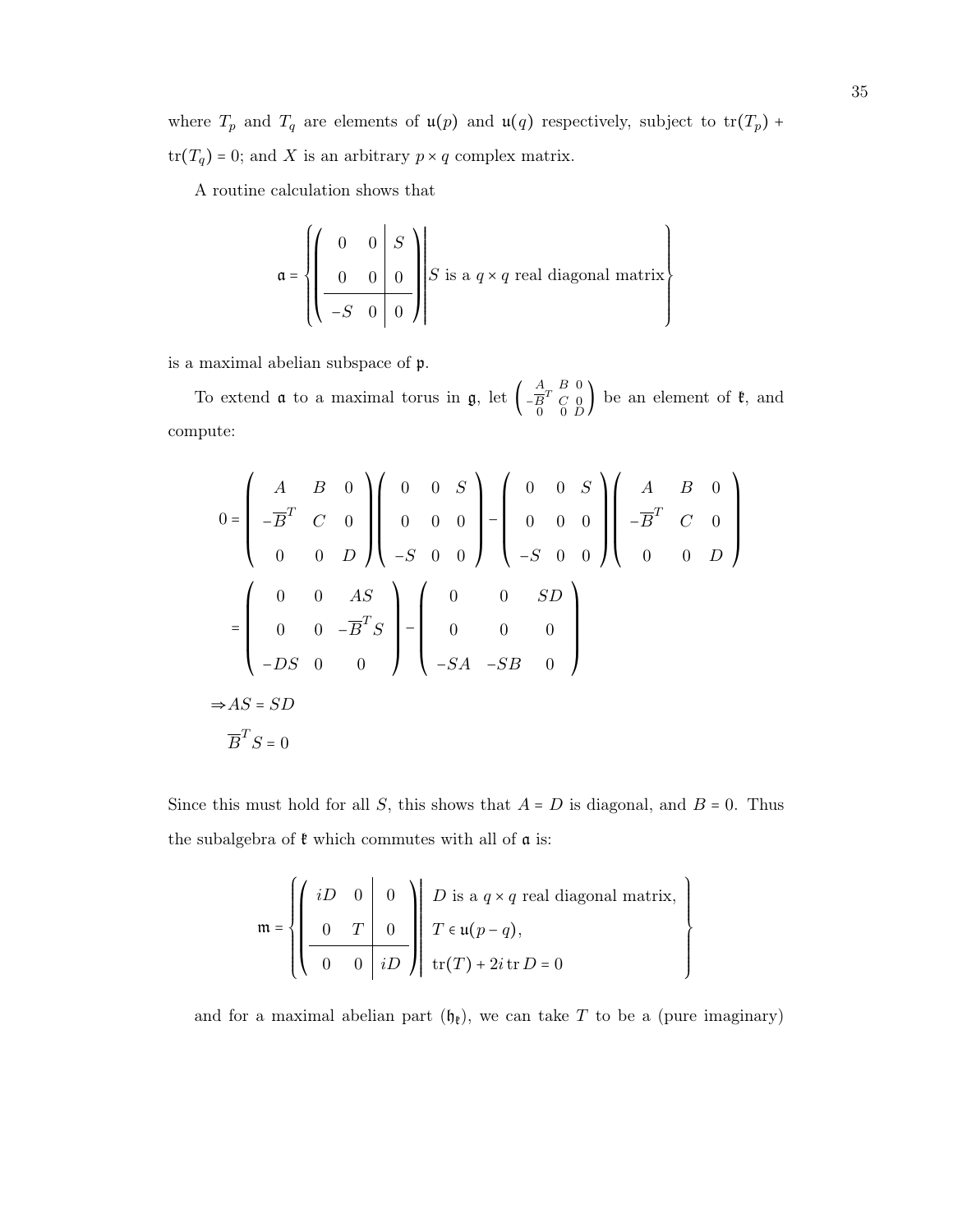where $T_p$ and $T_q$ are elements of $\mathfrak{u}(p)$ and $\mathfrak{u}(q)$ respectively, subject to $\operatorname{tr}(T_p) + \operatorname{tr}(T_q) = 0$; and $X$ is an arbitrary $p \times q$ complex matrix.

A routine calculation shows that

$$\mathfrak{a} = \left\{ \left( \begin{array}{cc|c} 0 & 0 & S \\ 0 & 0 & 0 \\ \hline -S & 0 & 0 \end{array} \right) \middle| S \text{ is a } q \times q \text{ real diagonal matrix} \right\}$$

is a maximal abelian subspace of $\mathfrak{p}$.

To extend $\mathfrak{a}$ to a maximal torus in $\mathfrak{g}$, let $\left( \begin{smallmatrix} A & B & 0 \\ -\overline{B}^T & C & 0 \\ 0 & 0 & D \end{smallmatrix} \right)$ be an element of $\mathfrak{k}$, and compute:

$$\begin{aligned}
0 &= \begin{pmatrix} A & B & 0 \\ -\overline{B}^T & C & 0 \\ 0 & 0 & D \end{pmatrix} \begin{pmatrix} 0 & 0 & S \\ 0 & 0 & 0 \\ -S & 0 & 0 \end{pmatrix} - \begin{pmatrix} 0 & 0 & S \\ 0 & 0 & 0 \\ -S & 0 & 0 \end{pmatrix} \begin{pmatrix} A & B & 0 \\ -\overline{B}^T & C & 0 \\ 0 & 0 & D \end{pmatrix} \\
&= \begin{pmatrix} 0 & 0 & AS \\ 0 & 0 & -\overline{B}^T S \\ -DS & 0 & 0 \end{pmatrix} - \begin{pmatrix} 0 & 0 & SD \\ 0 & 0 & 0 \\ -SA & -SB & 0 \end{pmatrix}
\end{aligned}$$

$$\Rightarrow AS = SD$$

$$\overline{B}^T S = 0$$

Since this must hold for all $S$, this shows that $A = D$ is diagonal, and $B = 0$. Thus the subalgebra of $\mathfrak{k}$ which commutes with all of $\mathfrak{a}$ is:

$$\mathfrak{m} = \left\{ \left( \begin{array}{cc|c} iD & 0 & 0 \\ 0 & T & 0 \\ \hline 0 & 0 & iD \end{array} \right) \middle| \begin{array}{l} D \text{ is a } q \times q \text{ real diagonal matrix,} \\ T \in \mathfrak{u}(p-q), \\ \operatorname{tr}(T) + 2i \operatorname{tr} D = 0 \end{array} \right\}$$

and for a maximal abelian part ($\mathfrak{h}_{\mathfrak{k}}$), we can take $T$ to be a (pure imaginary)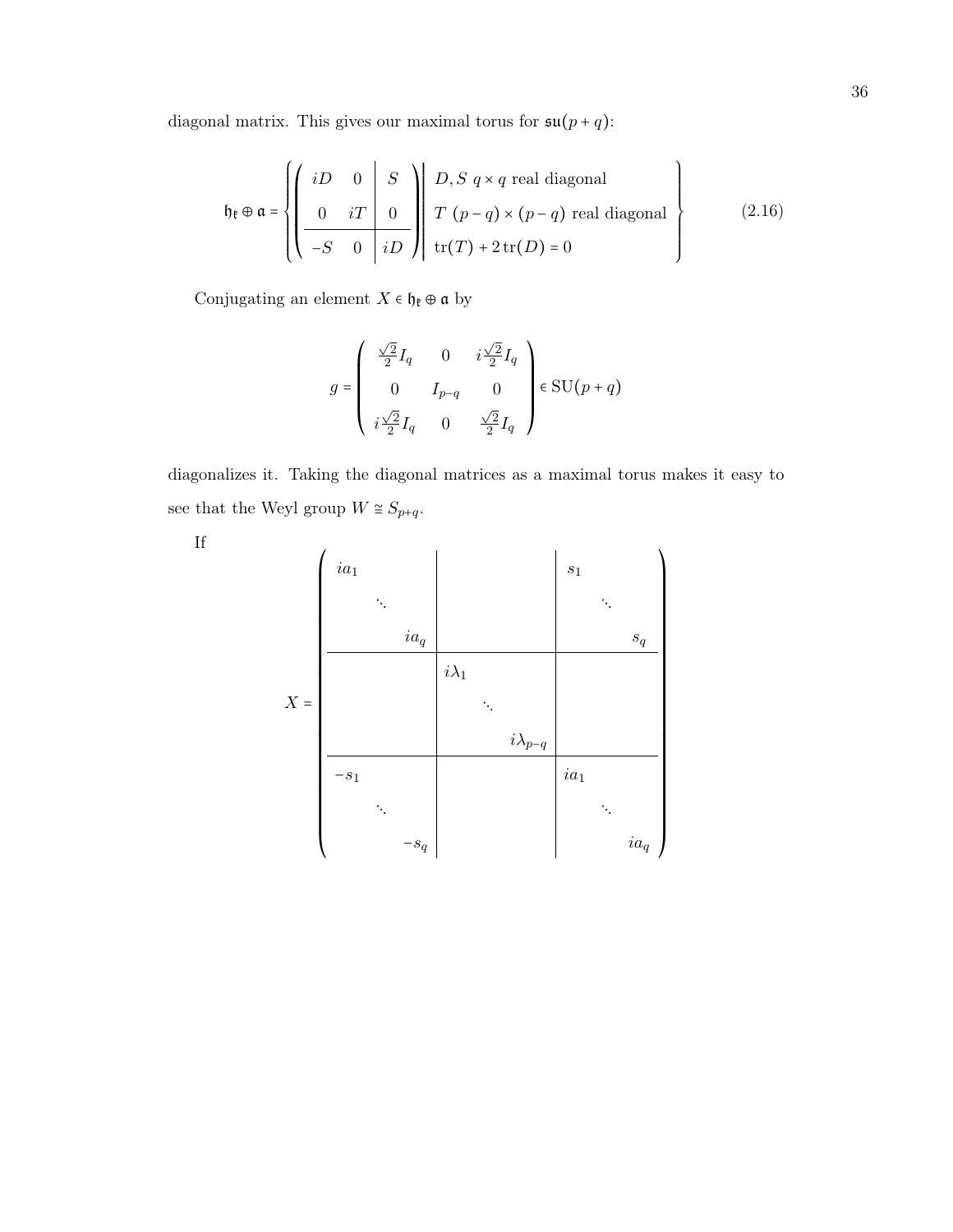diagonal matrix. This gives our maximal torus for $\mathfrak{su}(p+q)$:

$$
\mathfrak{h}_{\mathfrak{k}} \oplus \mathfrak{a} = \left\{ \left( \begin{array}{cc|c} iD & 0 & S \\ 0 & iT & 0 \\ \hline -S & 0 & iD \end{array} \right) \middle| \begin{array}{l} D, S \ q \times q \text{ real diagonal} \\ T \ (p-q) \times (p-q) \text{ real diagonal} \\ \operatorname{tr}(T) + 2\operatorname{tr}(D) = 0 \end{array} \right\} \tag{2.16}
$$

Conjugating an element $X \in \mathfrak{h}_{\mathfrak{k}} \oplus \mathfrak{a}$ by

$$
g = \begin{pmatrix} \frac{\sqrt{2}}{2} I_q & 0 & i\frac{\sqrt{2}}{2} I_q \\ 0 & I_{p-q} & 0 \\ i\frac{\sqrt{2}}{2} I_q & 0 & \frac{\sqrt{2}}{2} I_q \end{pmatrix} \in \mathrm{SU}(p+q)
$$

diagonalizes it. Taking the diagonal matrices as a maximal torus makes it easy to see that the Weyl group $W \cong S_{p+q}$.

If

$$
X = \left( \begin{array}{ccc|ccc|ccc} ia_1 & & & & & & s_1 & & \\ & \ddots & & & & & & \ddots & \\ & & ia_q & & & & & & s_q \\ \hline & & & i\lambda_1 & & & & & \\ & & & & \ddots & & & & \\ & & & & & i\lambda_{p-q} & & & \\ \hline -s_1 & & & & & & ia_1 & & \\ & \ddots & & & & & & \ddots & \\ & & -s_q & & & & & & ia_q \end{array} \right)
$$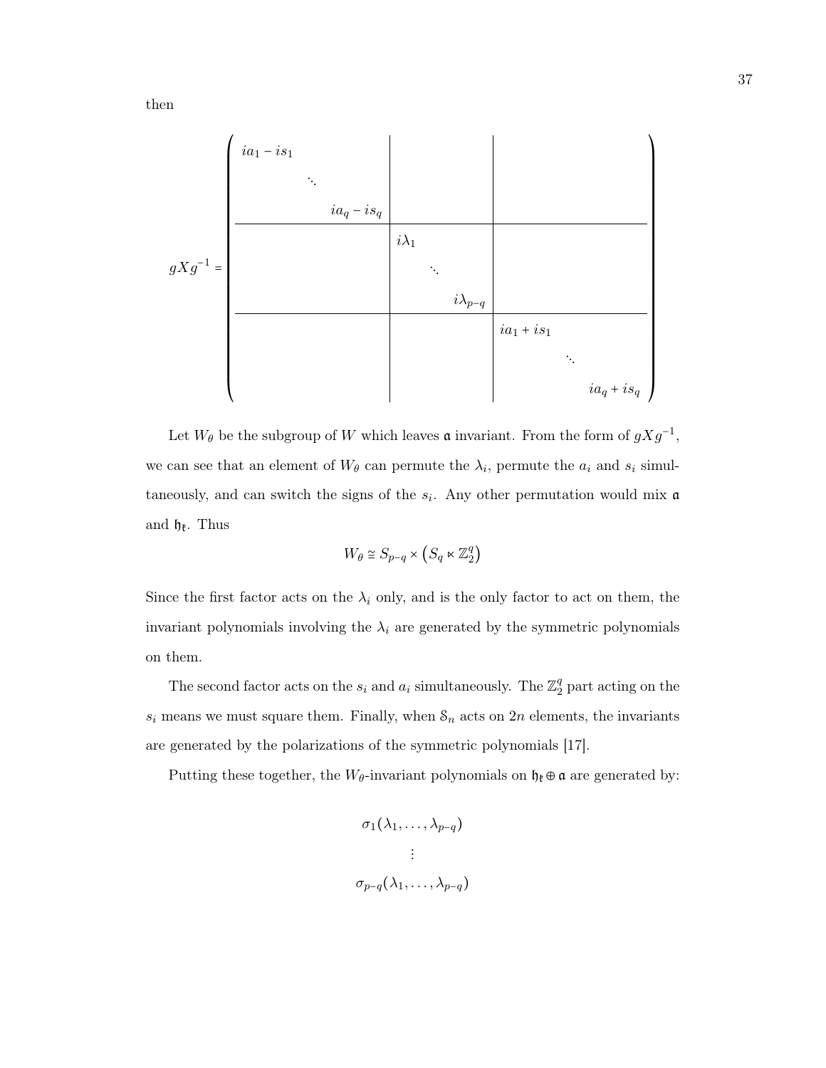then

$$
gXg^{-1} = \left(\begin{array}{ccc|ccc|ccc}
ia_1 - is_1 & & & & & & & & \\
& \ddots & & & & & & & \\
& & ia_q - is_q & & & & & & \\
\hline
& & & i\lambda_1 & & & & & \\
& & & & \ddots & & & & \\
& & & & & i\lambda_{p-q} & & & \\
\hline
& & & & & & ia_1 + is_1 & & \\
& & & & & & & \ddots & \\
& & & & & & & & ia_q + is_q
\end{array}\right)
$$

Let $W_\theta$ be the subgroup of $W$ which leaves $\mathfrak{a}$ invariant. From the form of $gXg^{-1}$, we can see that an element of $W_\theta$ can permute the $\lambda_i$, permute the $a_i$ and $s_i$ simultaneously, and can switch the signs of the $s_i$. Any other permutation would mix $\mathfrak{a}$ and $\mathfrak{h}_\mathfrak{k}$. Thus

$$W_\theta \cong S_{p-q} \times \left(S_q \ltimes \mathbb{Z}_2^q\right)$$

Since the first factor acts on the $\lambda_i$ only, and is the only factor to act on them, the invariant polynomials involving the $\lambda_i$ are generated by the symmetric polynomials on them.

The second factor acts on the $s_i$ and $a_i$ simultaneously. The $\mathbb{Z}_2^q$ part acting on the $s_i$ means we must square them. Finally, when $\mathcal{S}_n$ acts on $2n$ elements, the invariants are generated by the polarizations of the symmetric polynomials [17].

Putting these together, the $W_\theta$-invariant polynomials on $\mathfrak{h}_\mathfrak{k} \oplus \mathfrak{a}$ are generated by:

$$
\begin{gathered}
\sigma_1(\lambda_1, \ldots, \lambda_{p-q}) \\
\vdots \\
\sigma_{p-q}(\lambda_1, \ldots, \lambda_{p-q})
\end{gathered}
$$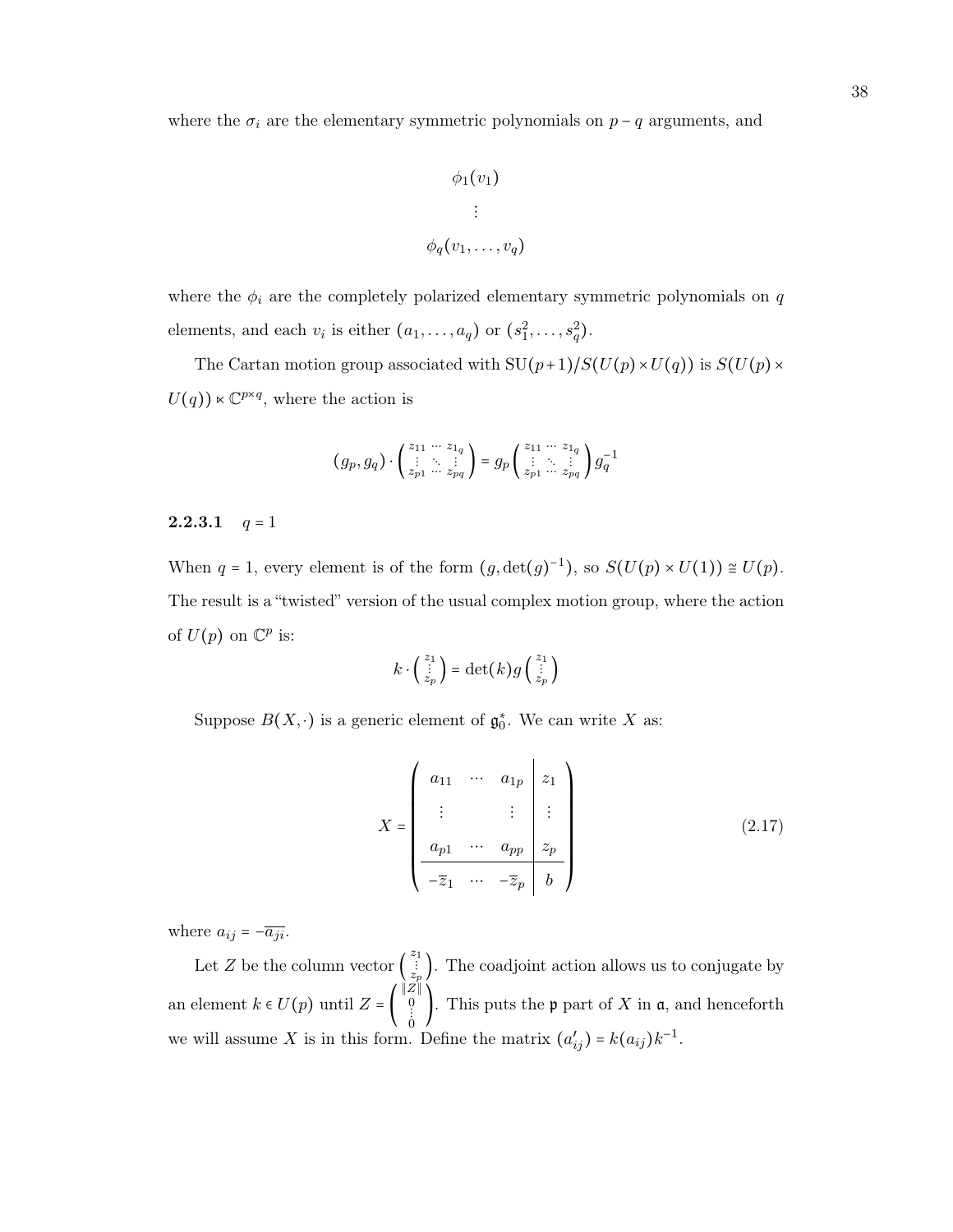where the $\sigma_i$ are the elementary symmetric polynomials on $p-q$ arguments, and

$$\phi_1(v_1)$$
$$\vdots$$
$$\phi_q(v_1,\dots,v_q)$$

where the $\phi_i$ are the completely polarized elementary symmetric polynomials on $q$ elements, and each $v_i$ is either $(a_1,\dots,a_q)$ or $(s_1^2,\dots,s_q^2)$.

The Cartan motion group associated with $\mathrm{SU}(p+1)/S(U(p)\times U(q))$ is $S(U(p)\times U(q))\ltimes \mathbb{C}^{p\times q}$, where the action is

$$(g_p,g_q)\cdot \begin{pmatrix} z_{11} & \cdots & z_{1q} \\ \vdots & \ddots & \vdots \\ z_{p1} & \cdots & z_{pq}\end{pmatrix} = g_p \begin{pmatrix} z_{11} & \cdots & z_{1q} \\ \vdots & \ddots & \vdots \\ z_{p1} & \cdots & z_{pq}\end{pmatrix} g_q^{-1}$$

#### 2.2.3.1 $q=1$

When $q=1$, every element is of the form $(g,\det(g)^{-1})$, so $S(U(p)\times U(1))\cong U(p)$. The result is a "twisted" version of the usual complex motion group, where the action of $U(p)$ on $\mathbb{C}^p$ is:

$$k\cdot\begin{pmatrix} z_1 \\ \vdots \\ z_p\end{pmatrix} = \det(k) g \begin{pmatrix} z_1 \\ \vdots \\ z_p\end{pmatrix}$$

Suppose $B(X,\cdot)$ is a generic element of $\mathfrak{g}_0^*$. We can write $X$ as:

$$X = \left(\begin{array}{ccc|c} a_{11} & \cdots & a_{1p} & z_1 \\ \vdots & & \vdots & \vdots \\ a_{p1} & \cdots & a_{pp} & z_p \\ \hline -\overline{z}_1 & \cdots & -\overline{z}_p & b \end{array}\right) \tag{2.17}$$

where $a_{ij} = -\overline{a_{ji}}$.

Let $Z$ be the column vector $\begin{pmatrix} z_1 \\ \vdots \\ z_p\end{pmatrix}$. The coadjoint action allows us to conjugate by an element $k\in U(p)$ until $Z = \begin{pmatrix} \|Z\| \\ 0 \\ \vdots \\ 0\end{pmatrix}$. This puts the $\mathfrak{p}$ part of $X$ in $\mathfrak{a}$, and henceforth we will assume $X$ is in this form. Define the matrix $(a'_{ij}) = k(a_{ij})k^{-1}$.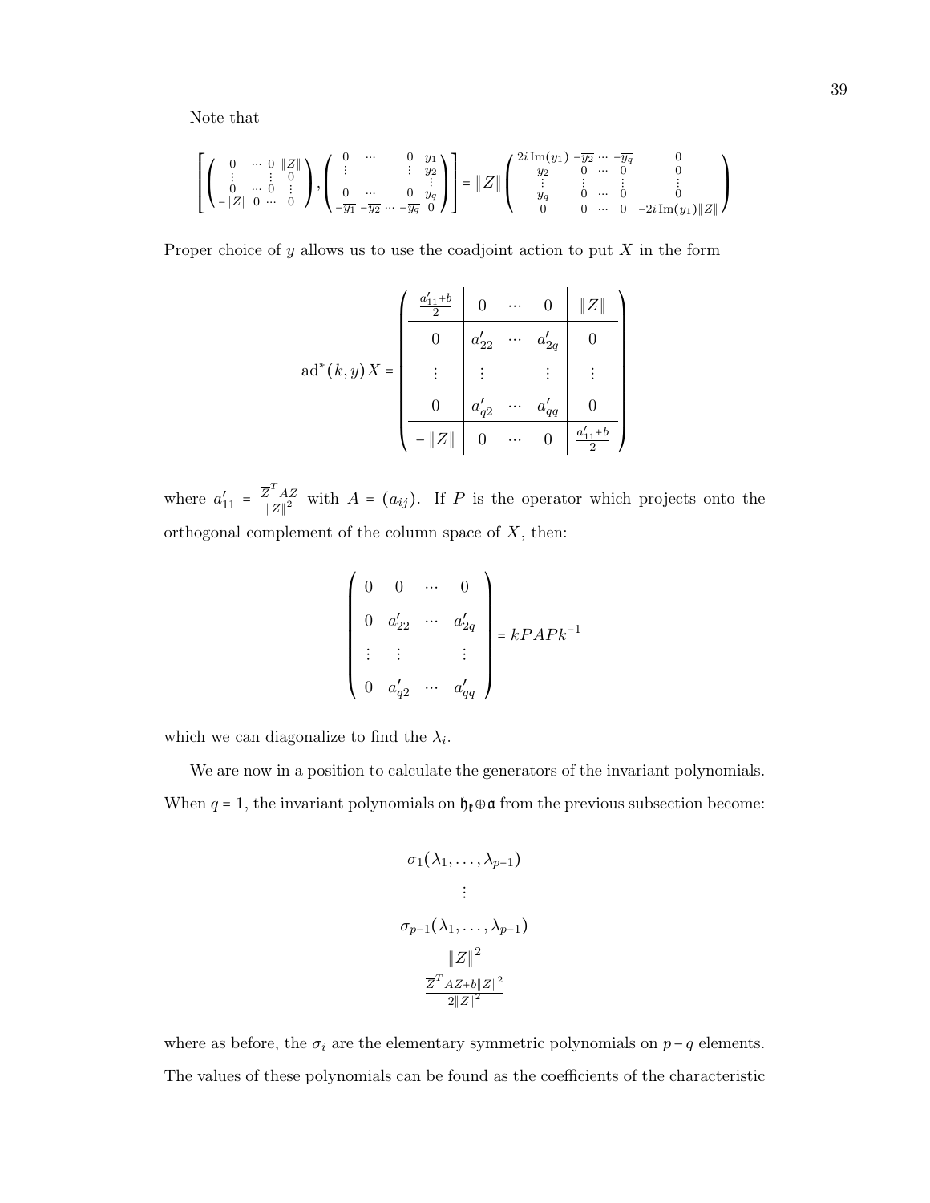Note that

$$\left[\begin{pmatrix} 0 & \cdots & 0 & \|Z\| \\ \vdots & & \vdots & 0 \\ 0 & \cdots & 0 & \vdots \\ -\|Z\| & 0 & \cdots & 0 \end{pmatrix}, \begin{pmatrix} 0 & \cdots & & 0 & y_1 \\ \vdots & & & \vdots & y_2 \\ & & & & \vdots \\ 0 & \cdots & & 0 & y_q \\ -\overline{y_1} & -\overline{y_2} & \cdots & -\overline{y_q} & 0 \end{pmatrix}\right] = \|Z\| \begin{pmatrix} 2i\,\mathrm{Im}(y_1) & -\overline{y_2} & \cdots & -\overline{y_q} & 0 \\ y_2 & 0 & \cdots & 0 & 0 \\ \vdots & \vdots & & \vdots & \vdots \\ y_q & 0 & \cdots & 0 & 0 \\ 0 & 0 & \cdots & 0 & -2i\,\mathrm{Im}(y_1)\|Z\| \end{pmatrix}$$

Proper choice of $y$ allows us to use the coadjoint action to put $X$ in the form

$$\mathrm{ad}^*(k,y)X = \left(\begin{array}{c|ccc|c} \frac{a'_{11}+b}{2} & 0 & \cdots & 0 & \|Z\| \\ \hline 0 & a'_{22} & \cdots & a'_{2q} & 0 \\ \vdots & \vdots & & \vdots & \vdots \\ 0 & a'_{q2} & \cdots & a'_{qq} & 0 \\ \hline -\|Z\| & 0 & \cdots & 0 & \frac{a'_{11}+b}{2} \end{array}\right)$$

where $a'_{11} = \frac{\overline{Z}^T A Z}{\|Z\|^2}$ with $A = (a_{ij})$. If $P$ is the operator which projects onto the orthogonal complement of the column space of $X$, then:

$$\begin{pmatrix} 0 & 0 & \cdots & 0 \\ 0 & a'_{22} & \cdots & a'_{2q} \\ \vdots & \vdots & & \vdots \\ 0 & a'_{q2} & \cdots & a'_{qq} \end{pmatrix} = kPAPk^{-1}$$

which we can diagonalize to find the $\lambda_i$.

We are now in a position to calculate the generators of the invariant polynomials. When $q = 1$, the invariant polynomials on $\mathfrak{h}_{\mathfrak{k}} \oplus \mathfrak{a}$ from the previous subsection become:

$$\begin{gathered} \sigma_1(\lambda_1, \ldots, \lambda_{p-1}) \\ \vdots \\ \sigma_{p-1}(\lambda_1, \ldots, \lambda_{p-1}) \\ \|Z\|^2 \\ \frac{\overline{Z}^T AZ + b\|Z\|^2}{2\|Z\|^2} \end{gathered}$$

where as before, the $\sigma_i$ are the elementary symmetric polynomials on $p-q$ elements. The values of these polynomials can be found as the coefficients of the characteristic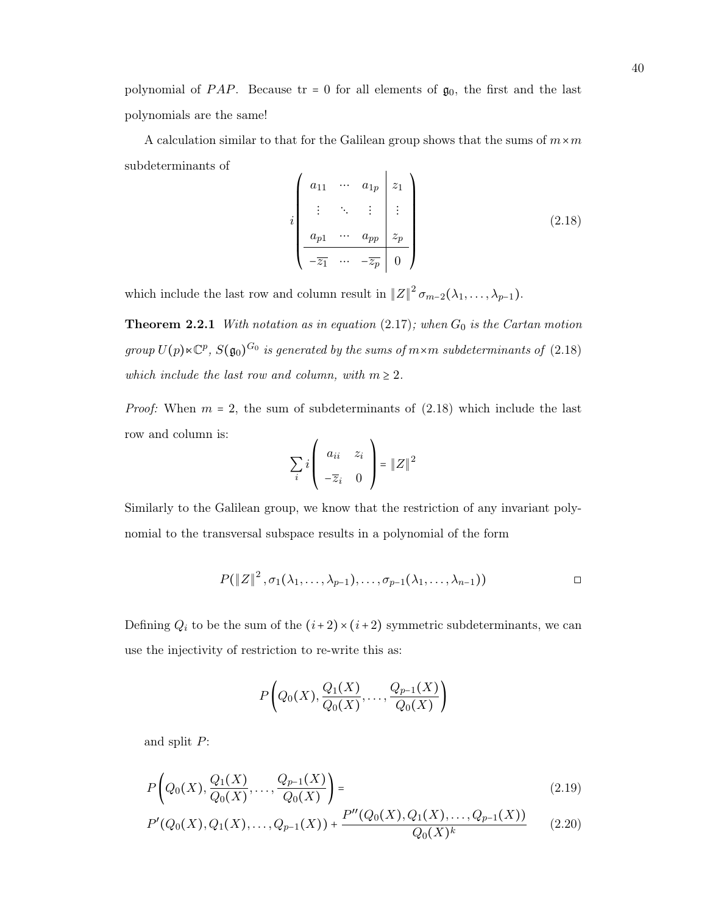polynomial of $PAP$. Because tr = 0 for all elements of $\mathfrak{g}_0$, the first and the last polynomials are the same!

A calculation similar to that for the Galilean group shows that the sums of $m \times m$ subdeterminants of

$$
i\left(\begin{array}{ccc|c}
a_{11} & \cdots & a_{1p} & z_1 \\
\vdots & \ddots & \vdots & \vdots \\
a_{p1} & \cdots & a_{pp} & z_p \\
\hline
-\overline{z_1} & \cdots & -\overline{z_p} & 0
\end{array}\right) \tag{2.18}
$$

which include the last row and column result in $\|Z\|^2 \sigma_{m-2}(\lambda_1, \ldots, \lambda_{p-1})$.

**Theorem 2.2.1** *With notation as in equation* (2.17)*; when $G_0$ is the Cartan motion group $U(p) \ltimes \mathbb{C}^p$, $S(\mathfrak{g}_0)^{G_0}$ is generated by the sums of $m \times m$ subdeterminants of* (2.18) *which include the last row and column, with $m \geq 2$.*

*Proof:* When $m = 2$, the sum of subdeterminants of (2.18) which include the last row and column is:

$$
\sum_i i \begin{pmatrix} a_{ii} & z_i \\ -\overline{z}_i & 0 \end{pmatrix} = \|Z\|^2
$$

Similarly to the Galilean group, we know that the restriction of any invariant polynomial to the transversal subspace results in a polynomial of the form

$$
P(\|Z\|^2, \sigma_1(\lambda_1, \ldots, \lambda_{p-1}), \ldots, \sigma_{p-1}(\lambda_1, \ldots, \lambda_{n-1})) \qquad \square
$$

Defining $Q_i$ to be the sum of the $(i+2) \times (i+2)$ symmetric subdeterminants, we can use the injectivity of restriction to re-write this as:

$$
P\left(Q_0(X), \frac{Q_1(X)}{Q_0(X)}, \ldots, \frac{Q_{p-1}(X)}{Q_0(X)}\right)
$$

and split $P$:

$$
P\left(Q_0(X), \frac{Q_1(X)}{Q_0(X)}, \ldots, \frac{Q_{p-1}(X)}{Q_0(X)}\right) = \tag{2.19}
$$

$$
P'(Q_0(X), Q_1(X), \ldots, Q_{p-1}(X)) + \frac{P''(Q_0(X), Q_1(X), \ldots, Q_{p-1}(X))}{Q_0(X)^k} \tag{2.20}
$$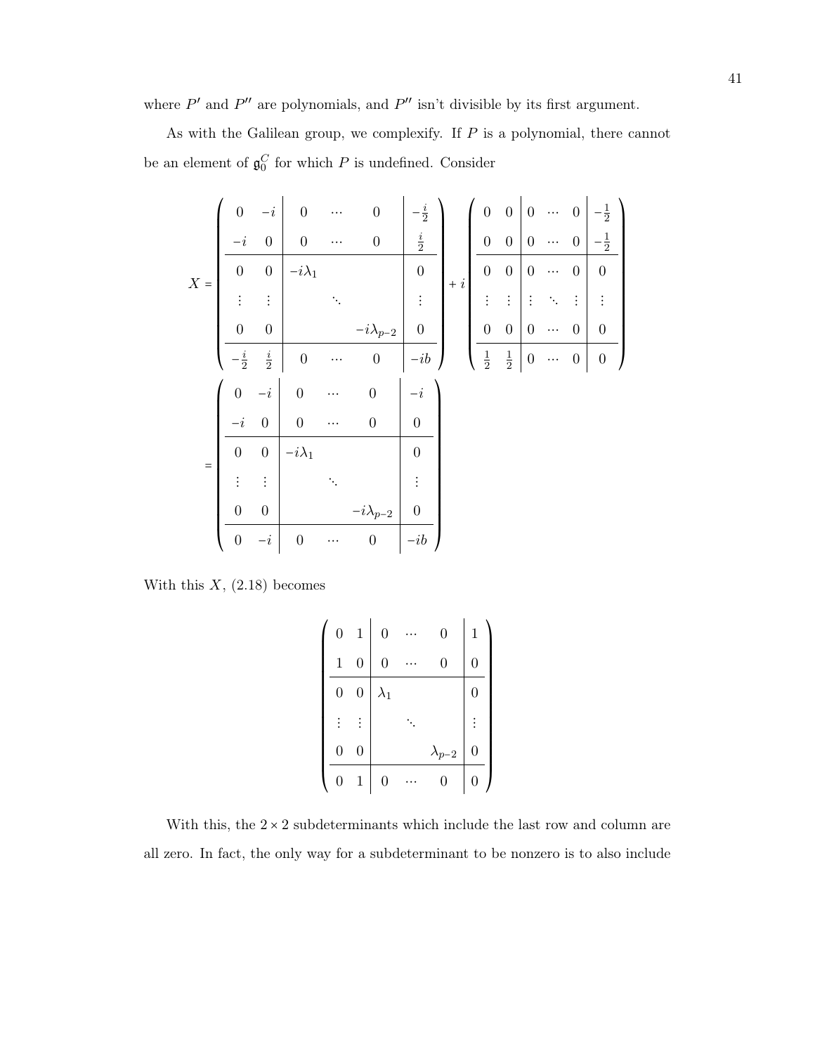where $P'$ and $P''$ are polynomials, and $P''$ isn't divisible by its first argument.

As with the Galilean group, we complexify. If $P$ is a polynomial, there cannot be an element of $\mathfrak{g}_0^C$ for which $P$ is undefined. Consider

$$
X = \left(\begin{array}{cc|ccc|c}
0 & -i & 0 & \cdots & 0 & -\frac{i}{2} \\
-i & 0 & 0 & \cdots & 0 & \frac{i}{2} \\
\hline
0 & 0 & -i\lambda_1 & & & 0 \\
\vdots & \vdots & & \ddots & & \vdots \\
0 & 0 & & & -i\lambda_{p-2} & 0 \\
\hline
-\frac{i}{2} & \frac{i}{2} & 0 & \cdots & 0 & -ib
\end{array}\right) + i \left(\begin{array}{cc|ccc|c}
0 & 0 & 0 & \cdots & 0 & -\frac{1}{2} \\
0 & 0 & 0 & \cdots & 0 & -\frac{1}{2} \\
\hline
0 & 0 & 0 & \cdots & 0 & 0 \\
\vdots & \vdots & \vdots & \ddots & \vdots & \vdots \\
0 & 0 & 0 & \cdots & 0 & 0 \\
\hline
\frac{1}{2} & \frac{1}{2} & 0 & \cdots & 0 & 0
\end{array}\right)
$$

$$
= \left(\begin{array}{cc|ccc|c}
0 & -i & 0 & \cdots & 0 & -i \\
-i & 0 & 0 & \cdots & 0 & 0 \\
\hline
0 & 0 & -i\lambda_1 & & & 0 \\
\vdots & \vdots & & \ddots & & \vdots \\
0 & 0 & & & -i\lambda_{p-2} & 0 \\
\hline
0 & -i & 0 & \cdots & 0 & -ib
\end{array}\right)
$$

With this $X$, (2.18) becomes

$$
\left(\begin{array}{cc|ccc|c}
0 & 1 & 0 & \cdots & 0 & 1 \\
1 & 0 & 0 & \cdots & 0 & 0 \\
\hline
0 & 0 & \lambda_1 & & & 0 \\
\vdots & \vdots & & \ddots & & \vdots \\
0 & 0 & & & \lambda_{p-2} & 0 \\
\hline
0 & 1 & 0 & \cdots & 0 & 0
\end{array}\right)
$$

With this, the $2 \times 2$ subdeterminants which include the last row and column are all zero. In fact, the only way for a subdeterminant to be nonzero is to also include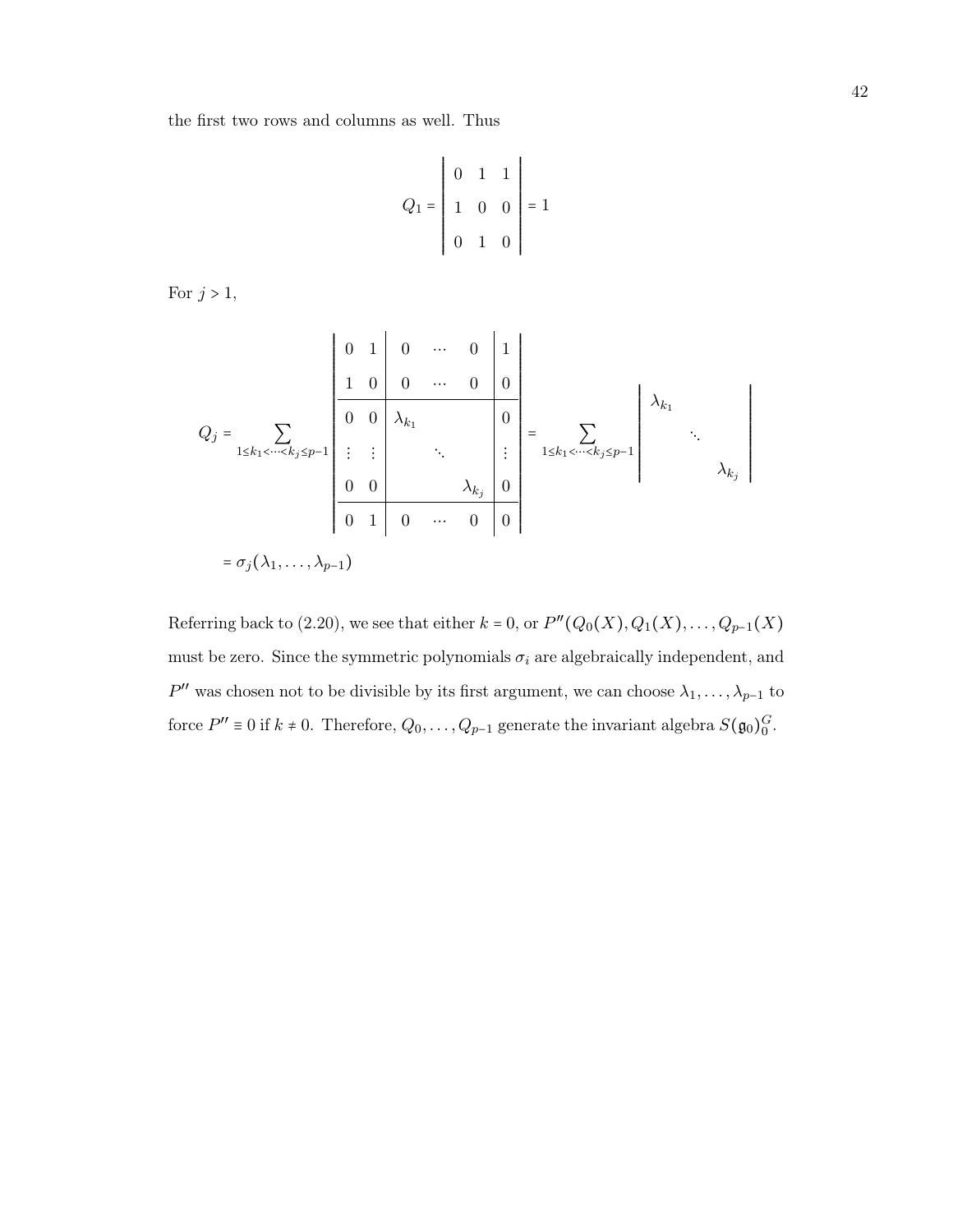the first two rows and columns as well. Thus

$$Q_1 = \begin{vmatrix} 0 & 1 & 1 \\ 1 & 0 & 0 \\ 0 & 1 & 0 \end{vmatrix} = 1$$

For $j > 1$,

$$Q_j = \sum_{1 \le k_1 < \cdots < k_j \le p-1} \left| \begin{array}{cc|ccc|c} 0 & 1 & 0 & \cdots & 0 & 1 \\ 1 & 0 & 0 & \cdots & 0 & 0 \\ \hline 0 & 0 & \lambda_{k_1} & & & 0 \\ \vdots & \vdots & & \ddots & & \vdots \\ 0 & 0 & & & \lambda_{k_j} & 0 \\ \hline 0 & 1 & 0 & \cdots & 0 & 0 \end{array} \right| = \sum_{1 \le k_1 < \cdots < k_j \le p-1} \begin{vmatrix} \lambda_{k_1} & & \\ & \ddots & \\ & & \lambda_{k_j} \end{vmatrix}$$

$$= \sigma_j(\lambda_1, \dots, \lambda_{p-1})$$

Referring back to (2.20), we see that either $k = 0$, or $P''(Q_0(X), Q_1(X), \dots, Q_{p-1}(X)$ must be zero. Since the symmetric polynomials $\sigma_i$ are algebraically independent, and $P''$ was chosen not to be divisible by its first argument, we can choose $\lambda_1, \dots, \lambda_{p-1}$ to force $P'' \equiv 0$ if $k \neq 0$. Therefore, $Q_0, \dots, Q_{p-1}$ generate the invariant algebra $S(\mathfrak{g}_0)_0^G$.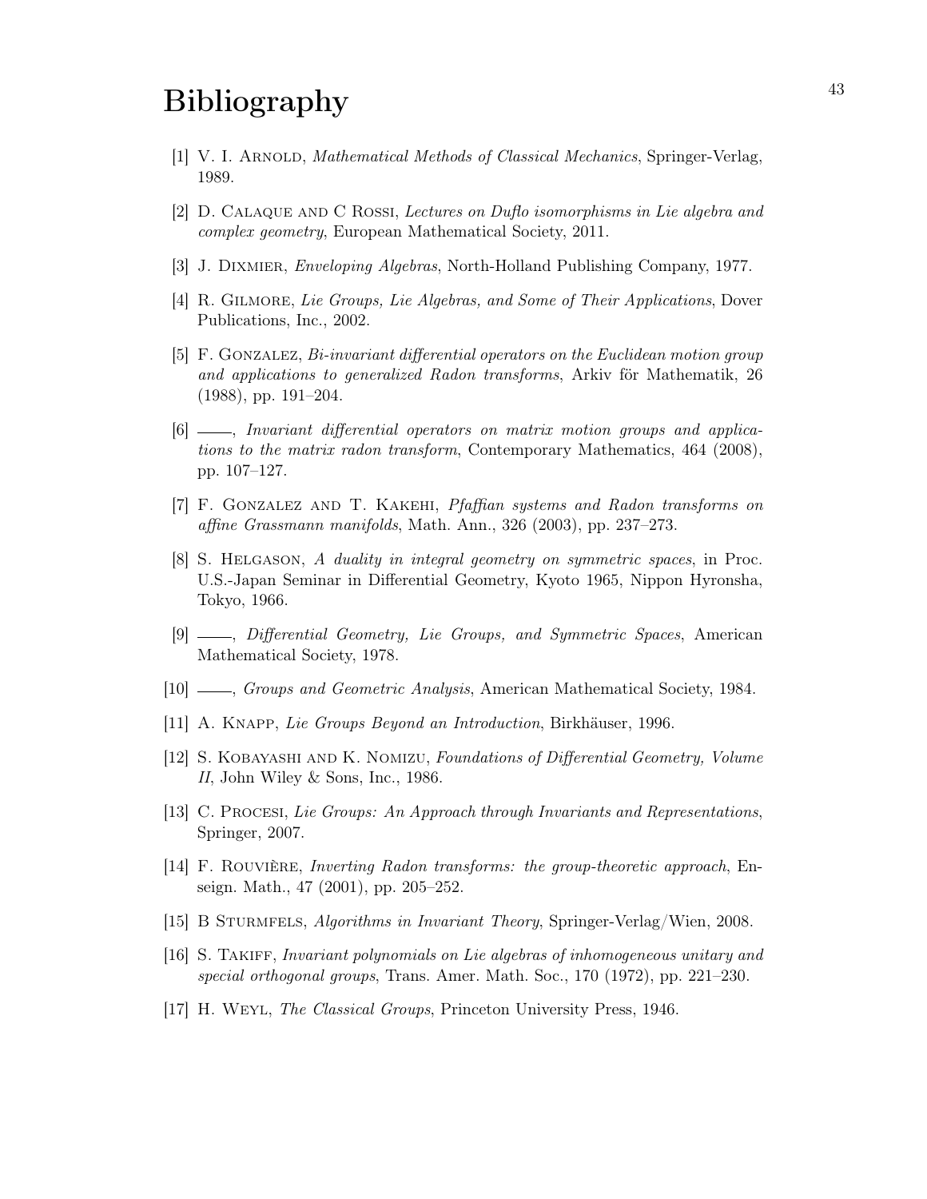# Bibliography

[1] V. I. Arnold, *Mathematical Methods of Classical Mechanics*, Springer-Verlag, 1989.

[2] D. Calaque and C Rossi, *Lectures on Duflo isomorphisms in Lie algebra and complex geometry*, European Mathematical Society, 2011.

[3] J. Dixmier, *Enveloping Algebras*, North-Holland Publishing Company, 1977.

[4] R. Gilmore, *Lie Groups, Lie Algebras, and Some of Their Applications*, Dover Publications, Inc., 2002.

[5] F. Gonzalez, *Bi-invariant differential operators on the Euclidean motion group and applications to generalized Radon transforms*, Arkiv för Mathematik, 26 (1988), pp. 191–204.

[6] ——, *Invariant differential operators on matrix motion groups and applications to the matrix radon transform*, Contemporary Mathematics, 464 (2008), pp. 107–127.

[7] F. Gonzalez and T. Kakehi, *Pfaffian systems and Radon transforms on affine Grassmann manifolds*, Math. Ann., 326 (2003), pp. 237–273.

[8] S. Helgason, *A duality in integral geometry on symmetric spaces*, in Proc. U.S.-Japan Seminar in Differential Geometry, Kyoto 1965, Nippon Hyronsha, Tokyo, 1966.

[9] ——, *Differential Geometry, Lie Groups, and Symmetric Spaces*, American Mathematical Society, 1978.

[10] ——, *Groups and Geometric Analysis*, American Mathematical Society, 1984.

[11] A. Knapp, *Lie Groups Beyond an Introduction*, Birkhäuser, 1996.

[12] S. Kobayashi and K. Nomizu, *Foundations of Differential Geometry, Volume II*, John Wiley & Sons, Inc., 1986.

[13] C. Procesi, *Lie Groups: An Approach through Invariants and Representations*, Springer, 2007.

[14] F. Rouvière, *Inverting Radon transforms: the group-theoretic approach*, Enseign. Math., 47 (2001), pp. 205–252.

[15] B Sturmfels, *Algorithms in Invariant Theory*, Springer-Verlag/Wien, 2008.

[16] S. Takiff, *Invariant polynomials on Lie algebras of inhomogeneous unitary and special orthogonal groups*, Trans. Amer. Math. Soc., 170 (1972), pp. 221–230.

[17] H. Weyl, *The Classical Groups*, Princeton University Press, 1946.